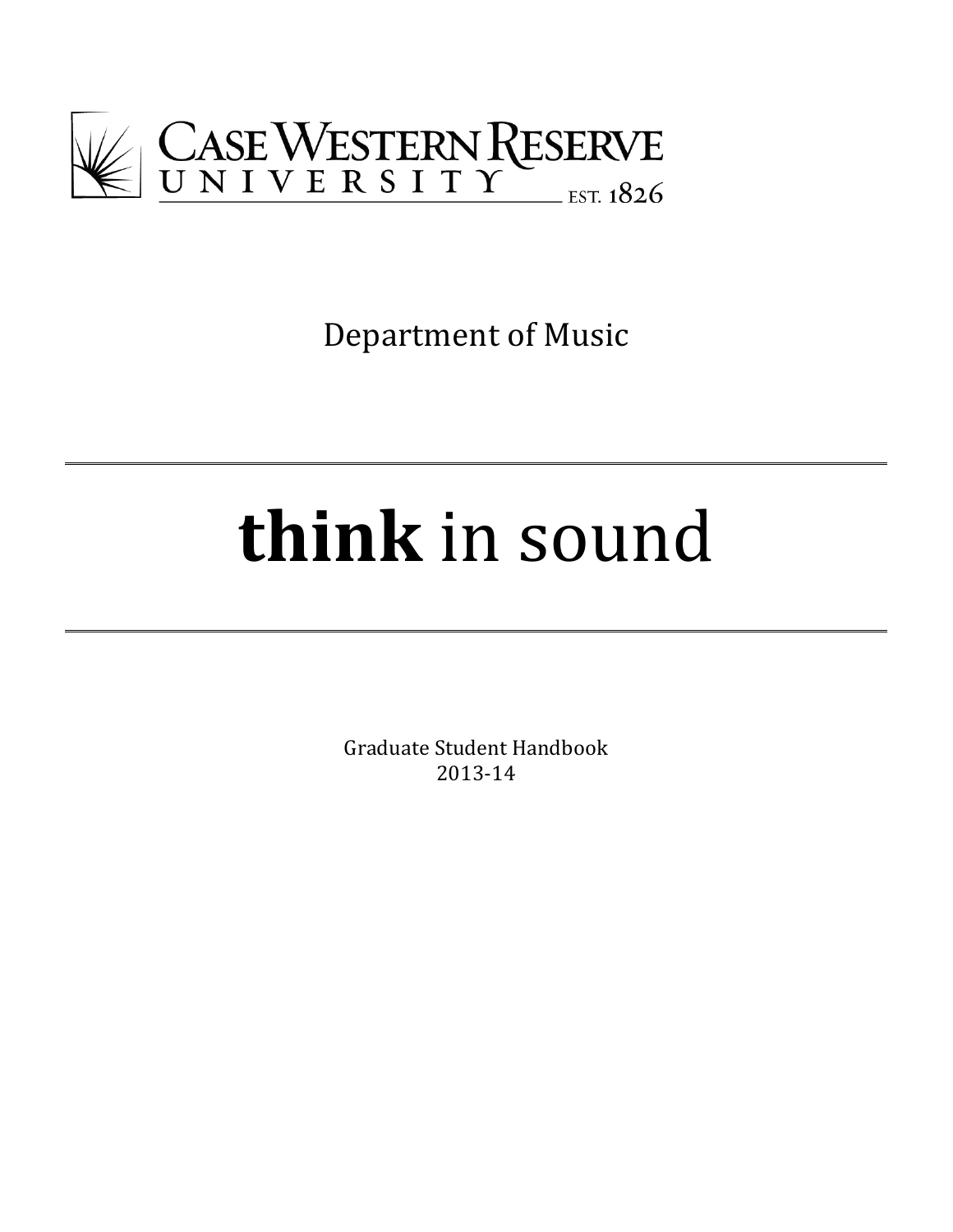Case Western Reserve University

EST. 1826

Department of Music

---

# **think** in sound

---

Graduate Student Handbook
2013-14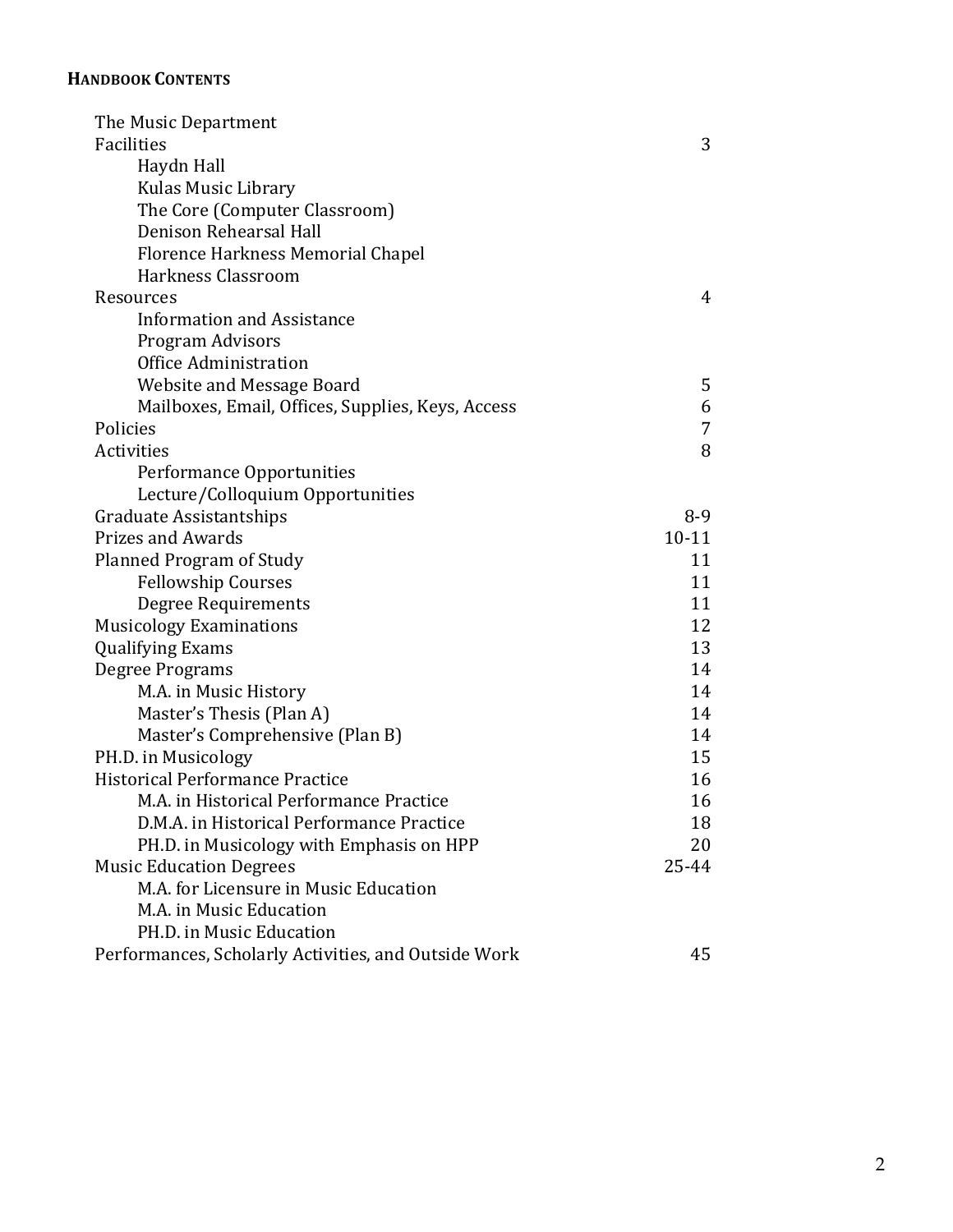**HANDBOOK CONTENTS**

| | |
|---|---|
| The Music Department | |
| Facilities | 3 |
| Haydn Hall | |
| Kulas Music Library | |
| The Core (Computer Classroom) | |
| Denison Rehearsal Hall | |
| Florence Harkness Memorial Chapel | |
| Harkness Classroom | |
| Resources | 4 |
| Information and Assistance | |
| Program Advisors | |
| Office Administration | |
| Website and Message Board | 5 |
| Mailboxes, Email, Offices, Supplies, Keys, Access | 6 |
| Policies | 7 |
| Activities | 8 |
| Performance Opportunities | |
| Lecture/Colloquium Opportunities | |
| Graduate Assistantships | 8-9 |
| Prizes and Awards | 10-11 |
| Planned Program of Study | 11 |
| Fellowship Courses | 11 |
| Degree Requirements | 11 |
| Musicology Examinations | 12 |
| Qualifying Exams | 13 |
| Degree Programs | 14 |
| M.A. in Music History | 14 |
| Master's Thesis (Plan A) | 14 |
| Master's Comprehensive (Plan B) | 14 |
| PH.D. in Musicology | 15 |
| Historical Performance Practice | 16 |
| M.A. in Historical Performance Practice | 16 |
| D.M.A. in Historical Performance Practice | 18 |
| PH.D. in Musicology with Emphasis on HPP | 20 |
| Music Education Degrees | 25-44 |
| M.A. for Licensure in Music Education | |
| M.A. in Music Education | |
| PH.D. in Music Education | |
| Performances, Scholarly Activities, and Outside Work | 45 |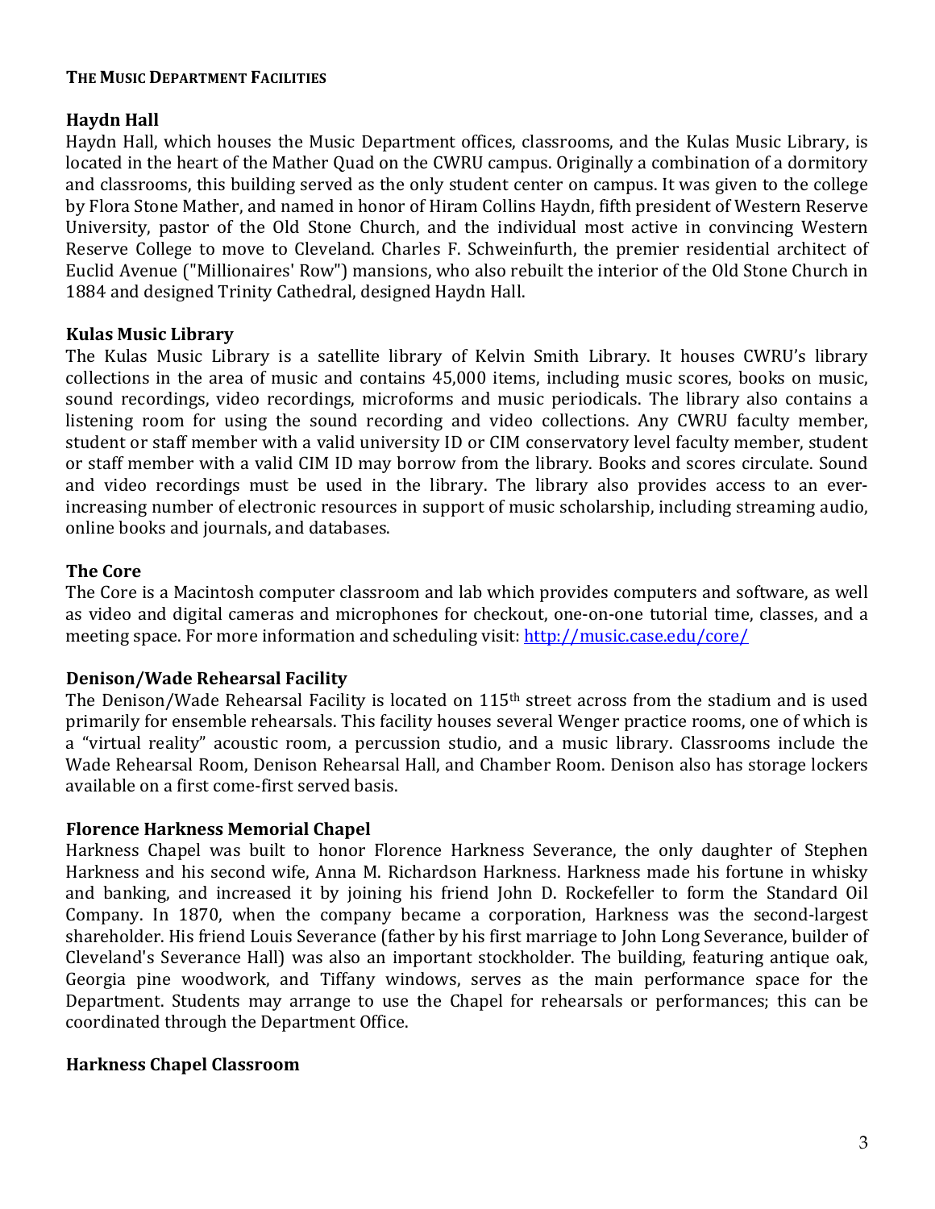## THE MUSIC DEPARTMENT FACILITIES

### Haydn Hall

Haydn Hall, which houses the Music Department offices, classrooms, and the Kulas Music Library, is located in the heart of the Mather Quad on the CWRU campus. Originally a combination of a dormitory and classrooms, this building served as the only student center on campus. It was given to the college by Flora Stone Mather, and named in honor of Hiram Collins Haydn, fifth president of Western Reserve University, pastor of the Old Stone Church, and the individual most active in convincing Western Reserve College to move to Cleveland. Charles F. Schweinfurth, the premier residential architect of Euclid Avenue ("Millionaires' Row") mansions, who also rebuilt the interior of the Old Stone Church in 1884 and designed Trinity Cathedral, designed Haydn Hall.

### Kulas Music Library

The Kulas Music Library is a satellite library of Kelvin Smith Library. It houses CWRU's library collections in the area of music and contains 45,000 items, including music scores, books on music, sound recordings, video recordings, microforms and music periodicals. The library also contains a listening room for using the sound recording and video collections. Any CWRU faculty member, student or staff member with a valid university ID or CIM conservatory level faculty member, student or staff member with a valid CIM ID may borrow from the library. Books and scores circulate. Sound and video recordings must be used in the library. The library also provides access to an ever-increasing number of electronic resources in support of music scholarship, including streaming audio, online books and journals, and databases.

### The Core

The Core is a Macintosh computer classroom and lab which provides computers and software, as well as video and digital cameras and microphones for checkout, one-on-one tutorial time, classes, and a meeting space. For more information and scheduling visit: [http://music.case.edu/core/](http://music.case.edu/core/)

### Denison/Wade Rehearsal Facility

The Denison/Wade Rehearsal Facility is located on 115th street across from the stadium and is used primarily for ensemble rehearsals. This facility houses several Wenger practice rooms, one of which is a "virtual reality" acoustic room, a percussion studio, and a music library. Classrooms include the Wade Rehearsal Room, Denison Rehearsal Hall, and Chamber Room. Denison also has storage lockers available on a first come-first served basis.

### Florence Harkness Memorial Chapel

Harkness Chapel was built to honor Florence Harkness Severance, the only daughter of Stephen Harkness and his second wife, Anna M. Richardson Harkness. Harkness made his fortune in whisky and banking, and increased it by joining his friend John D. Rockefeller to form the Standard Oil Company. In 1870, when the company became a corporation, Harkness was the second-largest shareholder. His friend Louis Severance (father by his first marriage to John Long Severance, builder of Cleveland's Severance Hall) was also an important stockholder. The building, featuring antique oak, Georgia pine woodwork, and Tiffany windows, serves as the main performance space for the Department. Students may arrange to use the Chapel for rehearsals or performances; this can be coordinated through the Department Office.

### Harkness Chapel Classroom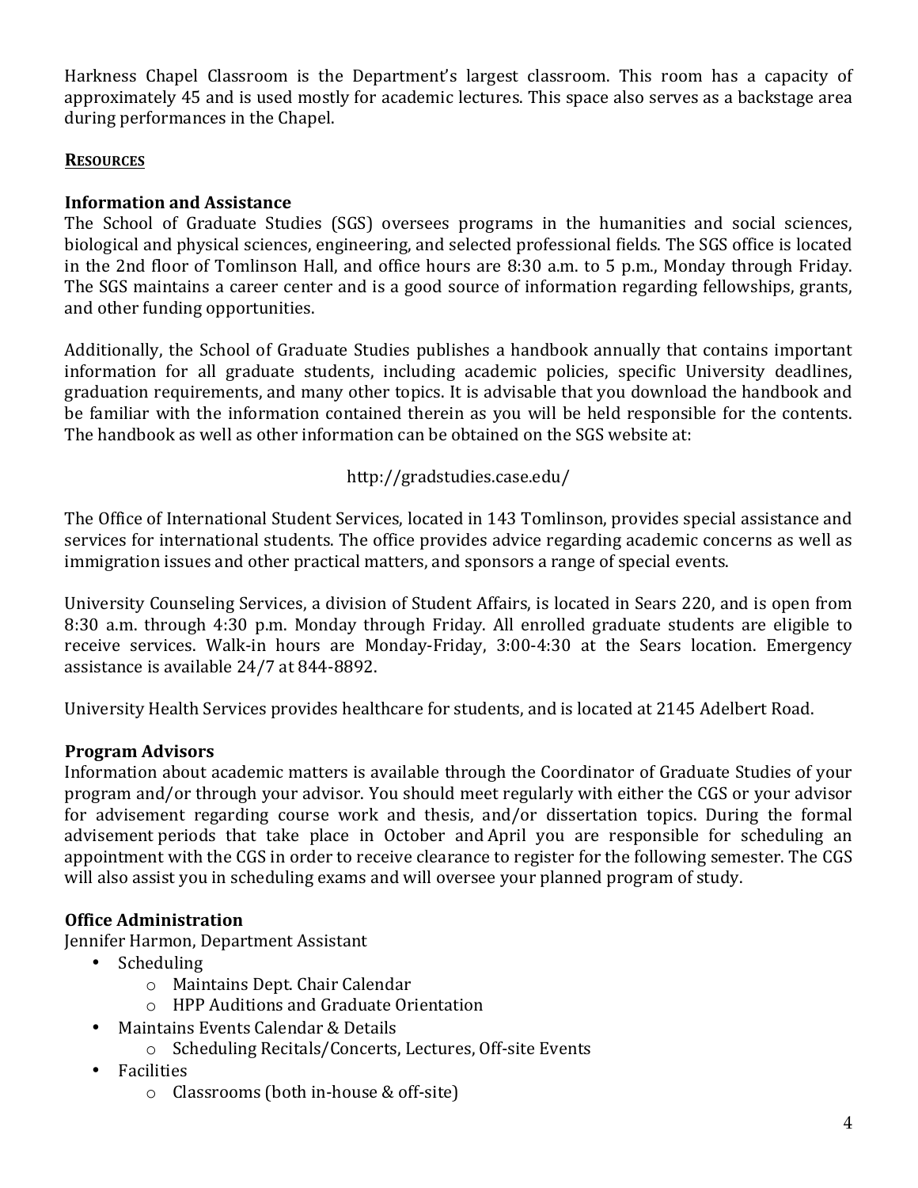Harkness Chapel Classroom is the Department's largest classroom. This room has a capacity of approximately 45 and is used mostly for academic lectures. This space also serves as a backstage area during performances in the Chapel.

## RESOURCES

### Information and Assistance

The School of Graduate Studies (SGS) oversees programs in the humanities and social sciences, biological and physical sciences, engineering, and selected professional fields. The SGS office is located in the 2nd floor of Tomlinson Hall, and office hours are 8:30 a.m. to 5 p.m., Monday through Friday. The SGS maintains a career center and is a good source of information regarding fellowships, grants, and other funding opportunities.

Additionally, the School of Graduate Studies publishes a handbook annually that contains important information for all graduate students, including academic policies, specific University deadlines, graduation requirements, and many other topics. It is advisable that you download the handbook and be familiar with the information contained therein as you will be held responsible for the contents. The handbook as well as other information can be obtained on the SGS website at:

http://gradstudies.case.edu/

The Office of International Student Services, located in 143 Tomlinson, provides special assistance and services for international students. The office provides advice regarding academic concerns as well as immigration issues and other practical matters, and sponsors a range of special events.

University Counseling Services, a division of Student Affairs, is located in Sears 220, and is open from 8:30 a.m. through 4:30 p.m. Monday through Friday. All enrolled graduate students are eligible to receive services. Walk-in hours are Monday-Friday, 3:00-4:30 at the Sears location. Emergency assistance is available 24/7 at 844-8892.

University Health Services provides healthcare for students, and is located at 2145 Adelbert Road.

### Program Advisors

Information about academic matters is available through the Coordinator of Graduate Studies of your program and/or through your advisor. You should meet regularly with either the CGS or your advisor for advisement regarding course work and thesis, and/or dissertation topics. During the formal advisement periods that take place in October and April you are responsible for scheduling an appointment with the CGS in order to receive clearance to register for the following semester. The CGS will also assist you in scheduling exams and will oversee your planned program of study.

### Office Administration

Jennifer Harmon, Department Assistant

- Scheduling
  - Maintains Dept. Chair Calendar
  - HPP Auditions and Graduate Orientation
- Maintains Events Calendar & Details
  - Scheduling Recitals/Concerts, Lectures, Off-site Events
- Facilities
  - Classrooms (both in-house & off-site)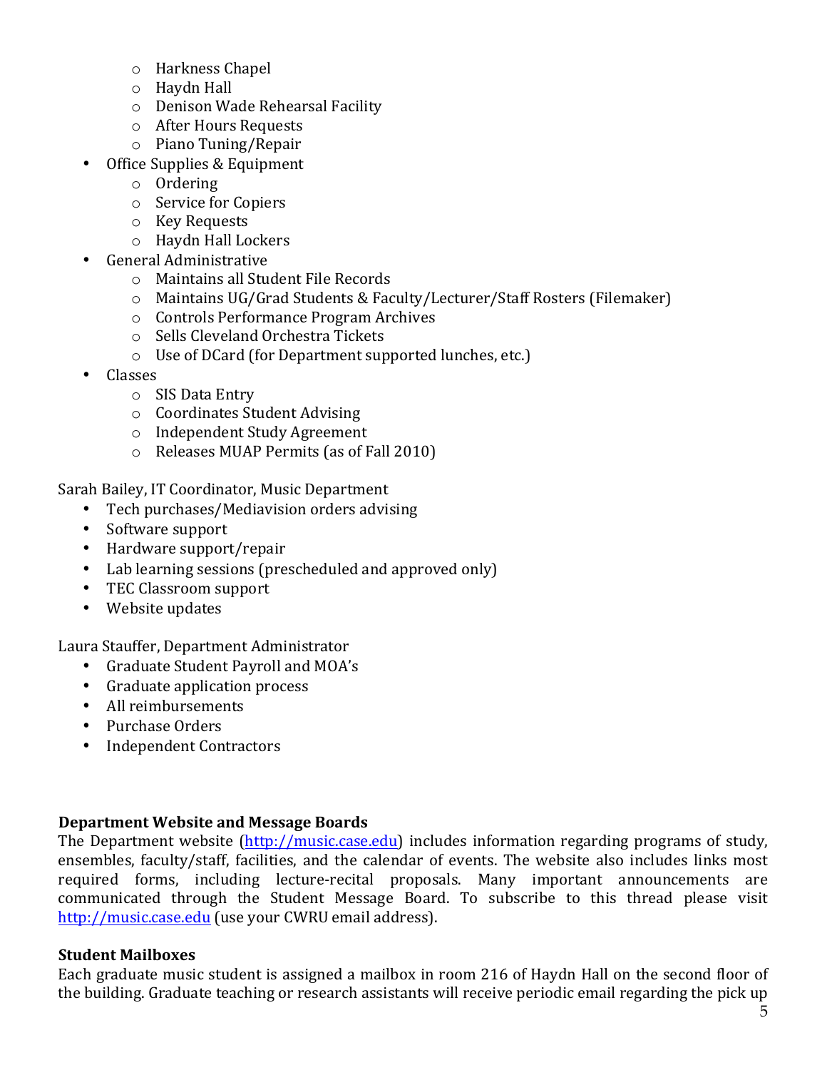- Harkness Chapel
  - Haydn Hall
  - Denison Wade Rehearsal Facility
  - After Hours Requests
  - Piano Tuning/Repair
- Office Supplies & Equipment
  - Ordering
  - Service for Copiers
  - Key Requests
  - Haydn Hall Lockers
- General Administrative
  - Maintains all Student File Records
  - Maintains UG/Grad Students & Faculty/Lecturer/Staff Rosters (Filemaker)
  - Controls Performance Program Archives
  - Sells Cleveland Orchestra Tickets
  - Use of DCard (for Department supported lunches, etc.)
- Classes
  - SIS Data Entry
  - Coordinates Student Advising
  - Independent Study Agreement
  - Releases MUAP Permits (as of Fall 2010)

Sarah Bailey, IT Coordinator, Music Department

- Tech purchases/Mediavision orders advising
- Software support
- Hardware support/repair
- Lab learning sessions (prescheduled and approved only)
- TEC Classroom support
- Website updates

Laura Stauffer, Department Administrator

- Graduate Student Payroll and MOA's
- Graduate application process
- All reimbursements
- Purchase Orders
- Independent Contractors

**Department Website and Message Boards**

The Department website (http://music.case.edu) includes information regarding programs of study, ensembles, faculty/staff, facilities, and the calendar of events. The website also includes links most required forms, including lecture-recital proposals. Many important announcements are communicated through the Student Message Board. To subscribe to this thread please visit http://music.case.edu (use your CWRU email address).

**Student Mailboxes**

Each graduate music student is assigned a mailbox in room 216 of Haydn Hall on the second floor of the building. Graduate teaching or research assistants will receive periodic email regarding the pick up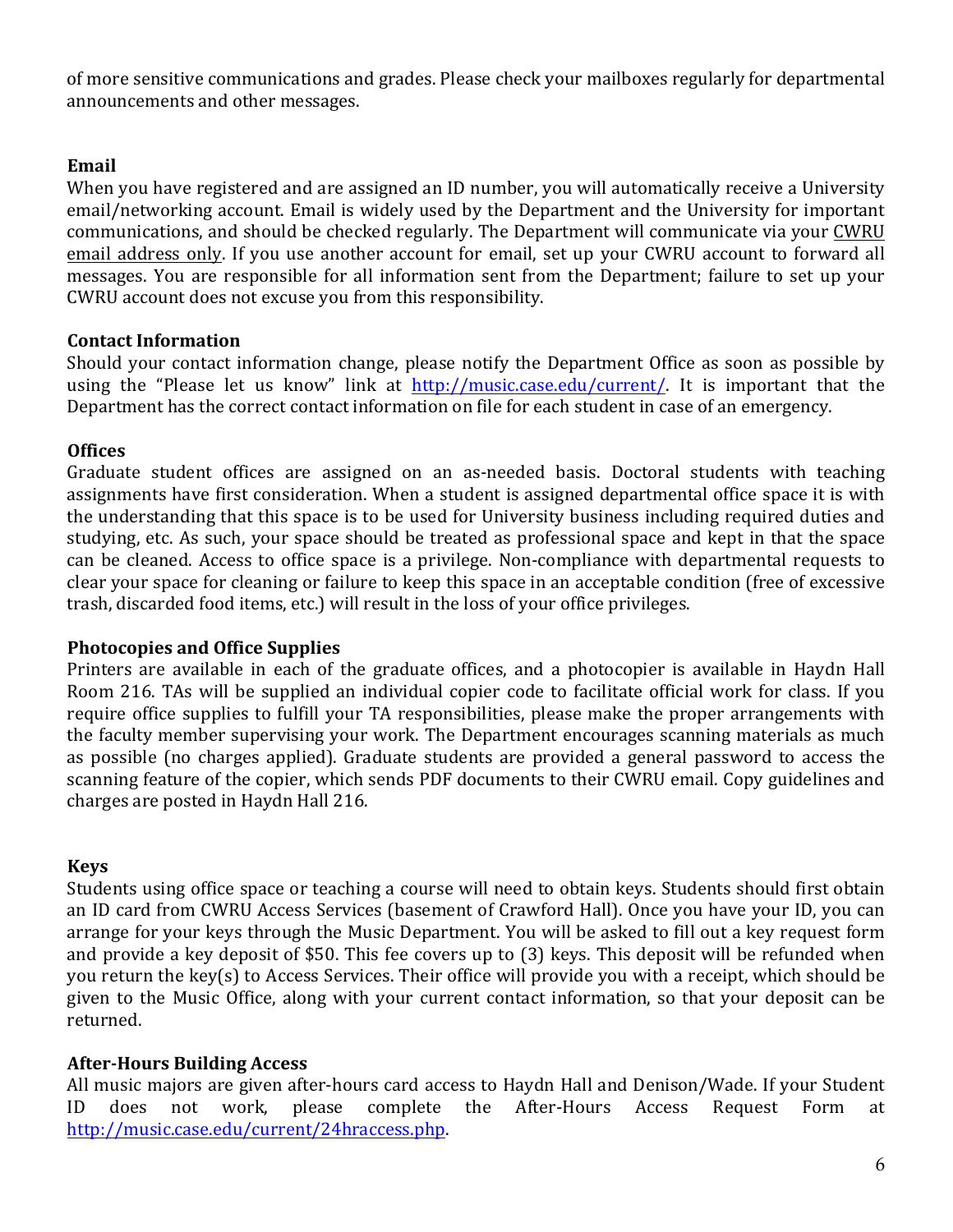of more sensitive communications and grades. Please check your mailboxes regularly for departmental announcements and other messages.

**Email**

When you have registered and are assigned an ID number, you will automatically receive a University email/networking account. Email is widely used by the Department and the University for important communications, and should be checked regularly. The Department will communicate via your CWRU email address only. If you use another account for email, set up your CWRU account to forward all messages. You are responsible for all information sent from the Department; failure to set up your CWRU account does not excuse you from this responsibility.

**Contact Information**

Should your contact information change, please notify the Department Office as soon as possible by using the "Please let us know" link at http://music.case.edu/current/. It is important that the Department has the correct contact information on file for each student in case of an emergency.

**Offices**

Graduate student offices are assigned on an as-needed basis. Doctoral students with teaching assignments have first consideration. When a student is assigned departmental office space it is with the understanding that this space is to be used for University business including required duties and studying, etc. As such, your space should be treated as professional space and kept in that the space can be cleaned. Access to office space is a privilege. Non-compliance with departmental requests to clear your space for cleaning or failure to keep this space in an acceptable condition (free of excessive trash, discarded food items, etc.) will result in the loss of your office privileges.

**Photocopies and Office Supplies**

Printers are available in each of the graduate offices, and a photocopier is available in Haydn Hall Room 216. TAs will be supplied an individual copier code to facilitate official work for class. If you require office supplies to fulfill your TA responsibilities, please make the proper arrangements with the faculty member supervising your work. The Department encourages scanning materials as much as possible (no charges applied). Graduate students are provided a general password to access the scanning feature of the copier, which sends PDF documents to their CWRU email. Copy guidelines and charges are posted in Haydn Hall 216.

**Keys**

Students using office space or teaching a course will need to obtain keys. Students should first obtain an ID card from CWRU Access Services (basement of Crawford Hall). Once you have your ID, you can arrange for your keys through the Music Department. You will be asked to fill out a key request form and provide a key deposit of $50. This fee covers up to (3) keys. This deposit will be refunded when you return the key(s) to Access Services. Their office will provide you with a receipt, which should be given to the Music Office, along with your current contact information, so that your deposit can be returned.

**After-Hours Building Access**

All music majors are given after-hours card access to Haydn Hall and Denison/Wade. If your Student ID does not work, please complete the After-Hours Access Request Form at http://music.case.edu/current/24hraccess.php.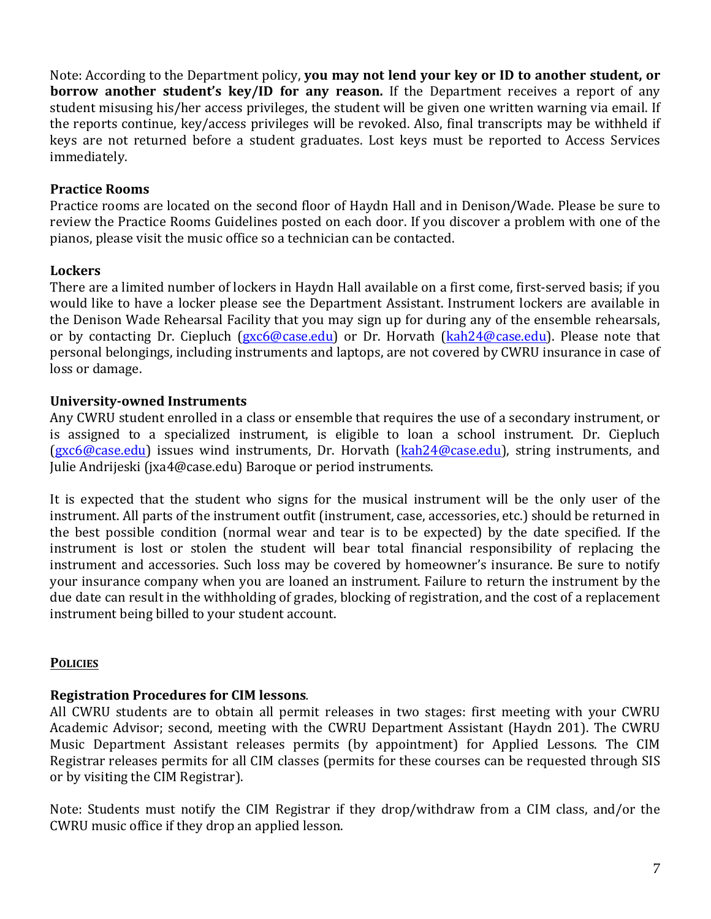Note: According to the Department policy, **you may not lend your key or ID to another student, or borrow another student's key/ID for any reason.** If the Department receives a report of any student misusing his/her access privileges, the student will be given one written warning via email. If the reports continue, key/access privileges will be revoked. Also, final transcripts may be withheld if keys are not returned before a student graduates. Lost keys must be reported to Access Services immediately.

### Practice Rooms

Practice rooms are located on the second floor of Haydn Hall and in Denison/Wade. Please be sure to review the Practice Rooms Guidelines posted on each door. If you discover a problem with one of the pianos, please visit the music office so a technician can be contacted.

### Lockers

There are a limited number of lockers in Haydn Hall available on a first come, first-served basis; if you would like to have a locker please see the Department Assistant. Instrument lockers are available in the Denison Wade Rehearsal Facility that you may sign up for during any of the ensemble rehearsals, or by contacting Dr. Ciepluch (gxc6@case.edu) or Dr. Horvath (kah24@case.edu). Please note that personal belongings, including instruments and laptops, are not covered by CWRU insurance in case of loss or damage.

### University-owned Instruments

Any CWRU student enrolled in a class or ensemble that requires the use of a secondary instrument, or is assigned to a specialized instrument, is eligible to loan a school instrument. Dr. Ciepluch (gxc6@case.edu) issues wind instruments, Dr. Horvath (kah24@case.edu), string instruments, and Julie Andrijeski (jxa4@case.edu) Baroque or period instruments.

It is expected that the student who signs for the musical instrument will be the only user of the instrument. All parts of the instrument outfit (instrument, case, accessories, etc.) should be returned in the best possible condition (normal wear and tear is to be expected) by the date specified. If the instrument is lost or stolen the student will bear total financial responsibility of replacing the instrument and accessories. Such loss may be covered by homeowner's insurance. Be sure to notify your insurance company when you are loaned an instrument. Failure to return the instrument by the due date can result in the withholding of grades, blocking of registration, and the cost of a replacement instrument being billed to your student account.

## POLICIES

### Registration Procedures for CIM lessons.

All CWRU students are to obtain all permit releases in two stages: first meeting with your CWRU Academic Advisor; second, meeting with the CWRU Department Assistant (Haydn 201). The CWRU Music Department Assistant releases permits (by appointment) for Applied Lessons. The CIM Registrar releases permits for all CIM classes (permits for these courses can be requested through SIS or by visiting the CIM Registrar).

Note: Students must notify the CIM Registrar if they drop/withdraw from a CIM class, and/or the CWRU music office if they drop an applied lesson.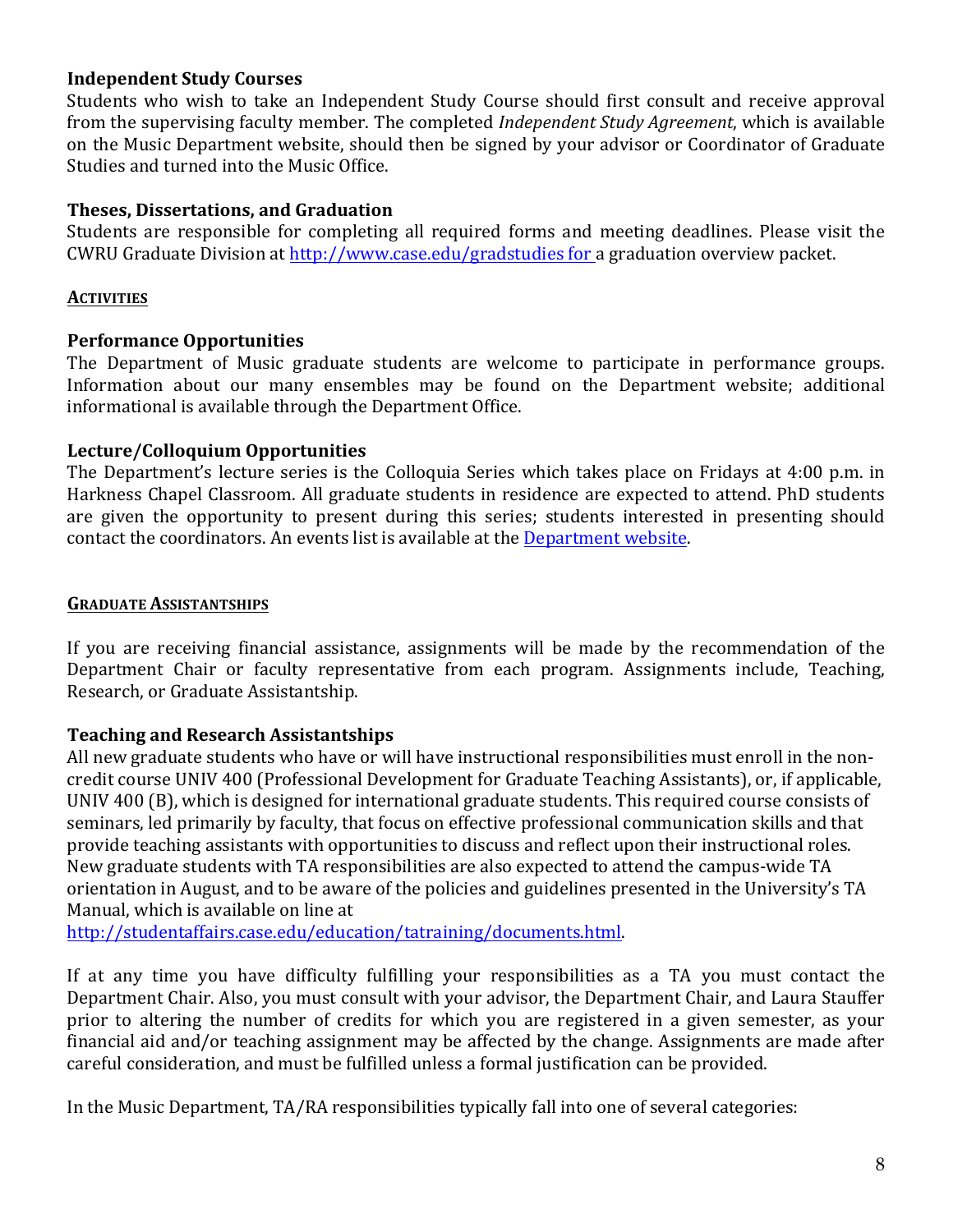### Independent Study Courses

Students who wish to take an Independent Study Course should first consult and receive approval from the supervising faculty member. The completed *Independent Study Agreement*, which is available on the Music Department website, should then be signed by your advisor or Coordinator of Graduate Studies and turned into the Music Office.

### Theses, Dissertations, and Graduation

Students are responsible for completing all required forms and meeting deadlines. Please visit the CWRU Graduate Division at http://www.case.edu/gradstudies for a graduation overview packet.

## ACTIVITIES

### Performance Opportunities

The Department of Music graduate students are welcome to participate in performance groups. Information about our many ensembles may be found on the Department website; additional informational is available through the Department Office.

### Lecture/Colloquium Opportunities

The Department's lecture series is the Colloquia Series which takes place on Fridays at 4:00 p.m. in Harkness Chapel Classroom. All graduate students in residence are expected to attend. PhD students are given the opportunity to present during this series; students interested in presenting should contact the coordinators. An events list is available at the Department website.

## GRADUATE ASSISTANTSHIPS

If you are receiving financial assistance, assignments will be made by the recommendation of the Department Chair or faculty representative from each program. Assignments include, Teaching, Research, or Graduate Assistantship.

### Teaching and Research Assistantships

All new graduate students who have or will have instructional responsibilities must enroll in the non-credit course UNIV 400 (Professional Development for Graduate Teaching Assistants), or, if applicable, UNIV 400 (B), which is designed for international graduate students. This required course consists of seminars, led primarily by faculty, that focus on effective professional communication skills and that provide teaching assistants with opportunities to discuss and reflect upon their instructional roles. New graduate students with TA responsibilities are also expected to attend the campus-wide TA orientation in August, and to be aware of the policies and guidelines presented in the University's TA Manual, which is available on line at http://studentaffairs.case.edu/education/tatraining/documents.html.

If at any time you have difficulty fulfilling your responsibilities as a TA you must contact the Department Chair. Also, you must consult with your advisor, the Department Chair, and Laura Stauffer prior to altering the number of credits for which you are registered in a given semester, as your financial aid and/or teaching assignment may be affected by the change. Assignments are made after careful consideration, and must be fulfilled unless a formal justification can be provided.

In the Music Department, TA/RA responsibilities typically fall into one of several categories: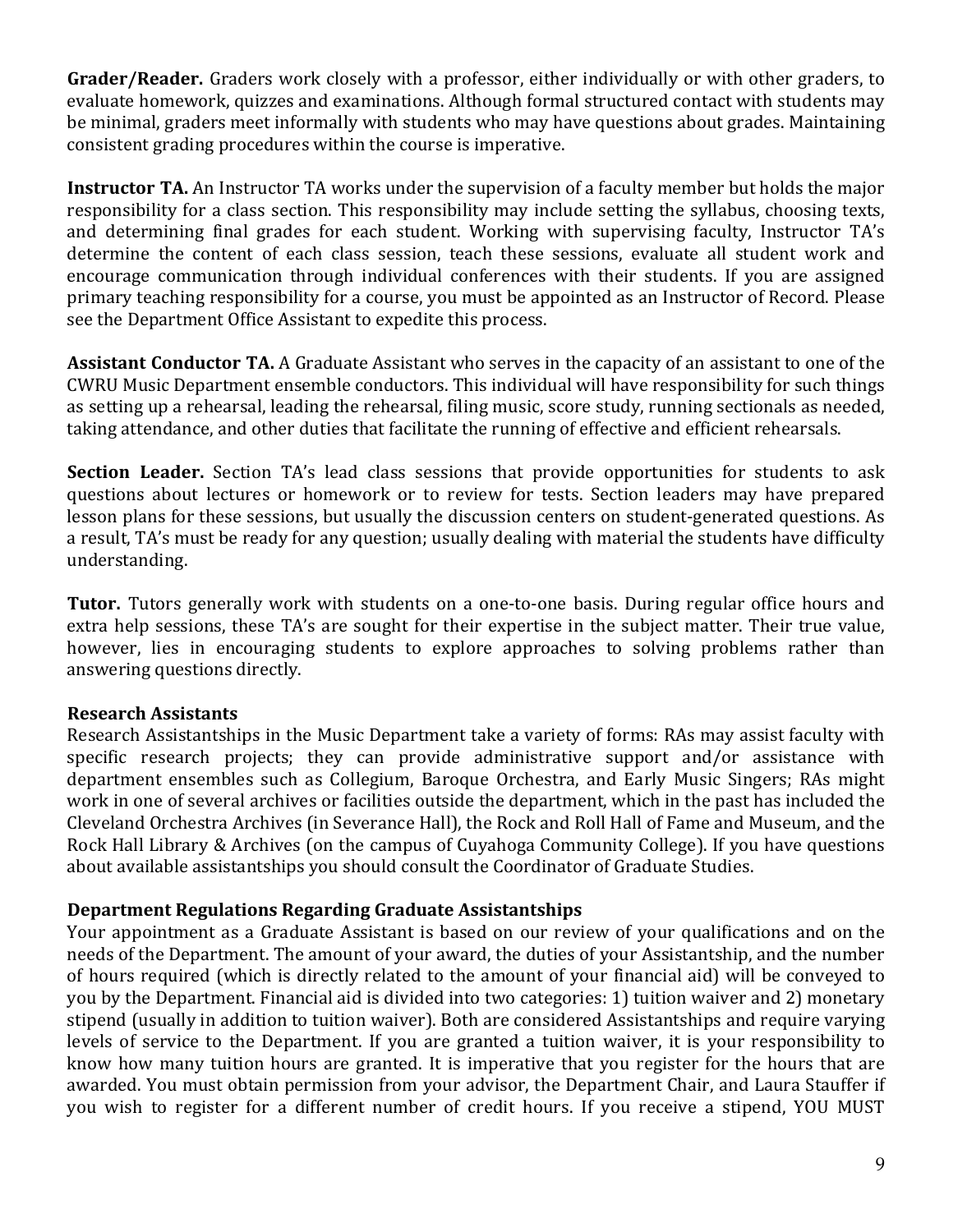**Grader/Reader.** Graders work closely with a professor, either individually or with other graders, to evaluate homework, quizzes and examinations. Although formal structured contact with students may be minimal, graders meet informally with students who may have questions about grades. Maintaining consistent grading procedures within the course is imperative.

**Instructor TA.** An Instructor TA works under the supervision of a faculty member but holds the major responsibility for a class section. This responsibility may include setting the syllabus, choosing texts, and determining final grades for each student. Working with supervising faculty, Instructor TA's determine the content of each class session, teach these sessions, evaluate all student work and encourage communication through individual conferences with their students. If you are assigned primary teaching responsibility for a course, you must be appointed as an Instructor of Record. Please see the Department Office Assistant to expedite this process.

**Assistant Conductor TA.** A Graduate Assistant who serves in the capacity of an assistant to one of the CWRU Music Department ensemble conductors. This individual will have responsibility for such things as setting up a rehearsal, leading the rehearsal, filing music, score study, running sectionals as needed, taking attendance, and other duties that facilitate the running of effective and efficient rehearsals.

**Section Leader.** Section TA's lead class sessions that provide opportunities for students to ask questions about lectures or homework or to review for tests. Section leaders may have prepared lesson plans for these sessions, but usually the discussion centers on student-generated questions. As a result, TA's must be ready for any question; usually dealing with material the students have difficulty understanding.

**Tutor.** Tutors generally work with students on a one-to-one basis. During regular office hours and extra help sessions, these TA's are sought for their expertise in the subject matter. Their true value, however, lies in encouraging students to explore approaches to solving problems rather than answering questions directly.

### Research Assistants

Research Assistantships in the Music Department take a variety of forms: RAs may assist faculty with specific research projects; they can provide administrative support and/or assistance with department ensembles such as Collegium, Baroque Orchestra, and Early Music Singers; RAs might work in one of several archives or facilities outside the department, which in the past has included the Cleveland Orchestra Archives (in Severance Hall), the Rock and Roll Hall of Fame and Museum, and the Rock Hall Library & Archives (on the campus of Cuyahoga Community College). If you have questions about available assistantships you should consult the Coordinator of Graduate Studies.

### Department Regulations Regarding Graduate Assistantships

Your appointment as a Graduate Assistant is based on our review of your qualifications and on the needs of the Department. The amount of your award, the duties of your Assistantship, and the number of hours required (which is directly related to the amount of your financial aid) will be conveyed to you by the Department. Financial aid is divided into two categories: 1) tuition waiver and 2) monetary stipend (usually in addition to tuition waiver). Both are considered Assistantships and require varying levels of service to the Department. If you are granted a tuition waiver, it is your responsibility to know how many tuition hours are granted. It is imperative that you register for the hours that are awarded. You must obtain permission from your advisor, the Department Chair, and Laura Stauffer if you wish to register for a different number of credit hours. If you receive a stipend, YOU MUST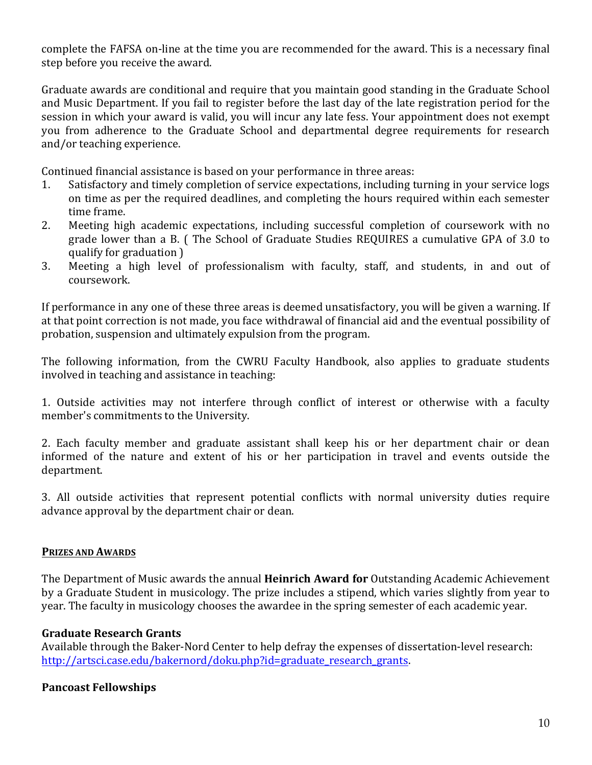complete the FAFSA on-line at the time you are recommended for the award. This is a necessary final step before you receive the award.

Graduate awards are conditional and require that you maintain good standing in the Graduate School and Music Department. If you fail to register before the last day of the late registration period for the session in which your award is valid, you will incur any late fess. Your appointment does not exempt you from adherence to the Graduate School and departmental degree requirements for research and/or teaching experience.

Continued financial assistance is based on your performance in three areas:

1. Satisfactory and timely completion of service expectations, including turning in your service logs on time as per the required deadlines, and completing the hours required within each semester time frame.
2. Meeting high academic expectations, including successful completion of coursework with no grade lower than a B. ( The School of Graduate Studies REQUIRES a cumulative GPA of 3.0 to qualify for graduation )
3. Meeting a high level of professionalism with faculty, staff, and students, in and out of coursework.

If performance in any one of these three areas is deemed unsatisfactory, you will be given a warning. If at that point correction is not made, you face withdrawal of financial aid and the eventual possibility of probation, suspension and ultimately expulsion from the program.

The following information, from the CWRU Faculty Handbook, also applies to graduate students involved in teaching and assistance in teaching:

1. Outside activities may not interfere through conflict of interest or otherwise with a faculty member's commitments to the University.

2. Each faculty member and graduate assistant shall keep his or her department chair or dean informed of the nature and extent of his or her participation in travel and events outside the department.

3. All outside activities that represent potential conflicts with normal university duties require advance approval by the department chair or dean.

## PRIZES AND AWARDS

The Department of Music awards the annual **Heinrich Award for** Outstanding Academic Achievement by a Graduate Student in musicology. The prize includes a stipend, which varies slightly from year to year. The faculty in musicology chooses the awardee in the spring semester of each academic year.

### Graduate Research Grants

Available through the Baker-Nord Center to help defray the expenses of dissertation-level research: [http://artsci.case.edu/bakernord/doku.php?id=graduate_research_grants](http://artsci.case.edu/bakernord/doku.php?id=graduate_research_grants).

### Pancoast Fellowships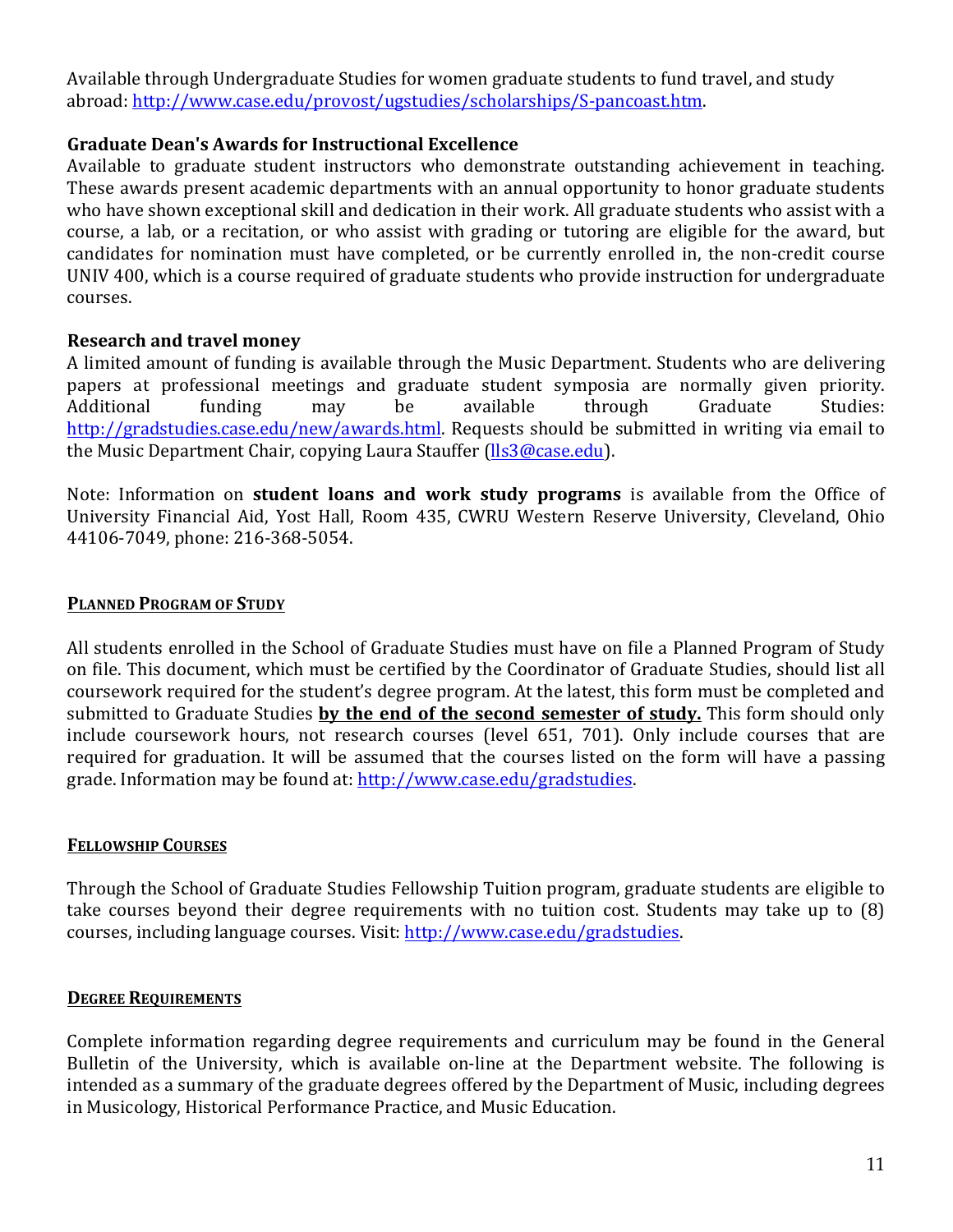Available through Undergraduate Studies for women graduate students to fund travel, and study abroad: http://www.case.edu/provost/ugstudies/scholarships/S-pancoast.htm.

**Graduate Dean's Awards for Instructional Excellence**

Available to graduate student instructors who demonstrate outstanding achievement in teaching. These awards present academic departments with an annual opportunity to honor graduate students who have shown exceptional skill and dedication in their work. All graduate students who assist with a course, a lab, or a recitation, or who assist with grading or tutoring are eligible for the award, but candidates for nomination must have completed, or be currently enrolled in, the non-credit course UNIV 400, which is a course required of graduate students who provide instruction for undergraduate courses.

**Research and travel money**

A limited amount of funding is available through the Music Department. Students who are delivering papers at professional meetings and graduate student symposia are normally given priority. Additional funding may be available through Graduate Studies: http://gradstudies.case.edu/new/awards.html. Requests should be submitted in writing via email to the Music Department Chair, copying Laura Stauffer (lls3@case.edu).

Note: Information on **student loans and work study programs** is available from the Office of University Financial Aid, Yost Hall, Room 435, CWRU Western Reserve University, Cleveland, Ohio 44106-7049, phone: 216-368-5054.

## PLANNED PROGRAM OF STUDY

All students enrolled in the School of Graduate Studies must have on file a Planned Program of Study on file. This document, which must be certified by the Coordinator of Graduate Studies, should list all coursework required for the student's degree program. At the latest, this form must be completed and submitted to Graduate Studies **by the end of the second semester of study.** This form should only include coursework hours, not research courses (level 651, 701). Only include courses that are required for graduation. It will be assumed that the courses listed on the form will have a passing grade. Information may be found at: http://www.case.edu/gradstudies.

## FELLOWSHIP COURSES

Through the School of Graduate Studies Fellowship Tuition program, graduate students are eligible to take courses beyond their degree requirements with no tuition cost. Students may take up to (8) courses, including language courses. Visit: http://www.case.edu/gradstudies.

## DEGREE REQUIREMENTS

Complete information regarding degree requirements and curriculum may be found in the General Bulletin of the University, which is available on-line at the Department website. The following is intended as a summary of the graduate degrees offered by the Department of Music, including degrees in Musicology, Historical Performance Practice, and Music Education.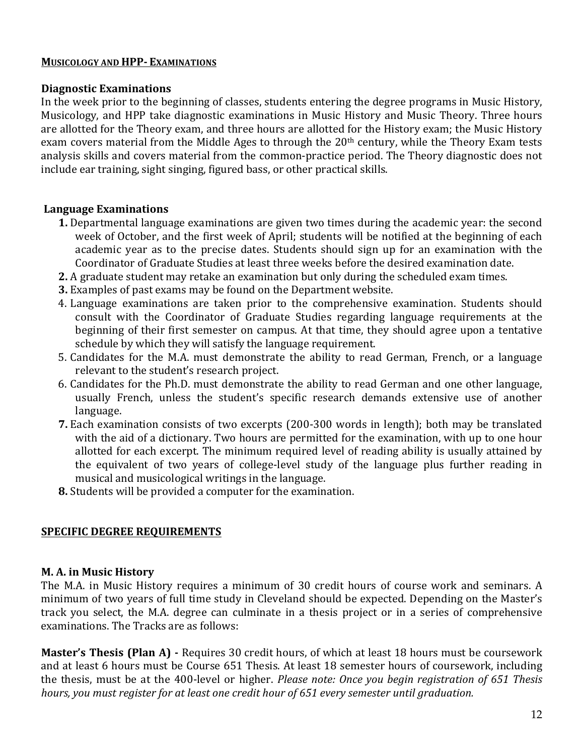## MUSICOLOGY AND HPP- EXAMINATIONS

### Diagnostic Examinations

In the week prior to the beginning of classes, students entering the degree programs in Music History, Musicology, and HPP take diagnostic examinations in Music History and Music Theory. Three hours are allotted for the Theory exam, and three hours are allotted for the History exam; the Music History exam covers material from the Middle Ages to through the 20th century, while the Theory Exam tests analysis skills and covers material from the common-practice period. The Theory diagnostic does not include ear training, sight singing, figured bass, or other practical skills.

### Language Examinations

1. Departmental language examinations are given two times during the academic year: the second week of October, and the first week of April; students will be notified at the beginning of each academic year as to the precise dates. Students should sign up for an examination with the Coordinator of Graduate Studies at least three weeks before the desired examination date.
2. A graduate student may retake an examination but only during the scheduled exam times.
3. Examples of past exams may be found on the Department website.
4. Language examinations are taken prior to the comprehensive examination. Students should consult with the Coordinator of Graduate Studies regarding language requirements at the beginning of their first semester on campus. At that time, they should agree upon a tentative schedule by which they will satisfy the language requirement.
5. Candidates for the M.A. must demonstrate the ability to read German, French, or a language relevant to the student's research project.
6. Candidates for the Ph.D. must demonstrate the ability to read German and one other language, usually French, unless the student's specific research demands extensive use of another language.
7. Each examination consists of two excerpts (200-300 words in length); both may be translated with the aid of a dictionary. Two hours are permitted for the examination, with up to one hour allotted for each excerpt. The minimum required level of reading ability is usually attained by the equivalent of two years of college-level study of the language plus further reading in musical and musicological writings in the language.
8. Students will be provided a computer for the examination.

## SPECIFIC DEGREE REQUIREMENTS

### M. A. in Music History

The M.A. in Music History requires a minimum of 30 credit hours of course work and seminars. A minimum of two years of full time study in Cleveland should be expected. Depending on the Master's track you select, the M.A. degree can culminate in a thesis project or in a series of comprehensive examinations. The Tracks are as follows:

**Master's Thesis (Plan A) -** Requires 30 credit hours, of which at least 18 hours must be coursework and at least 6 hours must be Course 651 Thesis. At least 18 semester hours of coursework, including the thesis, must be at the 400-level or higher. *Please note: Once you begin registration of 651 Thesis hours, you must register for at least one credit hour of 651 every semester until graduation.*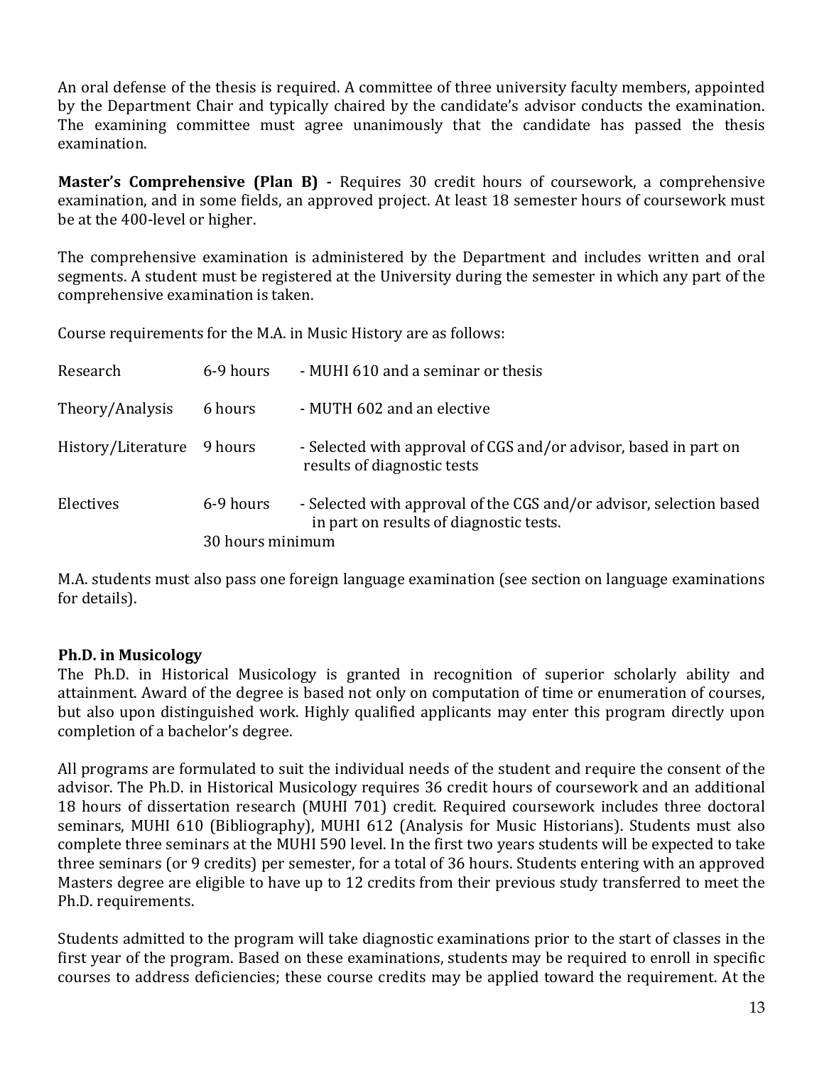An oral defense of the thesis is required. A committee of three university faculty members, appointed by the Department Chair and typically chaired by the candidate's advisor conducts the examination. The examining committee must agree unanimously that the candidate has passed the thesis examination.

**Master's Comprehensive (Plan B) -** Requires 30 credit hours of coursework, a comprehensive examination, and in some fields, an approved project. At least 18 semester hours of coursework must be at the 400-level or higher.

The comprehensive examination is administered by the Department and includes written and oral segments. A student must be registered at the University during the semester in which any part of the comprehensive examination is taken.

Course requirements for the M.A. in Music History are as follows:

| | | |
|---|---|---|
| Research | 6-9 hours | - MUHI 610 and a seminar or thesis |
| Theory/Analysis | 6 hours | - MUTH 602 and an elective |
| History/Literature | 9 hours | - Selected with approval of CGS and/or advisor, based in part on results of diagnostic tests |
| Electives | 6-9 hours | - Selected with approval of the CGS and/or advisor, selection based in part on results of diagnostic tests. |
| | 30 hours minimum | |

M.A. students must also pass one foreign language examination (see section on language examinations for details).

**Ph.D. in Musicology**

The Ph.D. in Historical Musicology is granted in recognition of superior scholarly ability and attainment. Award of the degree is based not only on computation of time or enumeration of courses, but also upon distinguished work. Highly qualified applicants may enter this program directly upon completion of a bachelor's degree.

All programs are formulated to suit the individual needs of the student and require the consent of the advisor. The Ph.D. in Historical Musicology requires 36 credit hours of coursework and an additional 18 hours of dissertation research (MUHI 701) credit. Required coursework includes three doctoral seminars, MUHI 610 (Bibliography), MUHI 612 (Analysis for Music Historians). Students must also complete three seminars at the MUHI 590 level. In the first two years students will be expected to take three seminars (or 9 credits) per semester, for a total of 36 hours. Students entering with an approved Masters degree are eligible to have up to 12 credits from their previous study transferred to meet the Ph.D. requirements.

Students admitted to the program will take diagnostic examinations prior to the start of classes in the first year of the program. Based on these examinations, students may be required to enroll in specific courses to address deficiencies; these course credits may be applied toward the requirement. At the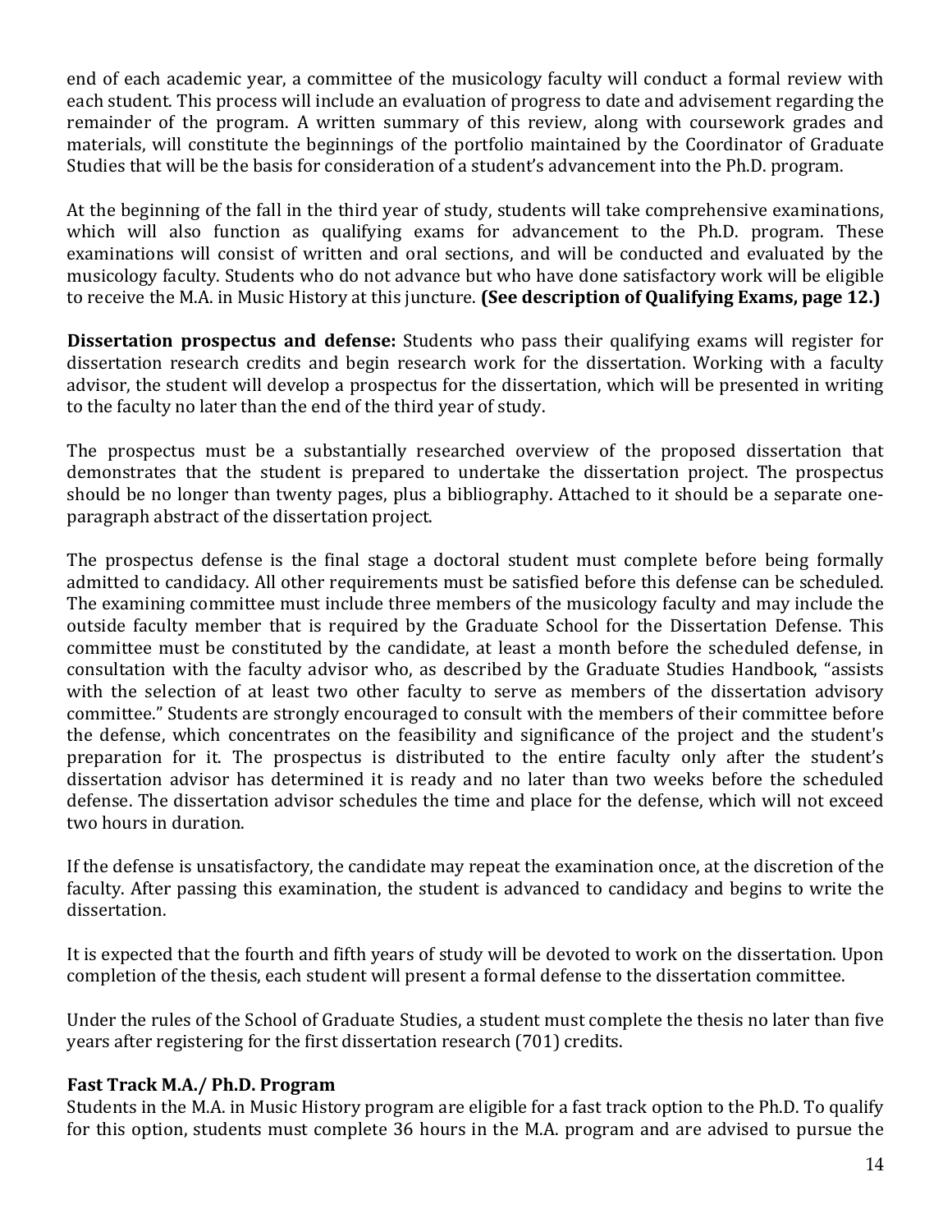end of each academic year, a committee of the musicology faculty will conduct a formal review with each student. This process will include an evaluation of progress to date and advisement regarding the remainder of the program. A written summary of this review, along with coursework grades and materials, will constitute the beginnings of the portfolio maintained by the Coordinator of Graduate Studies that will be the basis for consideration of a student's advancement into the Ph.D. program.

At the beginning of the fall in the third year of study, students will take comprehensive examinations, which will also function as qualifying exams for advancement to the Ph.D. program. These examinations will consist of written and oral sections, and will be conducted and evaluated by the musicology faculty. Students who do not advance but who have done satisfactory work will be eligible to receive the M.A. in Music History at this juncture. **(See description of Qualifying Exams, page 12.)**

**Dissertation prospectus and defense:** Students who pass their qualifying exams will register for dissertation research credits and begin research work for the dissertation. Working with a faculty advisor, the student will develop a prospectus for the dissertation, which will be presented in writing to the faculty no later than the end of the third year of study.

The prospectus must be a substantially researched overview of the proposed dissertation that demonstrates that the student is prepared to undertake the dissertation project. The prospectus should be no longer than twenty pages, plus a bibliography. Attached to it should be a separate one-paragraph abstract of the dissertation project.

The prospectus defense is the final stage a doctoral student must complete before being formally admitted to candidacy. All other requirements must be satisfied before this defense can be scheduled. The examining committee must include three members of the musicology faculty and may include the outside faculty member that is required by the Graduate School for the Dissertation Defense. This committee must be constituted by the candidate, at least a month before the scheduled defense, in consultation with the faculty advisor who, as described by the Graduate Studies Handbook, "assists with the selection of at least two other faculty to serve as members of the dissertation advisory committee." Students are strongly encouraged to consult with the members of their committee before the defense, which concentrates on the feasibility and significance of the project and the student's preparation for it. The prospectus is distributed to the entire faculty only after the student's dissertation advisor has determined it is ready and no later than two weeks before the scheduled defense. The dissertation advisor schedules the time and place for the defense, which will not exceed two hours in duration.

If the defense is unsatisfactory, the candidate may repeat the examination once, at the discretion of the faculty. After passing this examination, the student is advanced to candidacy and begins to write the dissertation.

It is expected that the fourth and fifth years of study will be devoted to work on the dissertation. Upon completion of the thesis, each student will present a formal defense to the dissertation committee.

Under the rules of the School of Graduate Studies, a student must complete the thesis no later than five years after registering for the first dissertation research (701) credits.

**Fast Track M.A./ Ph.D. Program**

Students in the M.A. in Music History program are eligible for a fast track option to the Ph.D. To qualify for this option, students must complete 36 hours in the M.A. program and are advised to pursue the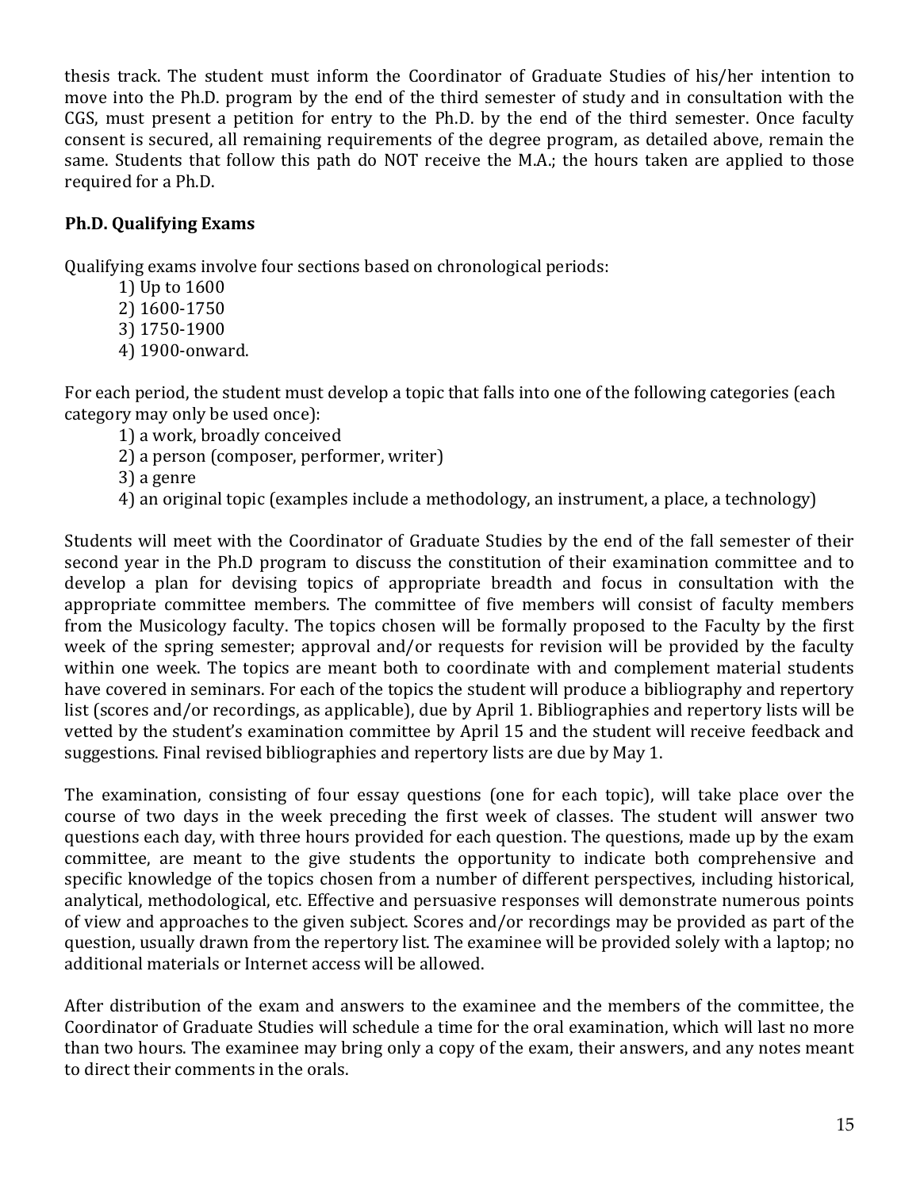thesis track. The student must inform the Coordinator of Graduate Studies of his/her intention to move into the Ph.D. program by the end of the third semester of study and in consultation with the CGS, must present a petition for entry to the Ph.D. by the end of the third semester. Once faculty consent is secured, all remaining requirements of the degree program, as detailed above, remain the same. Students that follow this path do NOT receive the M.A.; the hours taken are applied to those required for a Ph.D.

### Ph.D. Qualifying Exams

Qualifying exams involve four sections based on chronological periods:

1) Up to 1600
2) 1600-1750
3) 1750-1900
4) 1900-onward.

For each period, the student must develop a topic that falls into one of the following categories (each category may only be used once):

1) a work, broadly conceived
2) a person (composer, performer, writer)
3) a genre
4) an original topic (examples include a methodology, an instrument, a place, a technology)

Students will meet with the Coordinator of Graduate Studies by the end of the fall semester of their second year in the Ph.D program to discuss the constitution of their examination committee and to develop a plan for devising topics of appropriate breadth and focus in consultation with the appropriate committee members. The committee of five members will consist of faculty members from the Musicology faculty. The topics chosen will be formally proposed to the Faculty by the first week of the spring semester; approval and/or requests for revision will be provided by the faculty within one week. The topics are meant both to coordinate with and complement material students have covered in seminars. For each of the topics the student will produce a bibliography and repertory list (scores and/or recordings, as applicable), due by April 1. Bibliographies and repertory lists will be vetted by the student's examination committee by April 15 and the student will receive feedback and suggestions. Final revised bibliographies and repertory lists are due by May 1.

The examination, consisting of four essay questions (one for each topic), will take place over the course of two days in the week preceding the first week of classes. The student will answer two questions each day, with three hours provided for each question. The questions, made up by the exam committee, are meant to the give students the opportunity to indicate both comprehensive and specific knowledge of the topics chosen from a number of different perspectives, including historical, analytical, methodological, etc. Effective and persuasive responses will demonstrate numerous points of view and approaches to the given subject. Scores and/or recordings may be provided as part of the question, usually drawn from the repertory list. The examinee will be provided solely with a laptop; no additional materials or Internet access will be allowed.

After distribution of the exam and answers to the examinee and the members of the committee, the Coordinator of Graduate Studies will schedule a time for the oral examination, which will last no more than two hours. The examinee may bring only a copy of the exam, their answers, and any notes meant to direct their comments in the orals.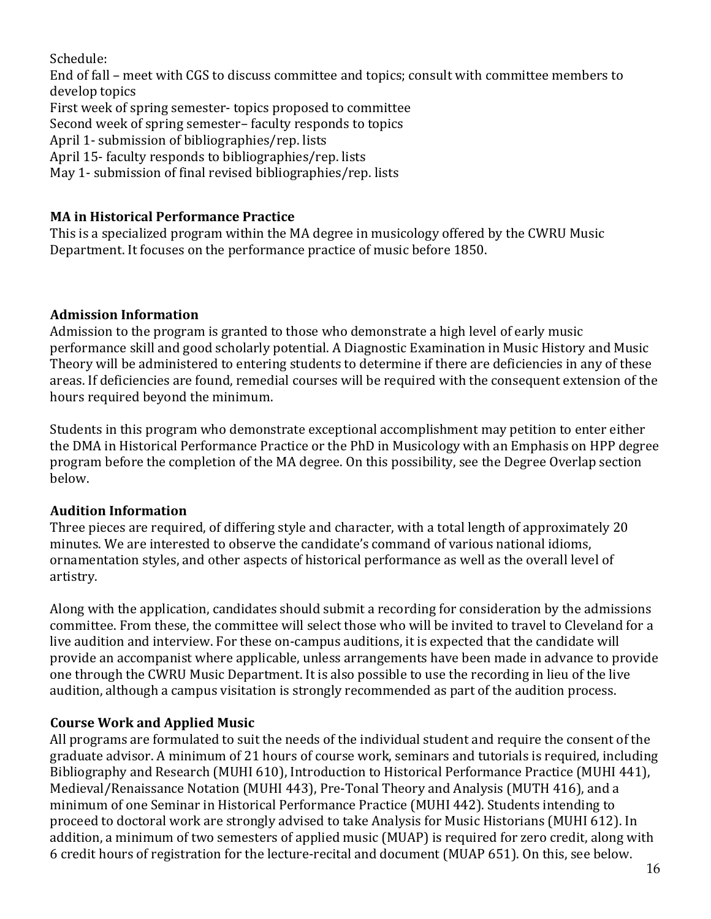Schedule:
End of fall – meet with CGS to discuss committee and topics; consult with committee members to develop topics
First week of spring semester- topics proposed to committee
Second week of spring semester– faculty responds to topics
April 1- submission of bibliographies/rep. lists
April 15- faculty responds to bibliographies/rep. lists
May 1- submission of final revised bibliographies/rep. lists

### MA in Historical Performance Practice

This is a specialized program within the MA degree in musicology offered by the CWRU Music Department. It focuses on the performance practice of music before 1850.

### Admission Information

Admission to the program is granted to those who demonstrate a high level of early music performance skill and good scholarly potential. A Diagnostic Examination in Music History and Music Theory will be administered to entering students to determine if there are deficiencies in any of these areas. If deficiencies are found, remedial courses will be required with the consequent extension of the hours required beyond the minimum.

Students in this program who demonstrate exceptional accomplishment may petition to enter either the DMA in Historical Performance Practice or the PhD in Musicology with an Emphasis on HPP degree program before the completion of the MA degree. On this possibility, see the Degree Overlap section below.

### Audition Information

Three pieces are required, of differing style and character, with a total length of approximately 20 minutes. We are interested to observe the candidate's command of various national idioms, ornamentation styles, and other aspects of historical performance as well as the overall level of artistry.

Along with the application, candidates should submit a recording for consideration by the admissions committee. From these, the committee will select those who will be invited to travel to Cleveland for a live audition and interview. For these on-campus auditions, it is expected that the candidate will provide an accompanist where applicable, unless arrangements have been made in advance to provide one through the CWRU Music Department. It is also possible to use the recording in lieu of the live audition, although a campus visitation is strongly recommended as part of the audition process.

### Course Work and Applied Music

All programs are formulated to suit the needs of the individual student and require the consent of the graduate advisor. A minimum of 21 hours of course work, seminars and tutorials is required, including Bibliography and Research (MUHI 610), Introduction to Historical Performance Practice (MUHI 441), Medieval/Renaissance Notation (MUHI 443), Pre-Tonal Theory and Analysis (MUTH 416), and a minimum of one Seminar in Historical Performance Practice (MUHI 442). Students intending to proceed to doctoral work are strongly advised to take Analysis for Music Historians (MUHI 612). In addition, a minimum of two semesters of applied music (MUAP) is required for zero credit, along with 6 credit hours of registration for the lecture-recital and document (MUAP 651). On this, see below.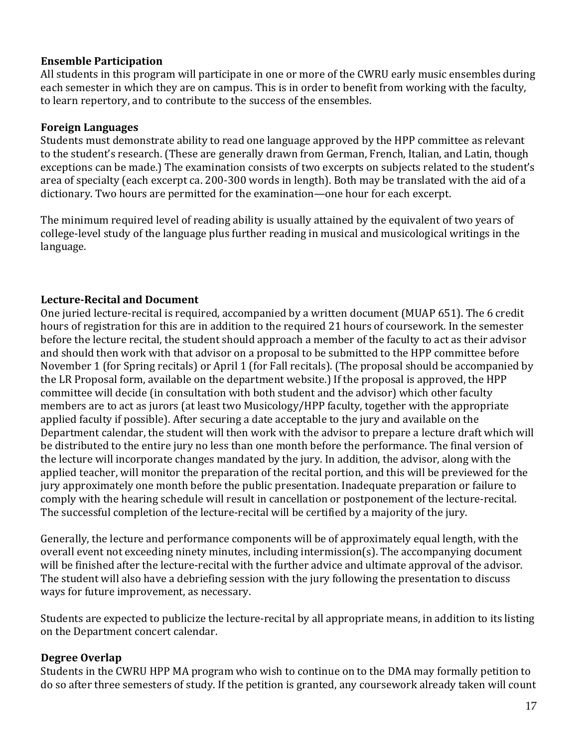**Ensemble Participation**

All students in this program will participate in one or more of the CWRU early music ensembles during each semester in which they are on campus. This is in order to benefit from working with the faculty, to learn repertory, and to contribute to the success of the ensembles.

**Foreign Languages**

Students must demonstrate ability to read one language approved by the HPP committee as relevant to the student's research. (These are generally drawn from German, French, Italian, and Latin, though exceptions can be made.) The examination consists of two excerpts on subjects related to the student's area of specialty (each excerpt ca. 200-300 words in length). Both may be translated with the aid of a dictionary. Two hours are permitted for the examination—one hour for each excerpt.

The minimum required level of reading ability is usually attained by the equivalent of two years of college-level study of the language plus further reading in musical and musicological writings in the language.

**Lecture-Recital and Document**

One juried lecture-recital is required, accompanied by a written document (MUAP 651). The 6 credit hours of registration for this are in addition to the required 21 hours of coursework. In the semester before the lecture recital, the student should approach a member of the faculty to act as their advisor and should then work with that advisor on a proposal to be submitted to the HPP committee before November 1 (for Spring recitals) or April 1 (for Fall recitals). (The proposal should be accompanied by the LR Proposal form, available on the department website.) If the proposal is approved, the HPP committee will decide (in consultation with both student and the advisor) which other faculty members are to act as jurors (at least two Musicology/HPP faculty, together with the appropriate applied faculty if possible). After securing a date acceptable to the jury and available on the Department calendar, the student will then work with the advisor to prepare a lecture draft which will be distributed to the entire jury no less than one month before the performance. The final version of the lecture will incorporate changes mandated by the jury. In addition, the advisor, along with the applied teacher, will monitor the preparation of the recital portion, and this will be previewed for the jury approximately one month before the public presentation. Inadequate preparation or failure to comply with the hearing schedule will result in cancellation or postponement of the lecture-recital. The successful completion of the lecture-recital will be certified by a majority of the jury.

Generally, the lecture and performance components will be of approximately equal length, with the overall event not exceeding ninety minutes, including intermission(s). The accompanying document will be finished after the lecture-recital with the further advice and ultimate approval of the advisor. The student will also have a debriefing session with the jury following the presentation to discuss ways for future improvement, as necessary.

Students are expected to publicize the lecture-recital by all appropriate means, in addition to its listing on the Department concert calendar.

**Degree Overlap**

Students in the CWRU HPP MA program who wish to continue on to the DMA may formally petition to do so after three semesters of study. If the petition is granted, any coursework already taken will count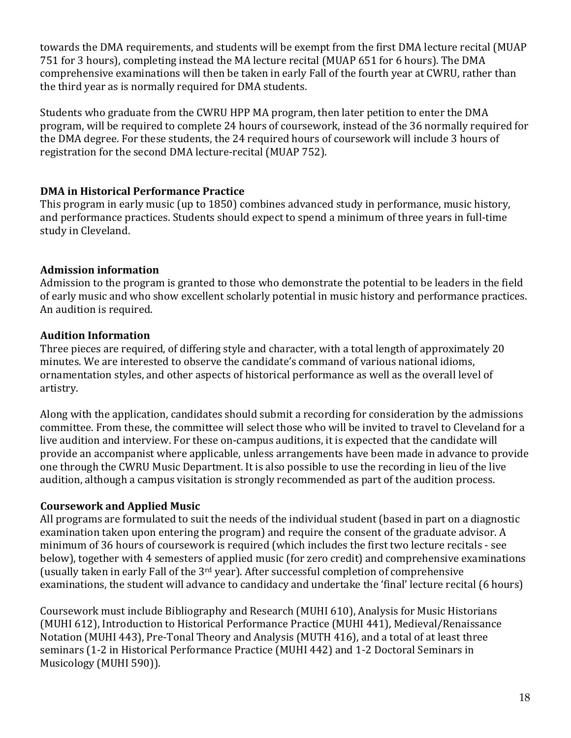towards the DMA requirements, and students will be exempt from the first DMA lecture recital (MUAP 751 for 3 hours), completing instead the MA lecture recital (MUAP 651 for 6 hours). The DMA comprehensive examinations will then be taken in early Fall of the fourth year at CWRU, rather than the third year as is normally required for DMA students.

Students who graduate from the CWRU HPP MA program, then later petition to enter the DMA program, will be required to complete 24 hours of coursework, instead of the 36 normally required for the DMA degree. For these students, the 24 required hours of coursework will include 3 hours of registration for the second DMA lecture-recital (MUAP 752).

### DMA in Historical Performance Practice

This program in early music (up to 1850) combines advanced study in performance, music history, and performance practices. Students should expect to spend a minimum of three years in full-time study in Cleveland.

### Admission information

Admission to the program is granted to those who demonstrate the potential to be leaders in the field of early music and who show excellent scholarly potential in music history and performance practices. An audition is required.

### Audition Information

Three pieces are required, of differing style and character, with a total length of approximately 20 minutes. We are interested to observe the candidate's command of various national idioms, ornamentation styles, and other aspects of historical performance as well as the overall level of artistry.

Along with the application, candidates should submit a recording for consideration by the admissions committee. From these, the committee will select those who will be invited to travel to Cleveland for a live audition and interview. For these on-campus auditions, it is expected that the candidate will provide an accompanist where applicable, unless arrangements have been made in advance to provide one through the CWRU Music Department. It is also possible to use the recording in lieu of the live audition, although a campus visitation is strongly recommended as part of the audition process.

### Coursework and Applied Music

All programs are formulated to suit the needs of the individual student (based in part on a diagnostic examination taken upon entering the program) and require the consent of the graduate advisor. A minimum of 36 hours of coursework is required (which includes the first two lecture recitals - see below), together with 4 semesters of applied music (for zero credit) and comprehensive examinations (usually taken in early Fall of the 3rd year). After successful completion of comprehensive examinations, the student will advance to candidacy and undertake the 'final' lecture recital (6 hours)

Coursework must include Bibliography and Research (MUHI 610), Analysis for Music Historians (MUHI 612), Introduction to Historical Performance Practice (MUHI 441), Medieval/Renaissance Notation (MUHI 443), Pre-Tonal Theory and Analysis (MUTH 416), and a total of at least three seminars (1-2 in Historical Performance Practice (MUHI 442) and 1-2 Doctoral Seminars in Musicology (MUHI 590)).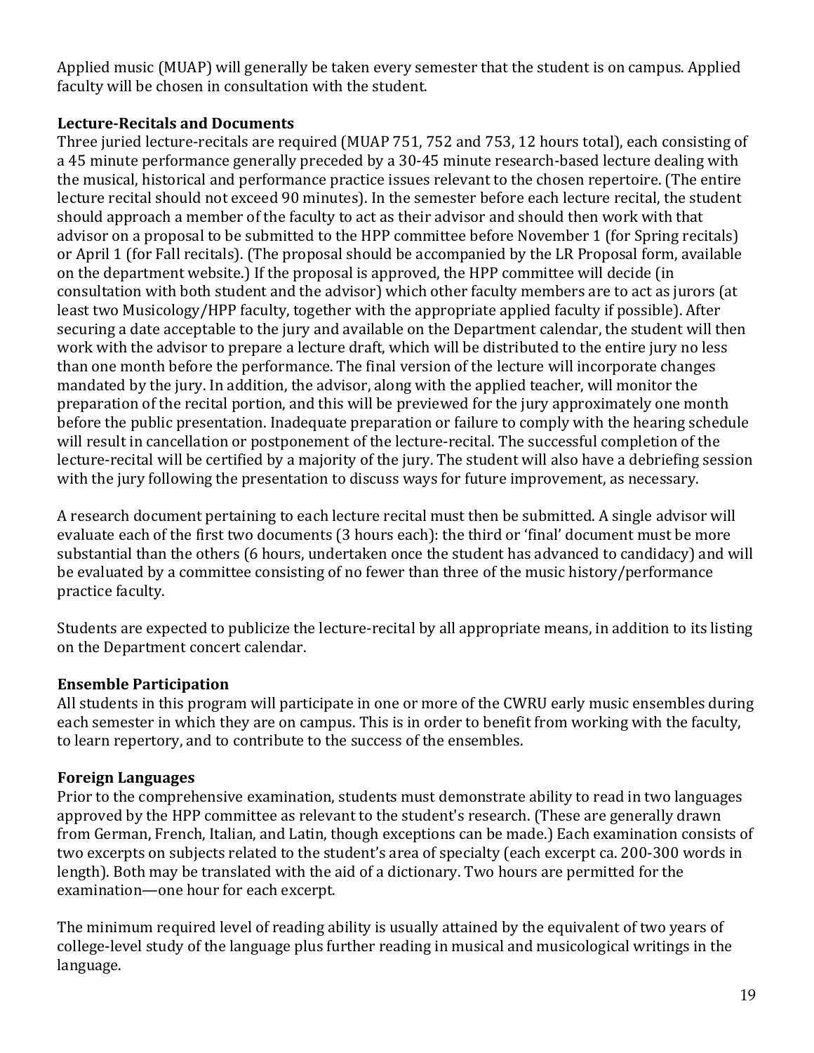Applied music (MUAP) will generally be taken every semester that the student is on campus. Applied faculty will be chosen in consultation with the student.

**Lecture-Recitals and Documents**

Three juried lecture-recitals are required (MUAP 751, 752 and 753, 12 hours total), each consisting of a 45 minute performance generally preceded by a 30-45 minute research-based lecture dealing with the musical, historical and performance practice issues relevant to the chosen repertoire. (The entire lecture recital should not exceed 90 minutes). In the semester before each lecture recital, the student should approach a member of the faculty to act as their advisor and should then work with that advisor on a proposal to be submitted to the HPP committee before November 1 (for Spring recitals) or April 1 (for Fall recitals). (The proposal should be accompanied by the LR Proposal form, available on the department website.) If the proposal is approved, the HPP committee will decide (in consultation with both student and the advisor) which other faculty members are to act as jurors (at least two Musicology/HPP faculty, together with the appropriate applied faculty if possible). After securing a date acceptable to the jury and available on the Department calendar, the student will then work with the advisor to prepare a lecture draft, which will be distributed to the entire jury no less than one month before the performance. The final version of the lecture will incorporate changes mandated by the jury. In addition, the advisor, along with the applied teacher, will monitor the preparation of the recital portion, and this will be previewed for the jury approximately one month before the public presentation. Inadequate preparation or failure to comply with the hearing schedule will result in cancellation or postponement of the lecture-recital. The successful completion of the lecture-recital will be certified by a majority of the jury. The student will also have a debriefing session with the jury following the presentation to discuss ways for future improvement, as necessary.

A research document pertaining to each lecture recital must then be submitted. A single advisor will evaluate each of the first two documents (3 hours each): the third or 'final' document must be more substantial than the others (6 hours, undertaken once the student has advanced to candidacy) and will be evaluated by a committee consisting of no fewer than three of the music history/performance practice faculty.

Students are expected to publicize the lecture-recital by all appropriate means, in addition to its listing on the Department concert calendar.

**Ensemble Participation**

All students in this program will participate in one or more of the CWRU early music ensembles during each semester in which they are on campus. This is in order to benefit from working with the faculty, to learn repertory, and to contribute to the success of the ensembles.

**Foreign Languages**

Prior to the comprehensive examination, students must demonstrate ability to read in two languages approved by the HPP committee as relevant to the student's research. (These are generally drawn from German, French, Italian, and Latin, though exceptions can be made.) Each examination consists of two excerpts on subjects related to the student's area of specialty (each excerpt ca. 200-300 words in length). Both may be translated with the aid of a dictionary. Two hours are permitted for the examination—one hour for each excerpt.

The minimum required level of reading ability is usually attained by the equivalent of two years of college-level study of the language plus further reading in musical and musicological writings in the language.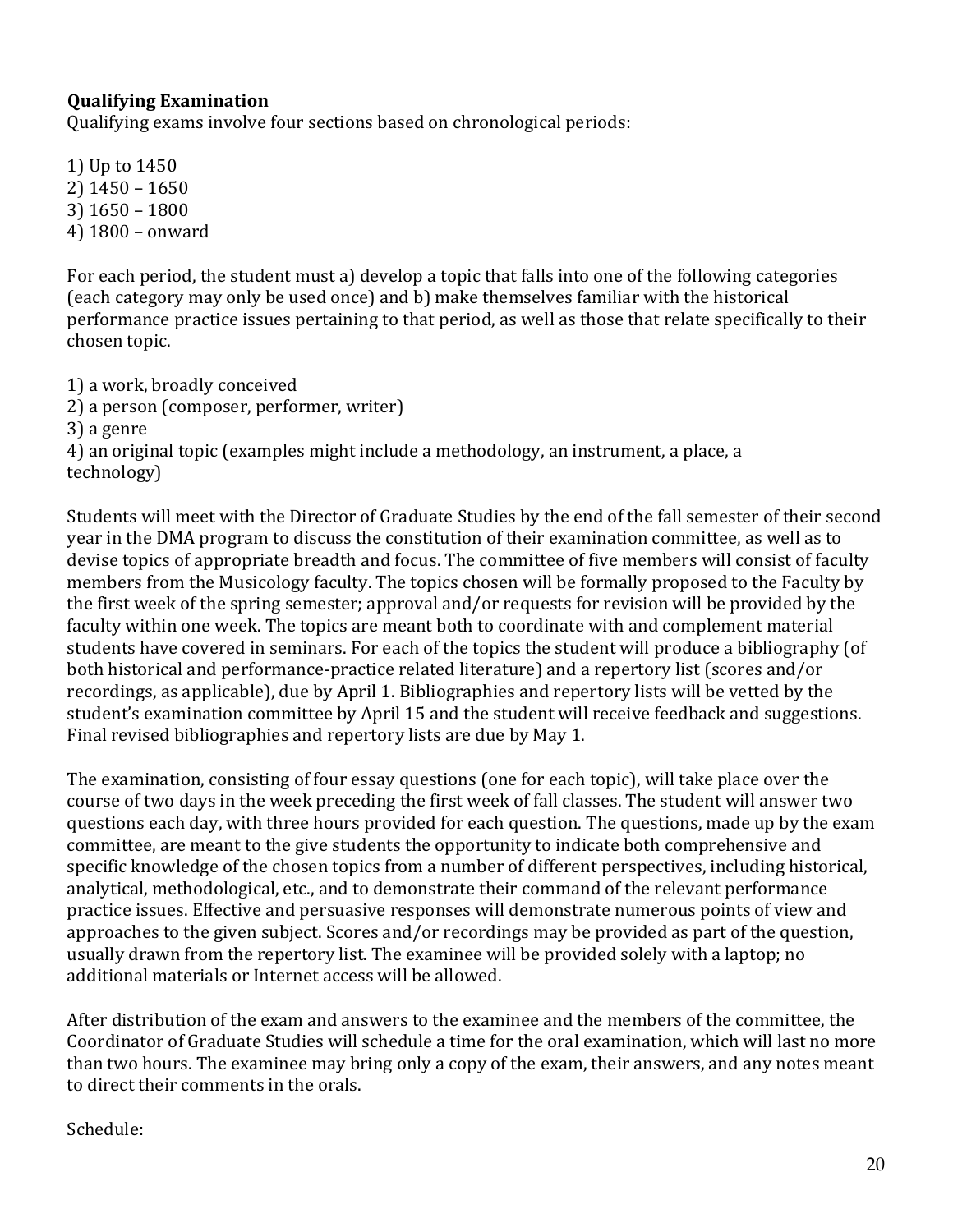**Qualifying Examination**

Qualifying exams involve four sections based on chronological periods:

1) Up to 1450
2) 1450 – 1650
3) 1650 – 1800
4) 1800 – onward

For each period, the student must a) develop a topic that falls into one of the following categories (each category may only be used once) and b) make themselves familiar with the historical performance practice issues pertaining to that period, as well as those that relate specifically to their chosen topic.

1) a work, broadly conceived
2) a person (composer, performer, writer)
3) a genre
4) an original topic (examples might include a methodology, an instrument, a place, a technology)

Students will meet with the Director of Graduate Studies by the end of the fall semester of their second year in the DMA program to discuss the constitution of their examination committee, as well as to devise topics of appropriate breadth and focus. The committee of five members will consist of faculty members from the Musicology faculty. The topics chosen will be formally proposed to the Faculty by the first week of the spring semester; approval and/or requests for revision will be provided by the faculty within one week. The topics are meant both to coordinate with and complement material students have covered in seminars. For each of the topics the student will produce a bibliography (of both historical and performance-practice related literature) and a repertory list (scores and/or recordings, as applicable), due by April 1. Bibliographies and repertory lists will be vetted by the student's examination committee by April 15 and the student will receive feedback and suggestions. Final revised bibliographies and repertory lists are due by May 1.

The examination, consisting of four essay questions (one for each topic), will take place over the course of two days in the week preceding the first week of fall classes. The student will answer two questions each day, with three hours provided for each question. The questions, made up by the exam committee, are meant to the give students the opportunity to indicate both comprehensive and specific knowledge of the chosen topics from a number of different perspectives, including historical, analytical, methodological, etc., and to demonstrate their command of the relevant performance practice issues. Effective and persuasive responses will demonstrate numerous points of view and approaches to the given subject. Scores and/or recordings may be provided as part of the question, usually drawn from the repertory list. The examinee will be provided solely with a laptop; no additional materials or Internet access will be allowed.

After distribution of the exam and answers to the examinee and the members of the committee, the Coordinator of Graduate Studies will schedule a time for the oral examination, which will last no more than two hours. The examinee may bring only a copy of the exam, their answers, and any notes meant to direct their comments in the orals.

Schedule: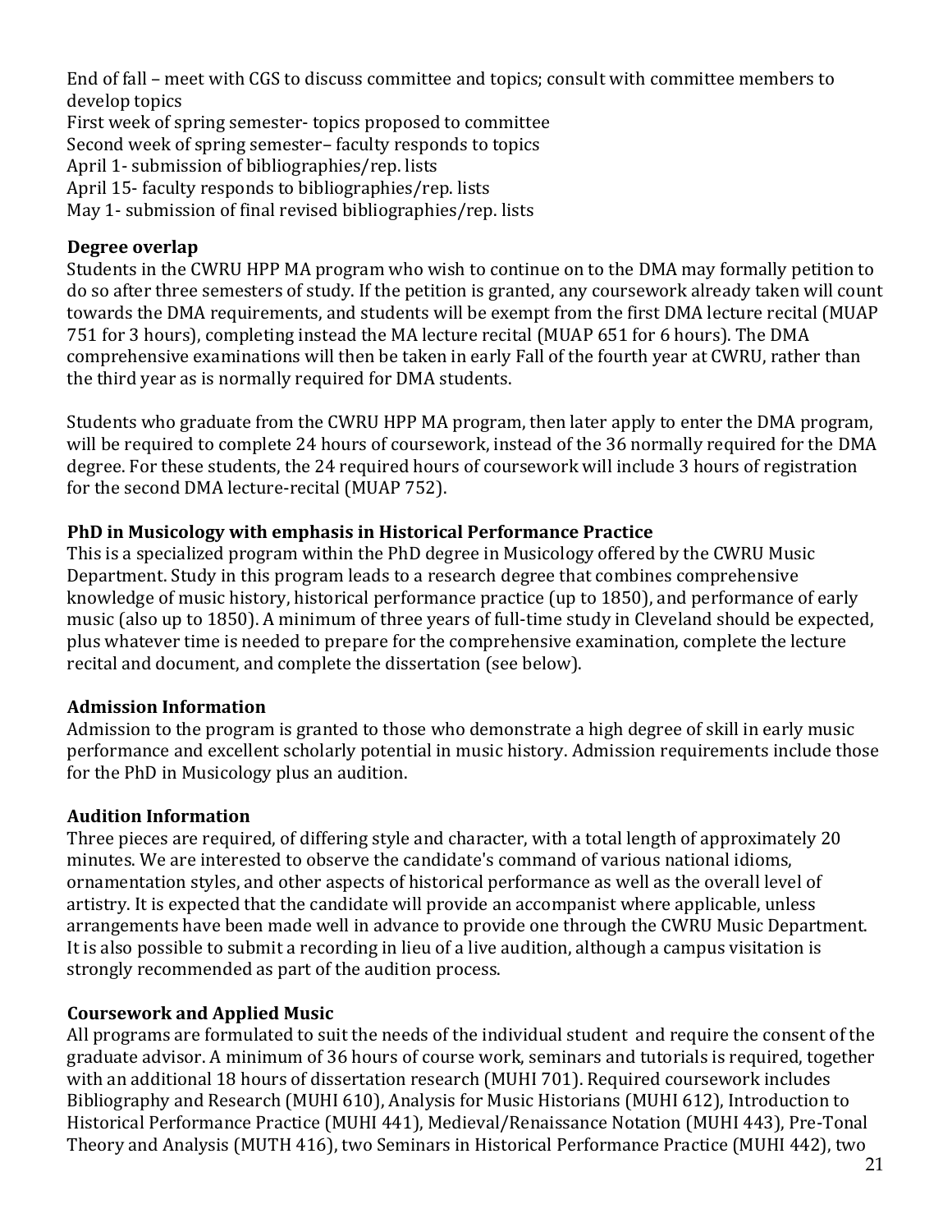End of fall – meet with CGS to discuss committee and topics; consult with committee members to develop topics
First week of spring semester- topics proposed to committee
Second week of spring semester– faculty responds to topics
April 1- submission of bibliographies/rep. lists
April 15- faculty responds to bibliographies/rep. lists
May 1- submission of final revised bibliographies/rep. lists

### Degree overlap

Students in the CWRU HPP MA program who wish to continue on to the DMA may formally petition to do so after three semesters of study. If the petition is granted, any coursework already taken will count towards the DMA requirements, and students will be exempt from the first DMA lecture recital (MUAP 751 for 3 hours), completing instead the MA lecture recital (MUAP 651 for 6 hours). The DMA comprehensive examinations will then be taken in early Fall of the fourth year at CWRU, rather than the third year as is normally required for DMA students.

Students who graduate from the CWRU HPP MA program, then later apply to enter the DMA program, will be required to complete 24 hours of coursework, instead of the 36 normally required for the DMA degree. For these students, the 24 required hours of coursework will include 3 hours of registration for the second DMA lecture-recital (MUAP 752).

### PhD in Musicology with emphasis in Historical Performance Practice

This is a specialized program within the PhD degree in Musicology offered by the CWRU Music Department. Study in this program leads to a research degree that combines comprehensive knowledge of music history, historical performance practice (up to 1850), and performance of early music (also up to 1850). A minimum of three years of full-time study in Cleveland should be expected, plus whatever time is needed to prepare for the comprehensive examination, complete the lecture recital and document, and complete the dissertation (see below).

### Admission Information

Admission to the program is granted to those who demonstrate a high degree of skill in early music performance and excellent scholarly potential in music history. Admission requirements include those for the PhD in Musicology plus an audition.

### Audition Information

Three pieces are required, of differing style and character, with a total length of approximately 20 minutes. We are interested to observe the candidate's command of various national idioms, ornamentation styles, and other aspects of historical performance as well as the overall level of artistry. It is expected that the candidate will provide an accompanist where applicable, unless arrangements have been made well in advance to provide one through the CWRU Music Department. It is also possible to submit a recording in lieu of a live audition, although a campus visitation is strongly recommended as part of the audition process.

### Coursework and Applied Music

All programs are formulated to suit the needs of the individual student and require the consent of the graduate advisor. A minimum of 36 hours of course work, seminars and tutorials is required, together with an additional 18 hours of dissertation research (MUHI 701). Required coursework includes Bibliography and Research (MUHI 610), Analysis for Music Historians (MUHI 612), Introduction to Historical Performance Practice (MUHI 441), Medieval/Renaissance Notation (MUHI 443), Pre-Tonal Theory and Analysis (MUTH 416), two Seminars in Historical Performance Practice (MUHI 442), two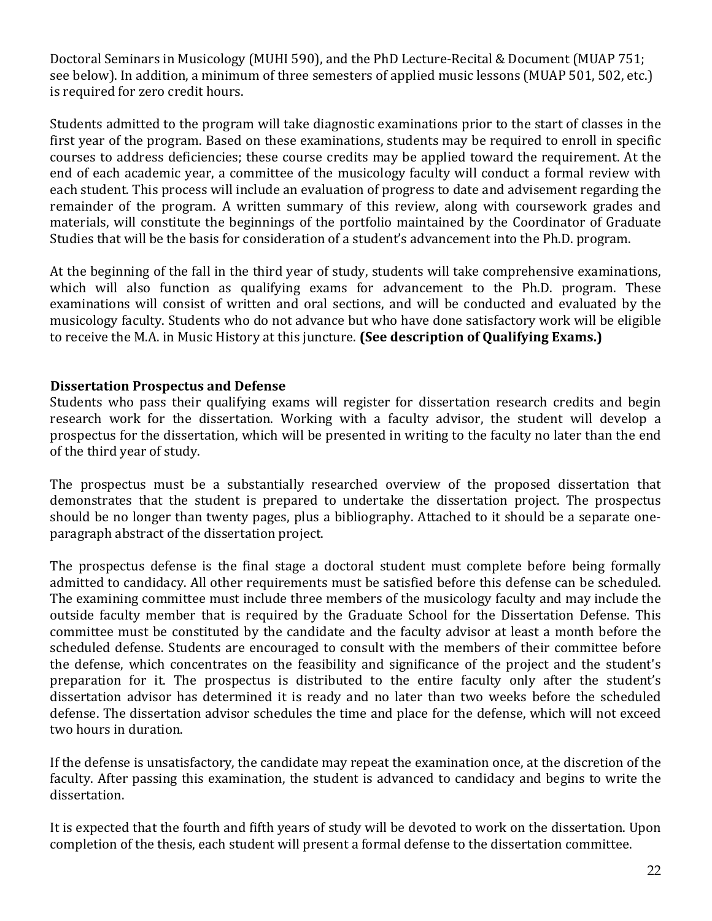Doctoral Seminars in Musicology (MUHI 590), and the PhD Lecture-Recital & Document (MUAP 751; see below). In addition, a minimum of three semesters of applied music lessons (MUAP 501, 502, etc.) is required for zero credit hours.

Students admitted to the program will take diagnostic examinations prior to the start of classes in the first year of the program. Based on these examinations, students may be required to enroll in specific courses to address deficiencies; these course credits may be applied toward the requirement. At the end of each academic year, a committee of the musicology faculty will conduct a formal review with each student. This process will include an evaluation of progress to date and advisement regarding the remainder of the program. A written summary of this review, along with coursework grades and materials, will constitute the beginnings of the portfolio maintained by the Coordinator of Graduate Studies that will be the basis for consideration of a student's advancement into the Ph.D. program.

At the beginning of the fall in the third year of study, students will take comprehensive examinations, which will also function as qualifying exams for advancement to the Ph.D. program. These examinations will consist of written and oral sections, and will be conducted and evaluated by the musicology faculty. Students who do not advance but who have done satisfactory work will be eligible to receive the M.A. in Music History at this juncture. **(See description of Qualifying Exams.)**

**Dissertation Prospectus and Defense**

Students who pass their qualifying exams will register for dissertation research credits and begin research work for the dissertation. Working with a faculty advisor, the student will develop a prospectus for the dissertation, which will be presented in writing to the faculty no later than the end of the third year of study.

The prospectus must be a substantially researched overview of the proposed dissertation that demonstrates that the student is prepared to undertake the dissertation project. The prospectus should be no longer than twenty pages, plus a bibliography. Attached to it should be a separate one-paragraph abstract of the dissertation project.

The prospectus defense is the final stage a doctoral student must complete before being formally admitted to candidacy. All other requirements must be satisfied before this defense can be scheduled. The examining committee must include three members of the musicology faculty and may include the outside faculty member that is required by the Graduate School for the Dissertation Defense. This committee must be constituted by the candidate and the faculty advisor at least a month before the scheduled defense. Students are encouraged to consult with the members of their committee before the defense, which concentrates on the feasibility and significance of the project and the student's preparation for it. The prospectus is distributed to the entire faculty only after the student's dissertation advisor has determined it is ready and no later than two weeks before the scheduled defense. The dissertation advisor schedules the time and place for the defense, which will not exceed two hours in duration.

If the defense is unsatisfactory, the candidate may repeat the examination once, at the discretion of the faculty. After passing this examination, the student is advanced to candidacy and begins to write the dissertation.

It is expected that the fourth and fifth years of study will be devoted to work on the dissertation. Upon completion of the thesis, each student will present a formal defense to the dissertation committee.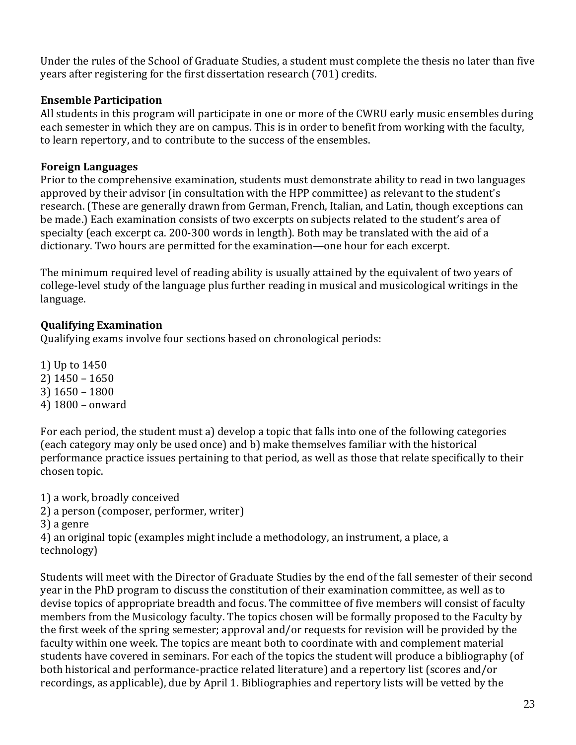Under the rules of the School of Graduate Studies, a student must complete the thesis no later than five years after registering for the first dissertation research (701) credits.

### Ensemble Participation

All students in this program will participate in one or more of the CWRU early music ensembles during each semester in which they are on campus. This is in order to benefit from working with the faculty, to learn repertory, and to contribute to the success of the ensembles.

### Foreign Languages

Prior to the comprehensive examination, students must demonstrate ability to read in two languages approved by their advisor (in consultation with the HPP committee) as relevant to the student's research. (These are generally drawn from German, French, Italian, and Latin, though exceptions can be made.) Each examination consists of two excerpts on subjects related to the student's area of specialty (each excerpt ca. 200-300 words in length). Both may be translated with the aid of a dictionary. Two hours are permitted for the examination—one hour for each excerpt.

The minimum required level of reading ability is usually attained by the equivalent of two years of college-level study of the language plus further reading in musical and musicological writings in the language.

### Qualifying Examination

Qualifying exams involve four sections based on chronological periods:

1) Up to 1450
2) 1450 – 1650
3) 1650 – 1800
4) 1800 – onward

For each period, the student must a) develop a topic that falls into one of the following categories (each category may only be used once) and b) make themselves familiar with the historical performance practice issues pertaining to that period, as well as those that relate specifically to their chosen topic.

1) a work, broadly conceived
2) a person (composer, performer, writer)
3) a genre
4) an original topic (examples might include a methodology, an instrument, a place, a technology)

Students will meet with the Director of Graduate Studies by the end of the fall semester of their second year in the PhD program to discuss the constitution of their examination committee, as well as to devise topics of appropriate breadth and focus. The committee of five members will consist of faculty members from the Musicology faculty. The topics chosen will be formally proposed to the Faculty by the first week of the spring semester; approval and/or requests for revision will be provided by the faculty within one week. The topics are meant both to coordinate with and complement material students have covered in seminars. For each of the topics the student will produce a bibliography (of both historical and performance-practice related literature) and a repertory list (scores and/or recordings, as applicable), due by April 1. Bibliographies and repertory lists will be vetted by the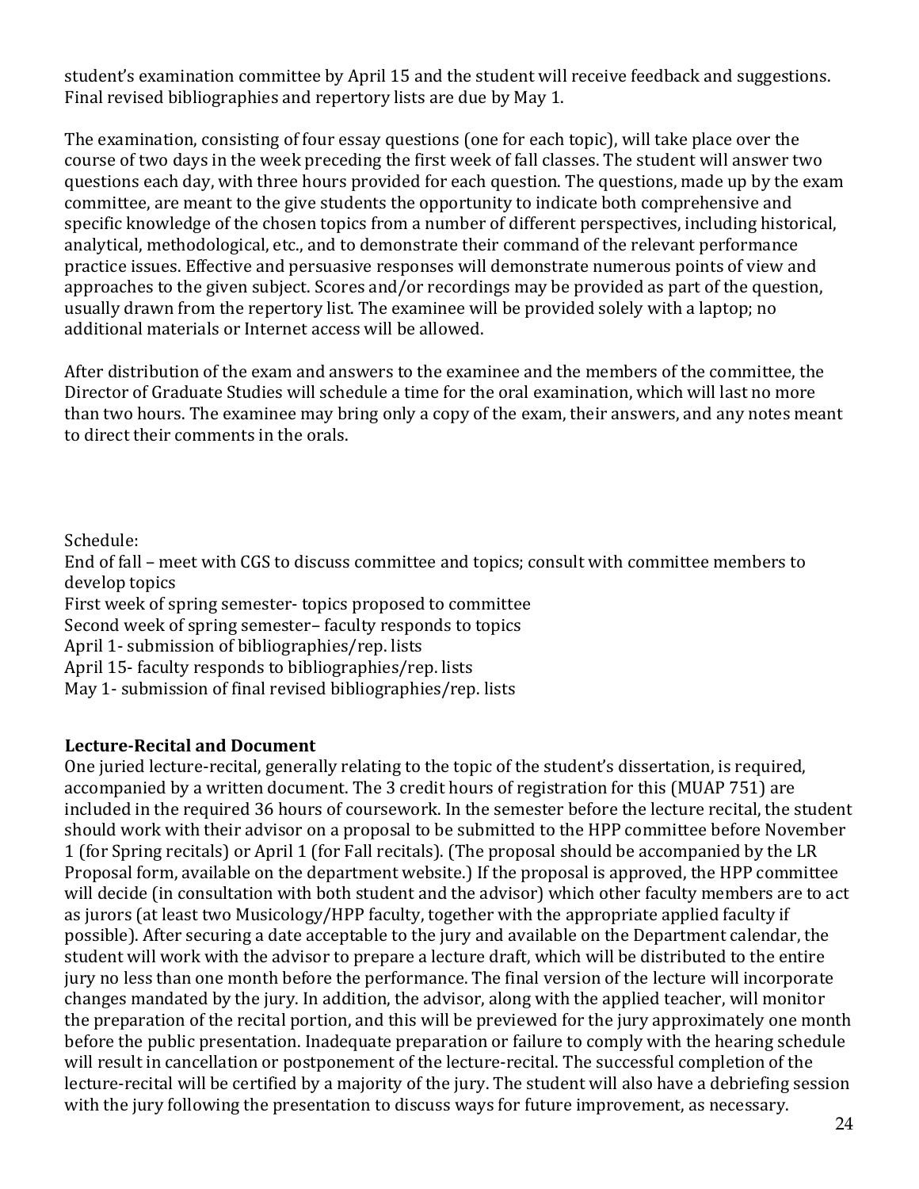student's examination committee by April 15 and the student will receive feedback and suggestions. Final revised bibliographies and repertory lists are due by May 1.

The examination, consisting of four essay questions (one for each topic), will take place over the course of two days in the week preceding the first week of fall classes. The student will answer two questions each day, with three hours provided for each question. The questions, made up by the exam committee, are meant to the give students the opportunity to indicate both comprehensive and specific knowledge of the chosen topics from a number of different perspectives, including historical, analytical, methodological, etc., and to demonstrate their command of the relevant performance practice issues. Effective and persuasive responses will demonstrate numerous points of view and approaches to the given subject. Scores and/or recordings may be provided as part of the question, usually drawn from the repertory list. The examinee will be provided solely with a laptop; no additional materials or Internet access will be allowed.

After distribution of the exam and answers to the examinee and the members of the committee, the Director of Graduate Studies will schedule a time for the oral examination, which will last no more than two hours. The examinee may bring only a copy of the exam, their answers, and any notes meant to direct their comments in the orals.

Schedule:
End of fall – meet with CGS to discuss committee and topics; consult with committee members to develop topics
First week of spring semester- topics proposed to committee
Second week of spring semester– faculty responds to topics
April 1- submission of bibliographies/rep. lists
April 15- faculty responds to bibliographies/rep. lists
May 1- submission of final revised bibliographies/rep. lists

**Lecture-Recital and Document**

One juried lecture-recital, generally relating to the topic of the student's dissertation, is required, accompanied by a written document. The 3 credit hours of registration for this (MUAP 751) are included in the required 36 hours of coursework. In the semester before the lecture recital, the student should work with their advisor on a proposal to be submitted to the HPP committee before November 1 (for Spring recitals) or April 1 (for Fall recitals). (The proposal should be accompanied by the LR Proposal form, available on the department website.) If the proposal is approved, the HPP committee will decide (in consultation with both student and the advisor) which other faculty members are to act as jurors (at least two Musicology/HPP faculty, together with the appropriate applied faculty if possible). After securing a date acceptable to the jury and available on the Department calendar, the student will work with the advisor to prepare a lecture draft, which will be distributed to the entire jury no less than one month before the performance. The final version of the lecture will incorporate changes mandated by the jury. In addition, the advisor, along with the applied teacher, will monitor the preparation of the recital portion, and this will be previewed for the jury approximately one month before the public presentation. Inadequate preparation or failure to comply with the hearing schedule will result in cancellation or postponement of the lecture-recital. The successful completion of the lecture-recital will be certified by a majority of the jury. The student will also have a debriefing session with the jury following the presentation to discuss ways for future improvement, as necessary.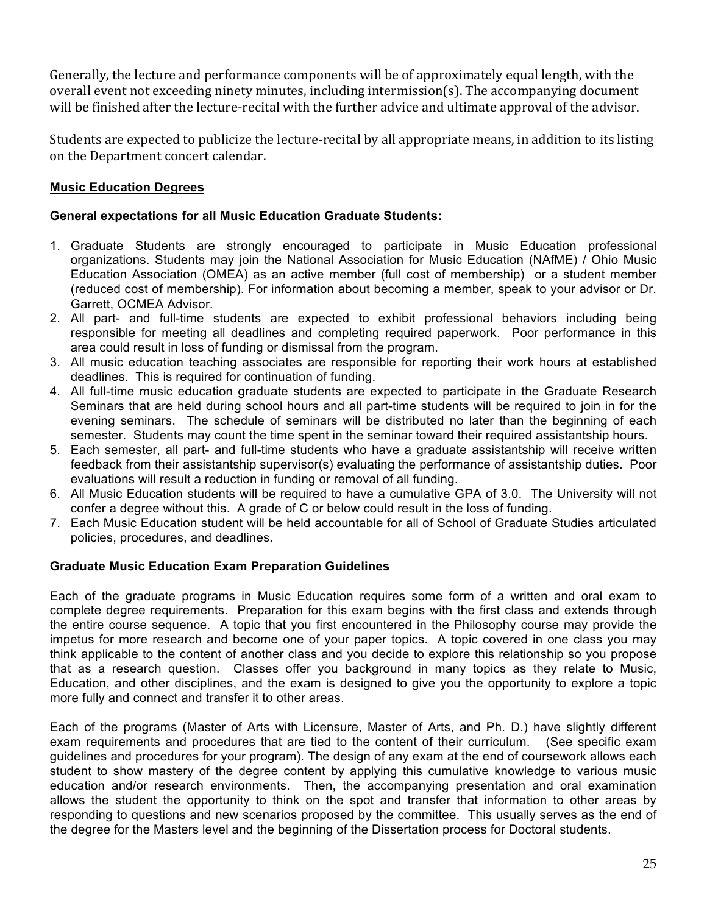Generally, the lecture and performance components will be of approximately equal length, with the overall event not exceeding ninety minutes, including intermission(s). The accompanying document will be finished after the lecture-recital with the further advice and ultimate approval of the advisor.

Students are expected to publicize the lecture-recital by all appropriate means, in addition to its listing on the Department concert calendar.

## Music Education Degrees

### General expectations for all Music Education Graduate Students:

1. Graduate Students are strongly encouraged to participate in Music Education professional organizations. Students may join the National Association for Music Education (NAfME) / Ohio Music Education Association (OMEA) as an active member (full cost of membership) or a student member (reduced cost of membership). For information about becoming a member, speak to your advisor or Dr. Garrett, OCMEA Advisor.
2. All part- and full-time students are expected to exhibit professional behaviors including being responsible for meeting all deadlines and completing required paperwork. Poor performance in this area could result in loss of funding or dismissal from the program.
3. All music education teaching associates are responsible for reporting their work hours at established deadlines. This is required for continuation of funding.
4. All full-time music education graduate students are expected to participate in the Graduate Research Seminars that are held during school hours and all part-time students will be required to join in for the evening seminars. The schedule of seminars will be distributed no later than the beginning of each semester. Students may count the time spent in the seminar toward their required assistantship hours.
5. Each semester, all part- and full-time students who have a graduate assistantship will receive written feedback from their assistantship supervisor(s) evaluating the performance of assistantship duties. Poor evaluations will result a reduction in funding or removal of all funding.
6. All Music Education students will be required to have a cumulative GPA of 3.0. The University will not confer a degree without this. A grade of C or below could result in the loss of funding.
7. Each Music Education student will be held accountable for all of School of Graduate Studies articulated policies, procedures, and deadlines.

### Graduate Music Education Exam Preparation Guidelines

Each of the graduate programs in Music Education requires some form of a written and oral exam to complete degree requirements. Preparation for this exam begins with the first class and extends through the entire course sequence. A topic that you first encountered in the Philosophy course may provide the impetus for more research and become one of your paper topics. A topic covered in one class you may think applicable to the content of another class and you decide to explore this relationship so you propose that as a research question. Classes offer you background in many topics as they relate to Music, Education, and other disciplines, and the exam is designed to give you the opportunity to explore a topic more fully and connect and transfer it to other areas.

Each of the programs (Master of Arts with Licensure, Master of Arts, and Ph. D.) have slightly different exam requirements and procedures that are tied to the content of their curriculum. (See specific exam guidelines and procedures for your program). The design of any exam at the end of coursework allows each student to show mastery of the degree content by applying this cumulative knowledge to various music education and/or research environments. Then, the accompanying presentation and oral examination allows the student the opportunity to think on the spot and transfer that information to other areas by responding to questions and new scenarios proposed by the committee. This usually serves as the end of the degree for the Masters level and the beginning of the Dissertation process for Doctoral students.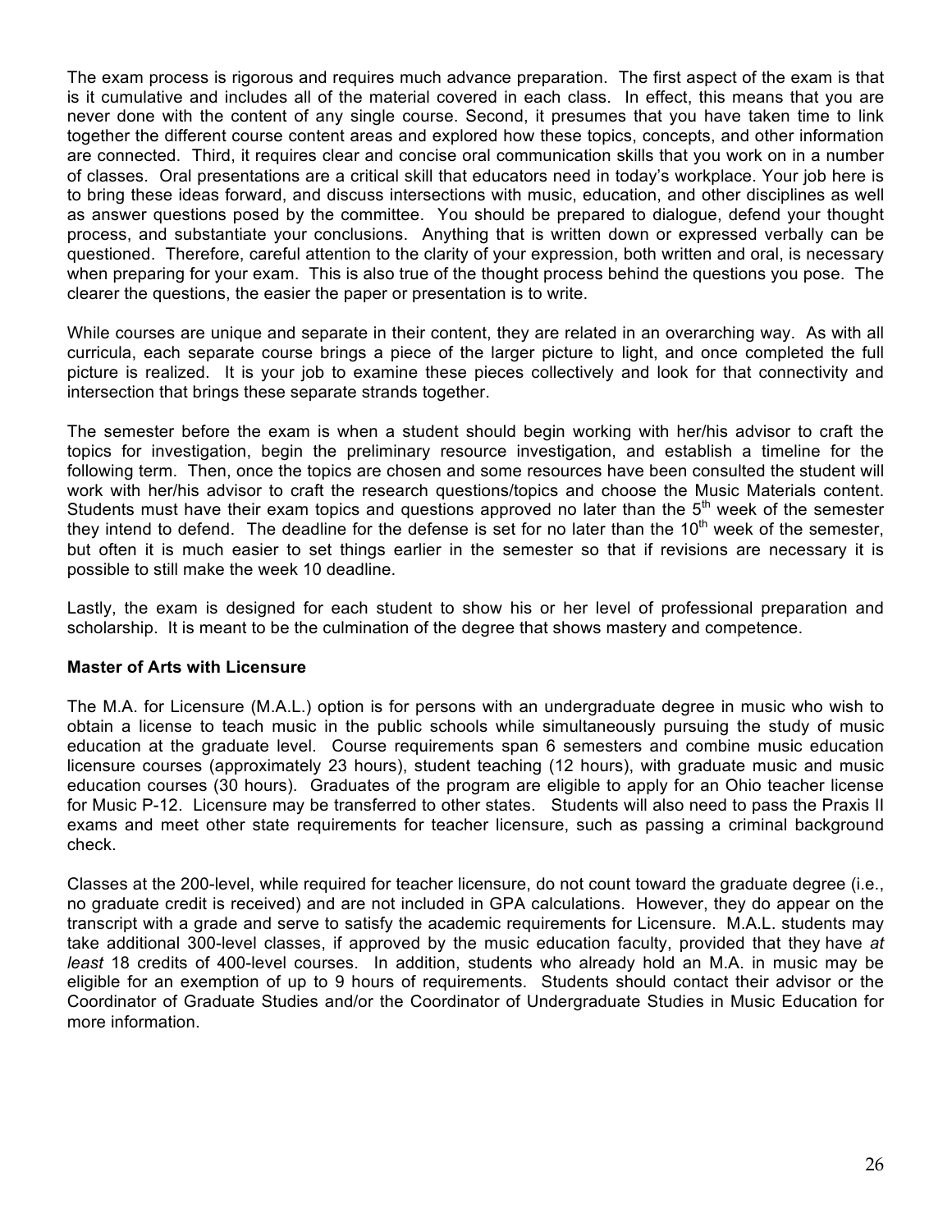The exam process is rigorous and requires much advance preparation. The first aspect of the exam is that is it cumulative and includes all of the material covered in each class. In effect, this means that you are never done with the content of any single course. Second, it presumes that you have taken time to link together the different course content areas and explored how these topics, concepts, and other information are connected. Third, it requires clear and concise oral communication skills that you work on in a number of classes. Oral presentations are a critical skill that educators need in today's workplace. Your job here is to bring these ideas forward, and discuss intersections with music, education, and other disciplines as well as answer questions posed by the committee. You should be prepared to dialogue, defend your thought process, and substantiate your conclusions. Anything that is written down or expressed verbally can be questioned. Therefore, careful attention to the clarity of your expression, both written and oral, is necessary when preparing for your exam. This is also true of the thought process behind the questions you pose. The clearer the questions, the easier the paper or presentation is to write.

While courses are unique and separate in their content, they are related in an overarching way. As with all curricula, each separate course brings a piece of the larger picture to light, and once completed the full picture is realized. It is your job to examine these pieces collectively and look for that connectivity and intersection that brings these separate strands together.

The semester before the exam is when a student should begin working with her/his advisor to craft the topics for investigation, begin the preliminary resource investigation, and establish a timeline for the following term. Then, once the topics are chosen and some resources have been consulted the student will work with her/his advisor to craft the research questions/topics and choose the Music Materials content. Students must have their exam topics and questions approved no later than the 5th week of the semester they intend to defend. The deadline for the defense is set for no later than the 10th week of the semester, but often it is much easier to set things earlier in the semester so that if revisions are necessary it is possible to still make the week 10 deadline.

Lastly, the exam is designed for each student to show his or her level of professional preparation and scholarship. It is meant to be the culmination of the degree that shows mastery and competence.

**Master of Arts with Licensure**

The M.A. for Licensure (M.A.L.) option is for persons with an undergraduate degree in music who wish to obtain a license to teach music in the public schools while simultaneously pursuing the study of music education at the graduate level. Course requirements span 6 semesters and combine music education licensure courses (approximately 23 hours), student teaching (12 hours), with graduate music and music education courses (30 hours). Graduates of the program are eligible to apply for an Ohio teacher license for Music P-12. Licensure may be transferred to other states. Students will also need to pass the Praxis II exams and meet other state requirements for teacher licensure, such as passing a criminal background check.

Classes at the 200-level, while required for teacher licensure, do not count toward the graduate degree (i.e., no graduate credit is received) and are not included in GPA calculations. However, they do appear on the transcript with a grade and serve to satisfy the academic requirements for Licensure. M.A.L. students may take additional 300-level classes, if approved by the music education faculty, provided that they have *at least* 18 credits of 400-level courses. In addition, students who already hold an M.A. in music may be eligible for an exemption of up to 9 hours of requirements. Students should contact their advisor or the Coordinator of Graduate Studies and/or the Coordinator of Undergraduate Studies in Music Education for more information.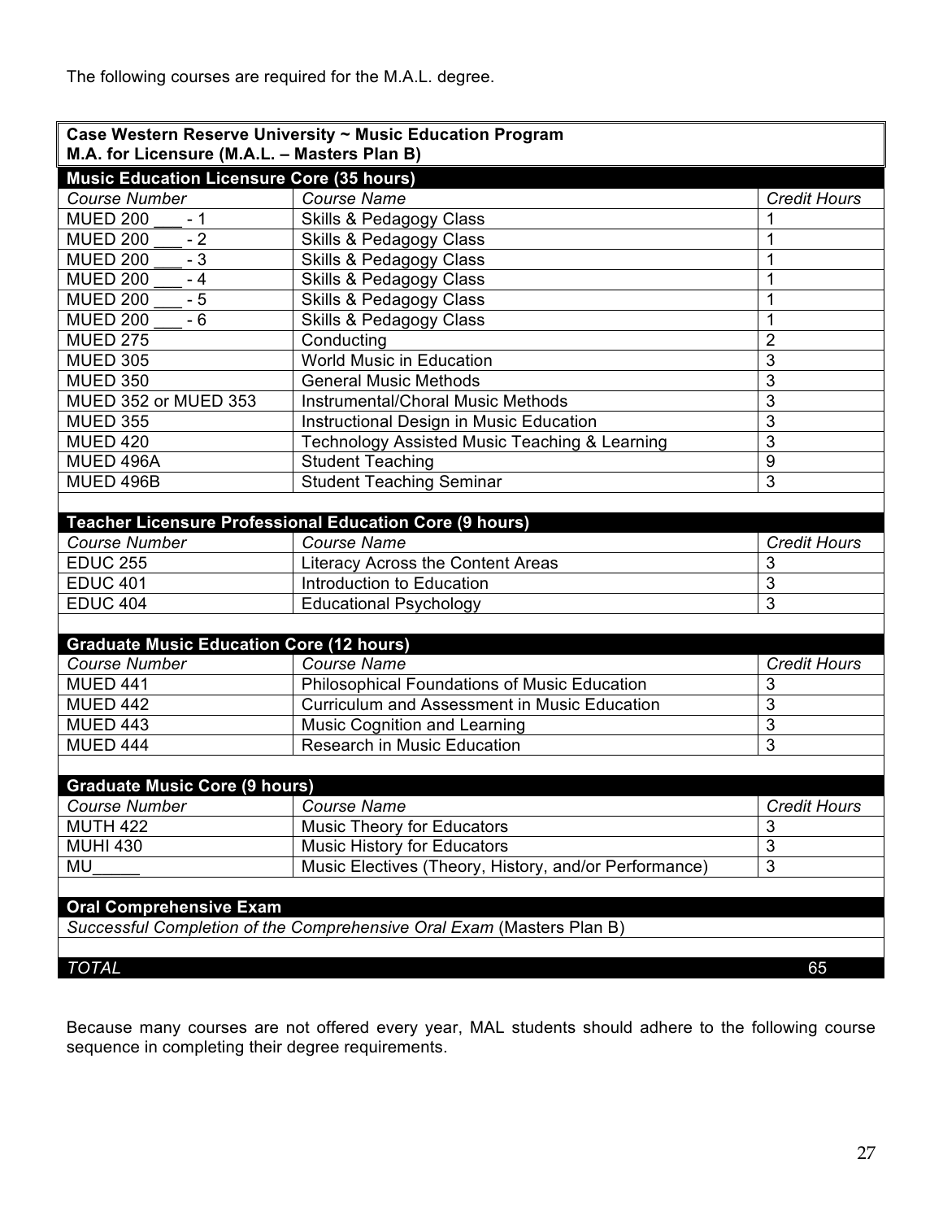The following courses are required for the M.A.L. degree.

| **Case Western Reserve University ~ Music Education Program**<br>**M.A. for Licensure (M.A.L. – Masters Plan B)** | | |
|---|---|---|
| **Music Education Licensure Core (35 hours)** | | |
| *Course Number* | *Course Name* | *Credit Hours* |
| MUED 200 ___ - 1 | Skills & Pedagogy Class | 1 |
| MUED 200 ___ - 2 | Skills & Pedagogy Class | 1 |
| MUED 200 ___ - 3 | Skills & Pedagogy Class | 1 |
| MUED 200 ___ - 4 | Skills & Pedagogy Class | 1 |
| MUED 200 ___ - 5 | Skills & Pedagogy Class | 1 |
| MUED 200 ___ - 6 | Skills & Pedagogy Class | 1 |
| MUED 275 | Conducting | 2 |
| MUED 305 | World Music in Education | 3 |
| MUED 350 | General Music Methods | 3 |
| MUED 352 or MUED 353 | Instrumental/Choral Music Methods | 3 |
| MUED 355 | Instructional Design in Music Education | 3 |
| MUED 420 | Technology Assisted Music Teaching & Learning | 3 |
| MUED 496A | Student Teaching | 9 |
| MUED 496B | Student Teaching Seminar | 3 |
| | | |
| **Teacher Licensure Professional Education Core (9 hours)** | | |
| *Course Number* | *Course Name* | *Credit Hours* |
| EDUC 255 | Literacy Across the Content Areas | 3 |
| EDUC 401 | Introduction to Education | 3 |
| EDUC 404 | Educational Psychology | 3 |
| | | |
| **Graduate Music Education Core (12 hours)** | | |
| *Course Number* | *Course Name* | *Credit Hours* |
| MUED 441 | Philosophical Foundations of Music Education | 3 |
| MUED 442 | Curriculum and Assessment in Music Education | 3 |
| MUED 443 | Music Cognition and Learning | 3 |
| MUED 444 | Research in Music Education | 3 |
| | | |
| **Graduate Music Core (9 hours)** | | |
| *Course Number* | *Course Name* | *Credit Hours* |
| MUTH 422 | Music Theory for Educators | 3 |
| MUHI 430 | Music History for Educators | 3 |
| MU_____ | Music Electives (Theory, History, and/or Performance) | 3 |
| | | |
| **Oral Comprehensive Exam** | | |
| *Successful Completion of the Comprehensive Oral Exam* (Masters Plan B) | | |
| | | |
| *TOTAL* | | 65 |

Because many courses are not offered every year, MAL students should adhere to the following course sequence in completing their degree requirements.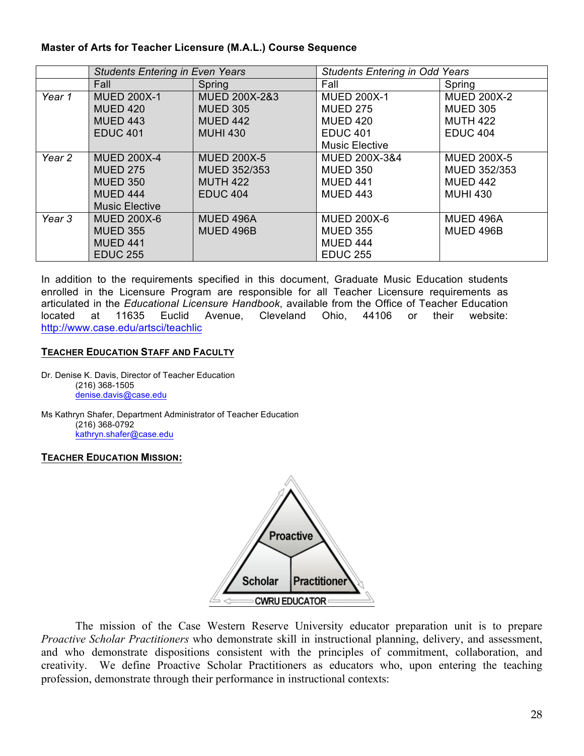**Master of Arts for Teacher Licensure (M.A.L.) Course Sequence**

| | *Students Entering in Even Years* | | *Students Entering in Odd Years* | |
|---|---|---|---|---|
| | Fall | Spring | Fall | Spring |
| *Year 1* | MUED 200X-1<br>MUED 420<br>MUED 443<br>EDUC 401 | MUED 200X-2&3<br>MUED 305<br>MUED 442<br>MUHI 430 | MUED 200X-1<br>MUED 275<br>MUED 420<br>EDUC 401<br>Music Elective | MUED 200X-2<br>MUED 305<br>MUTH 422<br>EDUC 404 |
| *Year 2* | MUED 200X-4<br>MUED 275<br>MUED 350<br>MUED 444<br>Music Elective | MUED 200X-5<br>MUED 352/353<br>MUTH 422<br>EDUC 404 | MUED 200X-3&4<br>MUED 350<br>MUED 441<br>MUED 443 | MUED 200X-5<br>MUED 352/353<br>MUED 442<br>MUHI 430 |
| *Year 3* | MUED 200X-6<br>MUED 355<br>MUED 441<br>EDUC 255 | MUED 496A<br>MUED 496B | MUED 200X-6<br>MUED 355<br>MUED 444<br>EDUC 255 | MUED 496A<br>MUED 496B |

In addition to the requirements specified in this document, Graduate Music Education students enrolled in the Licensure Program are responsible for all Teacher Licensure requirements as articulated in the *Educational Licensure Handbook*, available from the Office of Teacher Education located at 11635 Euclid Avenue, Cleveland Ohio, 44106 or their website: http://www.case.edu/artsci/teachlic

## TEACHER EDUCATION STAFF AND FACULTY

Dr. Denise K. Davis, Director of Teacher Education
(216) 368-1505
denise.davis@case.edu

Ms Kathryn Shafer, Department Administrator of Teacher Education
(216) 368-0792
kathryn.shafer@case.edu

## TEACHER EDUCATION MISSION:

Proactive
Scholar Practitioner
CWRU EDUCATOR

The mission of the Case Western Reserve University educator preparation unit is to prepare *Proactive Scholar Practitioners* who demonstrate skill in instructional planning, delivery, and assessment, and who demonstrate dispositions consistent with the principles of commitment, collaboration, and creativity. We define Proactive Scholar Practitioners as educators who, upon entering the teaching profession, demonstrate through their performance in instructional contexts: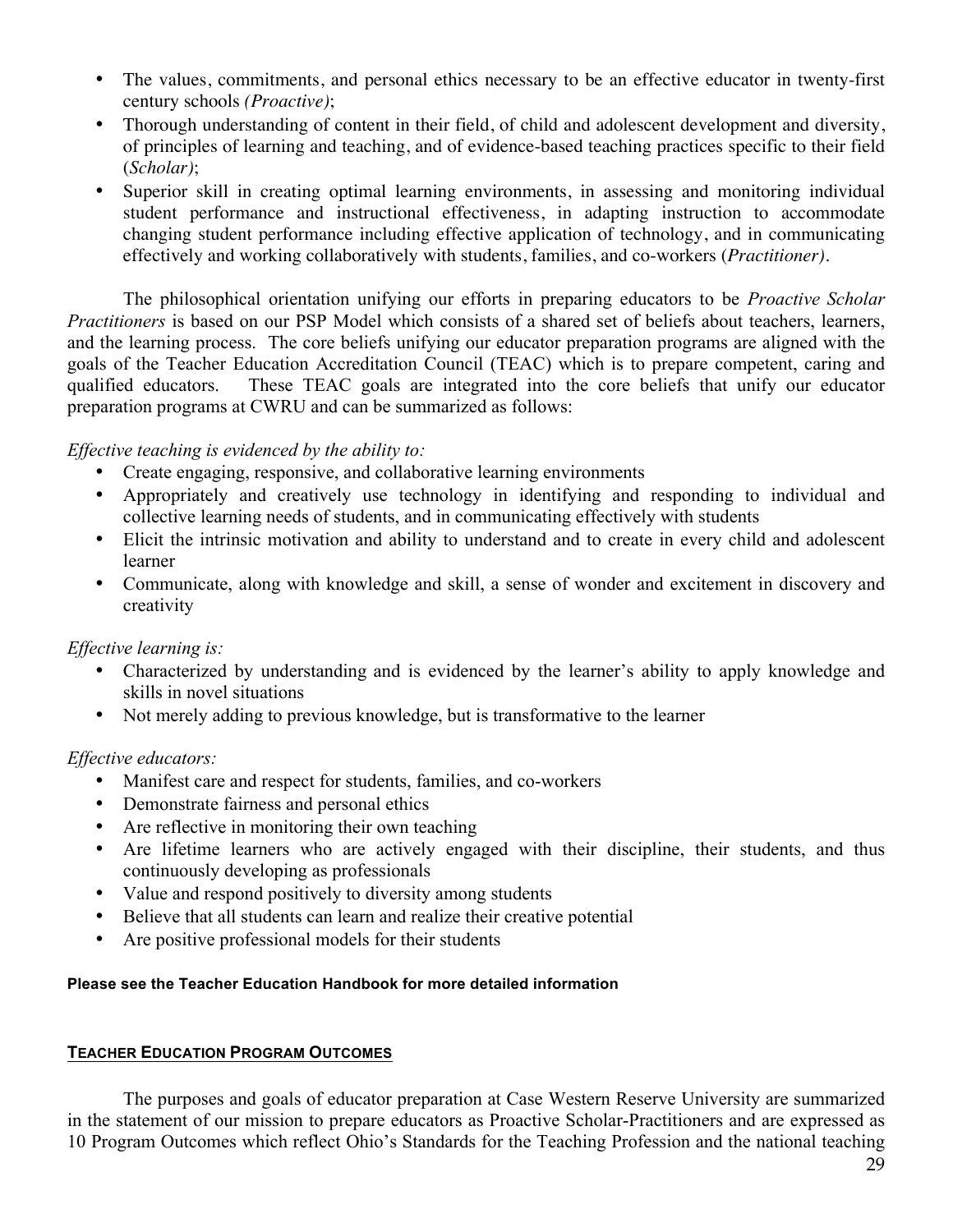- The values, commitments, and personal ethics necessary to be an effective educator in twenty-first century schools *(Proactive)*;
- Thorough understanding of content in their field, of child and adolescent development and diversity, of principles of learning and teaching, and of evidence-based teaching practices specific to their field (*Scholar)*;
- Superior skill in creating optimal learning environments, in assessing and monitoring individual student performance and instructional effectiveness, in adapting instruction to accommodate changing student performance including effective application of technology, and in communicating effectively and working collaboratively with students, families, and co-workers (*Practitioner)*.

The philosophical orientation unifying our efforts in preparing educators to be *Proactive Scholar Practitioners* is based on our PSP Model which consists of a shared set of beliefs about teachers, learners, and the learning process. The core beliefs unifying our educator preparation programs are aligned with the goals of the Teacher Education Accreditation Council (TEAC) which is to prepare competent, caring and qualified educators. These TEAC goals are integrated into the core beliefs that unify our educator preparation programs at CWRU and can be summarized as follows:

*Effective teaching is evidenced by the ability to:*

- Create engaging, responsive, and collaborative learning environments
- Appropriately and creatively use technology in identifying and responding to individual and collective learning needs of students, and in communicating effectively with students
- Elicit the intrinsic motivation and ability to understand and to create in every child and adolescent learner
- Communicate, along with knowledge and skill, a sense of wonder and excitement in discovery and creativity

*Effective learning is:*

- Characterized by understanding and is evidenced by the learner's ability to apply knowledge and skills in novel situations
- Not merely adding to previous knowledge, but is transformative to the learner

*Effective educators:*

- Manifest care and respect for students, families, and co-workers
- Demonstrate fairness and personal ethics
- Are reflective in monitoring their own teaching
- Are lifetime learners who are actively engaged with their discipline, their students, and thus continuously developing as professionals
- Value and respond positively to diversity among students
- Believe that all students can learn and realize their creative potential
- Are positive professional models for their students

**Please see the Teacher Education Handbook for more detailed information**

## TEACHER EDUCATION PROGRAM OUTCOMES

The purposes and goals of educator preparation at Case Western Reserve University are summarized in the statement of our mission to prepare educators as Proactive Scholar-Practitioners and are expressed as 10 Program Outcomes which reflect Ohio's Standards for the Teaching Profession and the national teaching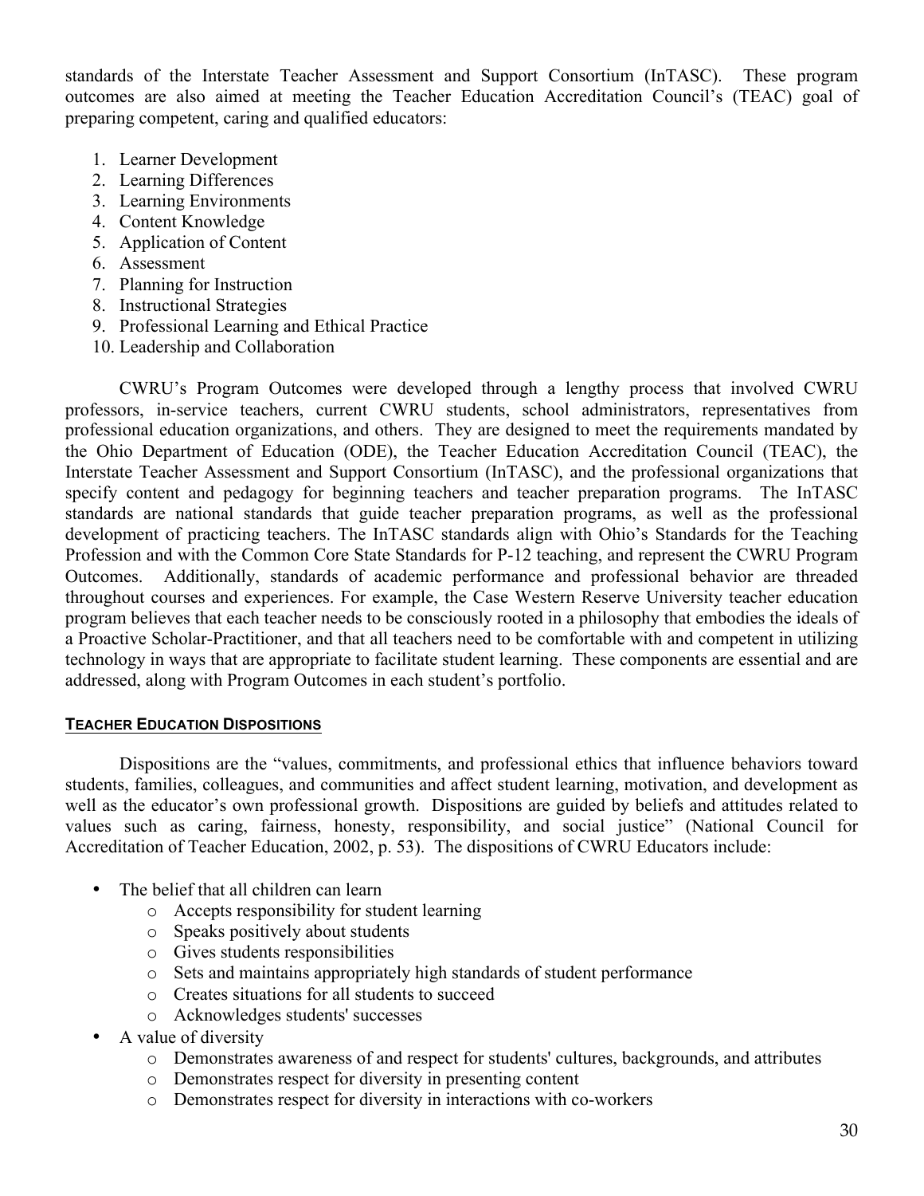standards of the Interstate Teacher Assessment and Support Consortium (InTASC). These program outcomes are also aimed at meeting the Teacher Education Accreditation Council's (TEAC) goal of preparing competent, caring and qualified educators:

1. Learner Development
2. Learning Differences
3. Learning Environments
4. Content Knowledge
5. Application of Content
6. Assessment
7. Planning for Instruction
8. Instructional Strategies
9. Professional Learning and Ethical Practice
10. Leadership and Collaboration

CWRU's Program Outcomes were developed through a lengthy process that involved CWRU professors, in-service teachers, current CWRU students, school administrators, representatives from professional education organizations, and others. They are designed to meet the requirements mandated by the Ohio Department of Education (ODE), the Teacher Education Accreditation Council (TEAC), the Interstate Teacher Assessment and Support Consortium (InTASC), and the professional organizations that specify content and pedagogy for beginning teachers and teacher preparation programs. The InTASC standards are national standards that guide teacher preparation programs, as well as the professional development of practicing teachers. The InTASC standards align with Ohio's Standards for the Teaching Profession and with the Common Core State Standards for P-12 teaching, and represent the CWRU Program Outcomes. Additionally, standards of academic performance and professional behavior are threaded throughout courses and experiences. For example, the Case Western Reserve University teacher education program believes that each teacher needs to be consciously rooted in a philosophy that embodies the ideals of a Proactive Scholar-Practitioner, and that all teachers need to be comfortable with and competent in utilizing technology in ways that are appropriate to facilitate student learning. These components are essential and are addressed, along with Program Outcomes in each student's portfolio.

## TEACHER EDUCATION DISPOSITIONS

Dispositions are the "values, commitments, and professional ethics that influence behaviors toward students, families, colleagues, and communities and affect student learning, motivation, and development as well as the educator's own professional growth. Dispositions are guided by beliefs and attitudes related to values such as caring, fairness, honesty, responsibility, and social justice" (National Council for Accreditation of Teacher Education, 2002, p. 53). The dispositions of CWRU Educators include:

- The belief that all children can learn
  - Accepts responsibility for student learning
  - Speaks positively about students
  - Gives students responsibilities
  - Sets and maintains appropriately high standards of student performance
  - Creates situations for all students to succeed
  - Acknowledges students' successes
- A value of diversity
  - Demonstrates awareness of and respect for students' cultures, backgrounds, and attributes
  - Demonstrates respect for diversity in presenting content
  - Demonstrates respect for diversity in interactions with co-workers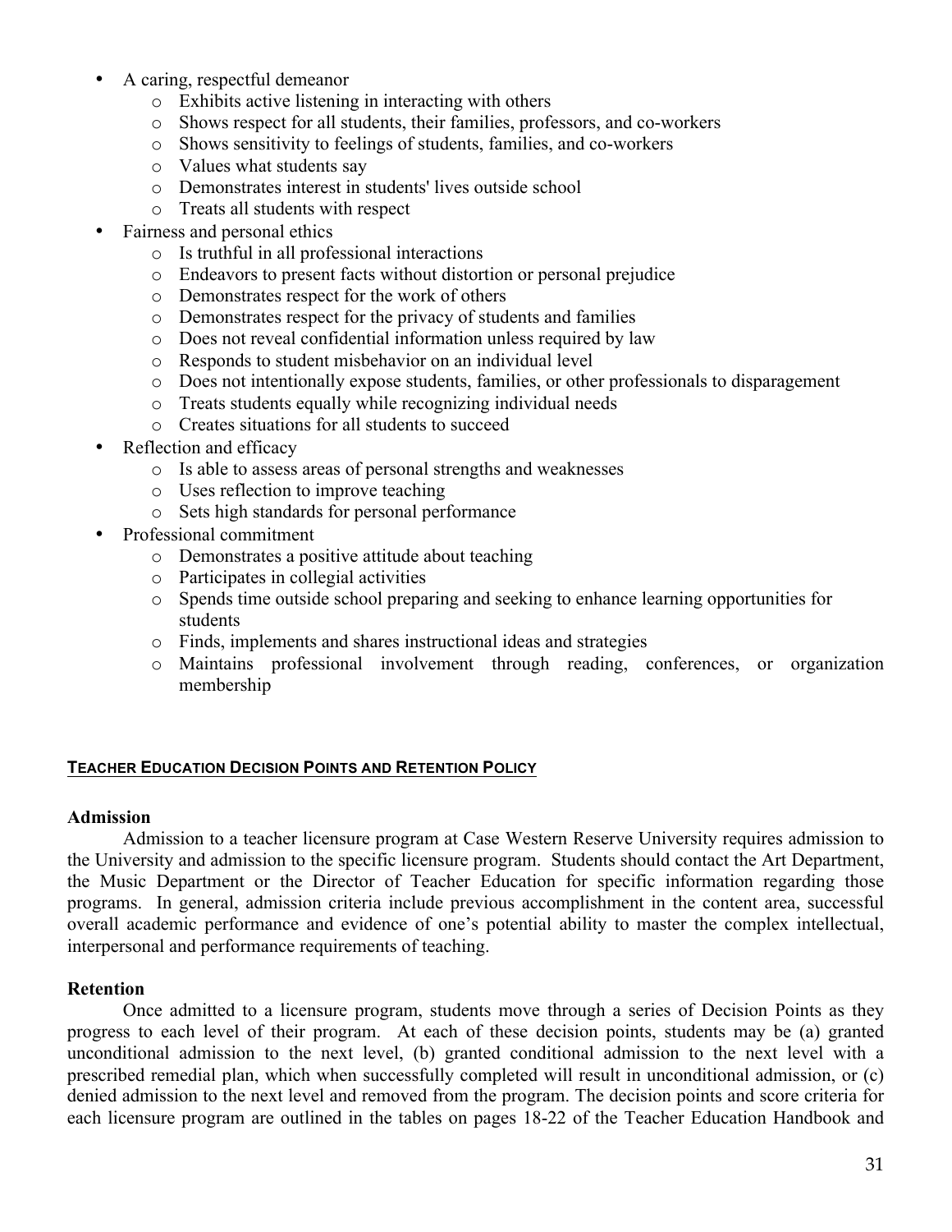- A caring, respectful demeanor
    - Exhibits active listening in interacting with others
    - Shows respect for all students, their families, professors, and co-workers
    - Shows sensitivity to feelings of students, families, and co-workers
    - Values what students say
    - Demonstrates interest in students' lives outside school
    - Treats all students with respect
- Fairness and personal ethics
    - Is truthful in all professional interactions
    - Endeavors to present facts without distortion or personal prejudice
    - Demonstrates respect for the work of others
    - Demonstrates respect for the privacy of students and families
    - Does not reveal confidential information unless required by law
    - Responds to student misbehavior on an individual level
    - Does not intentionally expose students, families, or other professionals to disparagement
    - Treats students equally while recognizing individual needs
    - Creates situations for all students to succeed
- Reflection and efficacy
    - Is able to assess areas of personal strengths and weaknesses
    - Uses reflection to improve teaching
    - Sets high standards for personal performance
- Professional commitment
    - Demonstrates a positive attitude about teaching
    - Participates in collegial activities
    - Spends time outside school preparing and seeking to enhance learning opportunities for students
    - Finds, implements and shares instructional ideas and strategies
    - Maintains professional involvement through reading, conferences, or organization membership

## TEACHER EDUCATION DECISION POINTS AND RETENTION POLICY

### Admission

Admission to a teacher licensure program at Case Western Reserve University requires admission to the University and admission to the specific licensure program. Students should contact the Art Department, the Music Department or the Director of Teacher Education for specific information regarding those programs. In general, admission criteria include previous accomplishment in the content area, successful overall academic performance and evidence of one's potential ability to master the complex intellectual, interpersonal and performance requirements of teaching.

### Retention

Once admitted to a licensure program, students move through a series of Decision Points as they progress to each level of their program. At each of these decision points, students may be (a) granted unconditional admission to the next level, (b) granted conditional admission to the next level with a prescribed remedial plan, which when successfully completed will result in unconditional admission, or (c) denied admission to the next level and removed from the program. The decision points and score criteria for each licensure program are outlined in the tables on pages 18-22 of the Teacher Education Handbook and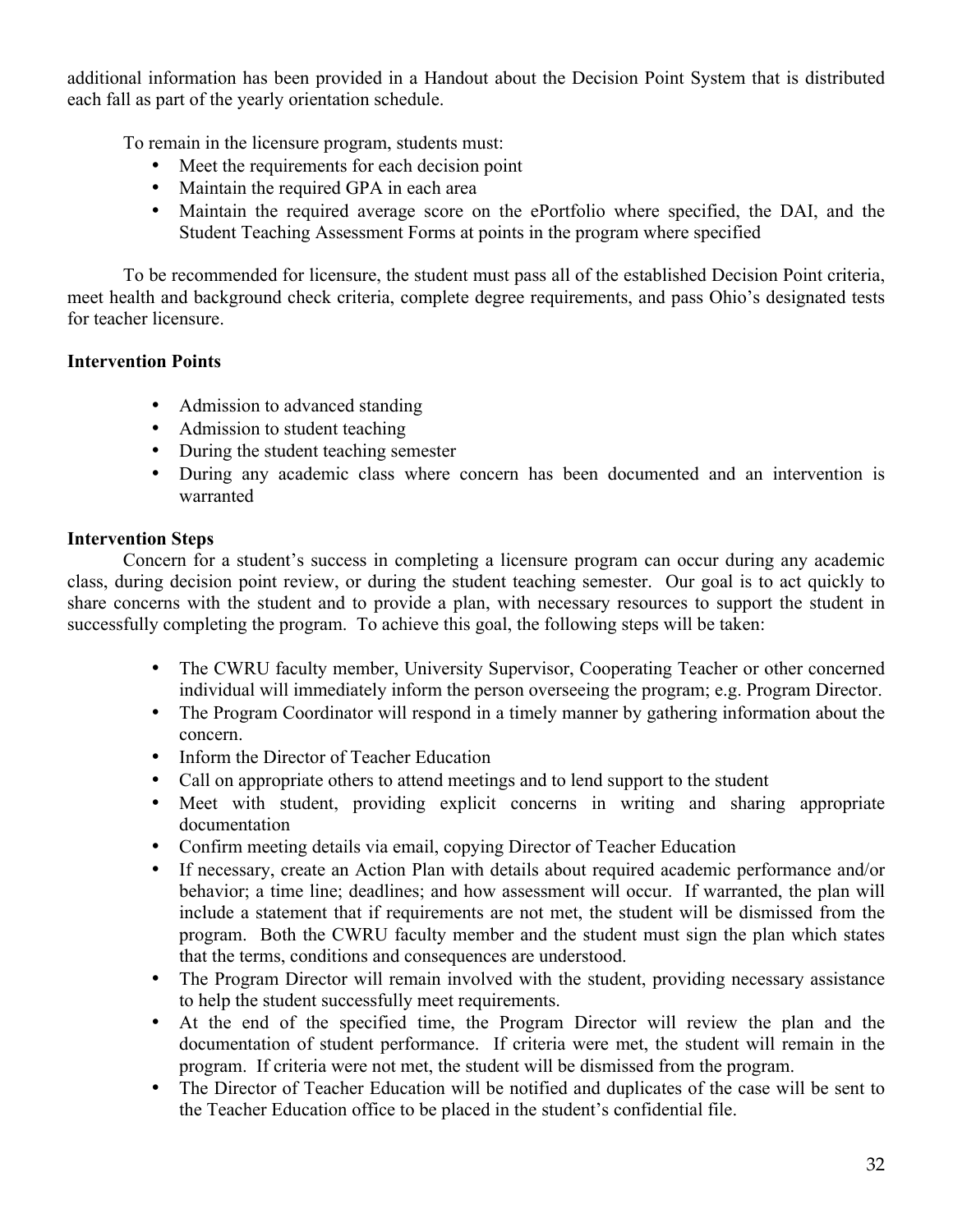additional information has been provided in a Handout about the Decision Point System that is distributed each fall as part of the yearly orientation schedule.

To remain in the licensure program, students must:

- Meet the requirements for each decision point
- Maintain the required GPA in each area
- Maintain the required average score on the ePortfolio where specified, the DAI, and the Student Teaching Assessment Forms at points in the program where specified

To be recommended for licensure, the student must pass all of the established Decision Point criteria, meet health and background check criteria, complete degree requirements, and pass Ohio's designated tests for teacher licensure.

**Intervention Points**

- Admission to advanced standing
- Admission to student teaching
- During the student teaching semester
- During any academic class where concern has been documented and an intervention is warranted

**Intervention Steps**

Concern for a student's success in completing a licensure program can occur during any academic class, during decision point review, or during the student teaching semester. Our goal is to act quickly to share concerns with the student and to provide a plan, with necessary resources to support the student in successfully completing the program. To achieve this goal, the following steps will be taken:

- The CWRU faculty member, University Supervisor, Cooperating Teacher or other concerned individual will immediately inform the person overseeing the program; e.g. Program Director.
- The Program Coordinator will respond in a timely manner by gathering information about the concern.
- Inform the Director of Teacher Education
- Call on appropriate others to attend meetings and to lend support to the student
- Meet with student, providing explicit concerns in writing and sharing appropriate documentation
- Confirm meeting details via email, copying Director of Teacher Education
- If necessary, create an Action Plan with details about required academic performance and/or behavior; a time line; deadlines; and how assessment will occur. If warranted, the plan will include a statement that if requirements are not met, the student will be dismissed from the program. Both the CWRU faculty member and the student must sign the plan which states that the terms, conditions and consequences are understood.
- The Program Director will remain involved with the student, providing necessary assistance to help the student successfully meet requirements.
- At the end of the specified time, the Program Director will review the plan and the documentation of student performance. If criteria were met, the student will remain in the program. If criteria were not met, the student will be dismissed from the program.
- The Director of Teacher Education will be notified and duplicates of the case will be sent to the Teacher Education office to be placed in the student's confidential file.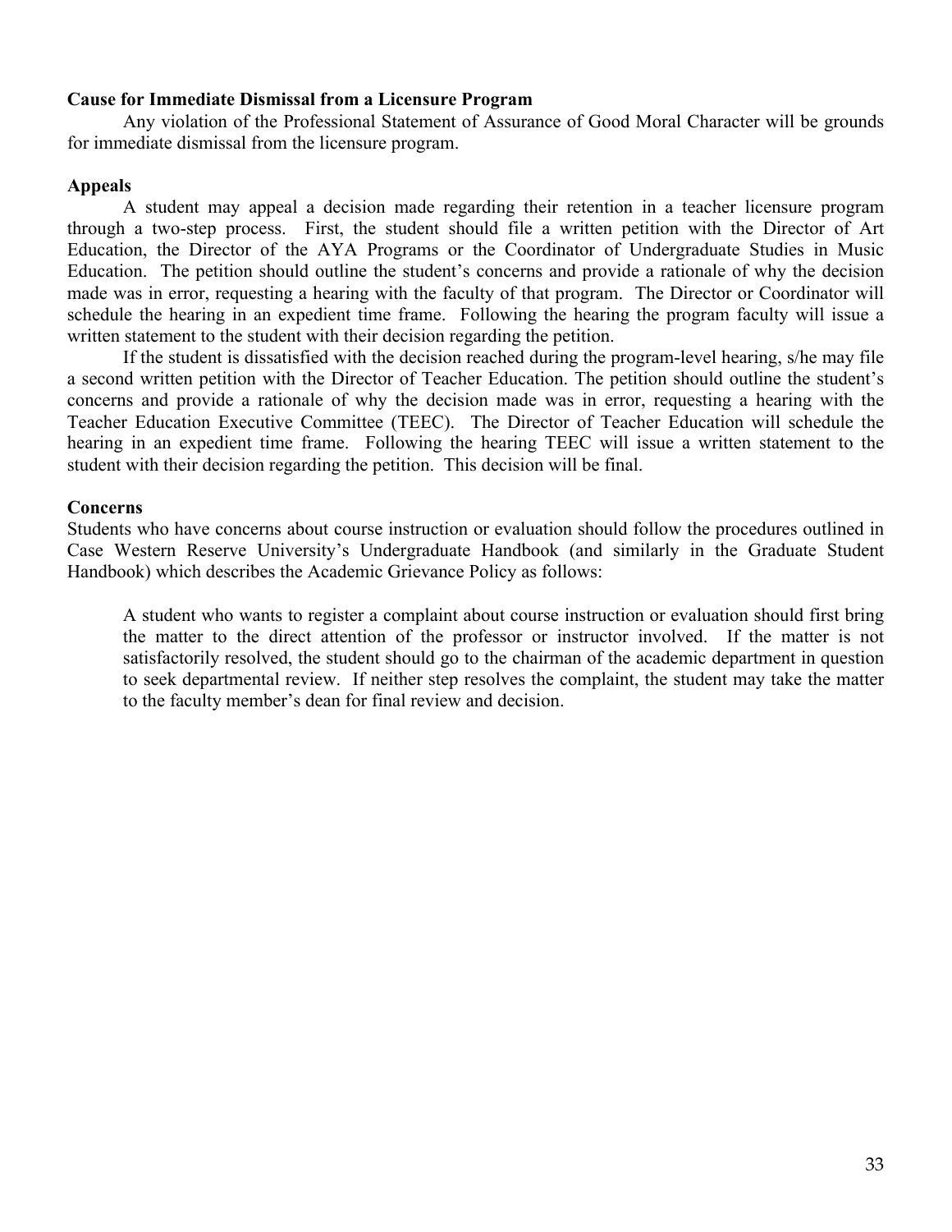**Cause for Immediate Dismissal from a Licensure Program**

Any violation of the Professional Statement of Assurance of Good Moral Character will be grounds for immediate dismissal from the licensure program.

**Appeals**

A student may appeal a decision made regarding their retention in a teacher licensure program through a two-step process. First, the student should file a written petition with the Director of Art Education, the Director of the AYA Programs or the Coordinator of Undergraduate Studies in Music Education. The petition should outline the student's concerns and provide a rationale of why the decision made was in error, requesting a hearing with the faculty of that program. The Director or Coordinator will schedule the hearing in an expedient time frame. Following the hearing the program faculty will issue a written statement to the student with their decision regarding the petition.

If the student is dissatisfied with the decision reached during the program-level hearing, s/he may file a second written petition with the Director of Teacher Education. The petition should outline the student's concerns and provide a rationale of why the decision made was in error, requesting a hearing with the Teacher Education Executive Committee (TEEC). The Director of Teacher Education will schedule the hearing in an expedient time frame. Following the hearing TEEC will issue a written statement to the student with their decision regarding the petition. This decision will be final.

**Concerns**

Students who have concerns about course instruction or evaluation should follow the procedures outlined in Case Western Reserve University's Undergraduate Handbook (and similarly in the Graduate Student Handbook) which describes the Academic Grievance Policy as follows:

> A student who wants to register a complaint about course instruction or evaluation should first bring the matter to the direct attention of the professor or instructor involved. If the matter is not satisfactorily resolved, the student should go to the chairman of the academic department in question to seek departmental review. If neither step resolves the complaint, the student may take the matter to the faculty member's dean for final review and decision.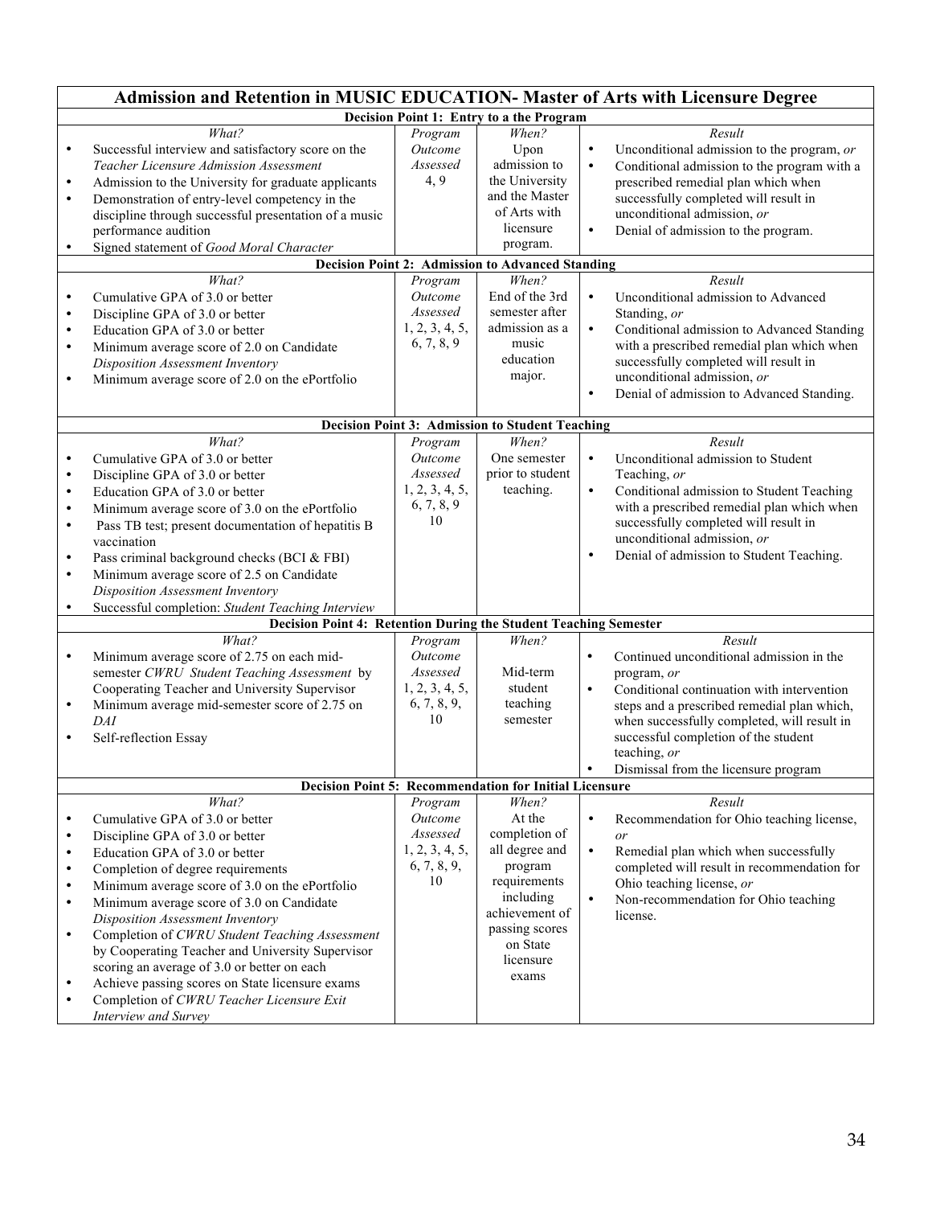## Admission and Retention in MUSIC EDUCATION- Master of Arts with Licensure Degree

| *What?* | *Program Outcome Assessed* | *When?* | *Result* |
|---|---|---|---|
| **Decision Point 1: Entry to a the Program** | | | |
| • Successful interview and satisfactory score on the *Teacher Licensure Admission Assessment*<br>• Admission to the University for graduate applicants<br>• Demonstration of entry-level competency in the discipline through successful presentation of a music performance audition<br>• Signed statement of *Good Moral Character* | 4, 9 | Upon admission to the University and the Master of Arts with licensure program. | • Unconditional admission to the program, *or*<br>• Conditional admission to the program with a prescribed remedial plan which when successfully completed will result in unconditional admission, *or*<br>• Denial of admission to the program. |
| **Decision Point 2: Admission to Advanced Standing** | | | |
| • Cumulative GPA of 3.0 or better<br>• Discipline GPA of 3.0 or better<br>• Education GPA of 3.0 or better<br>• Minimum average score of 2.0 on Candidate *Disposition Assessment Inventory*<br>• Minimum average score of 2.0 on the ePortfolio | 1, 2, 3, 4, 5, 6, 7, 8, 9 | End of the 3rd semester after admission as a music education major. | • Unconditional admission to Advanced Standing, *or*<br>• Conditional admission to Advanced Standing with a prescribed remedial plan which when successfully completed will result in unconditional admission, *or*<br>• Denial of admission to Advanced Standing. |
| **Decision Point 3: Admission to Student Teaching** | | | |
| • Cumulative GPA of 3.0 or better<br>• Discipline GPA of 3.0 or better<br>• Education GPA of 3.0 or better<br>• Minimum average score of 3.0 on the ePortfolio<br>• Pass TB test; present documentation of hepatitis B vaccination<br>• Pass criminal background checks (BCI & FBI)<br>• Minimum average score of 2.5 on Candidate *Disposition Assessment Inventory*<br>• Successful completion: *Student Teaching Interview* | 1, 2, 3, 4, 5, 6, 7, 8, 9 10 | One semester prior to student teaching. | • Unconditional admission to Student Teaching, *or*<br>• Conditional admission to Student Teaching with a prescribed remedial plan which when successfully completed will result in unconditional admission, *or*<br>• Denial of admission to Student Teaching. |
| **Decision Point 4: Retention During the Student Teaching Semester** | | | |
| • Minimum average score of 2.75 on each mid-semester *CWRU Student Teaching Assessment* by Cooperating Teacher and University Supervisor<br>• Minimum average mid-semester score of 2.75 on *DAI*<br>• Self-reflection Essay | 1, 2, 3, 4, 5, 6, 7, 8, 9, 10 | Mid-term student teaching semester | • Continued unconditional admission in the program, *or*<br>• Conditional continuation with intervention steps and a prescribed remedial plan which, when successfully completed, will result in successful completion of the student teaching, *or*<br>• Dismissal from the licensure program |
| **Decision Point 5: Recommendation for Initial Licensure** | | | |
| • Cumulative GPA of 3.0 or better<br>• Discipline GPA of 3.0 or better<br>• Education GPA of 3.0 or better<br>• Completion of degree requirements<br>• Minimum average score of 3.0 on the ePortfolio<br>• Minimum average score of 3.0 on Candidate *Disposition Assessment Inventory*<br>• Completion of *CWRU Student Teaching Assessment* by Cooperating Teacher and University Supervisor scoring an average of 3.0 or better on each<br>• Achieve passing scores on State licensure exams<br>• Completion of *CWRU Teacher Licensure Exit Interview and Survey* | 1, 2, 3, 4, 5, 6, 7, 8, 9, 10 | At the completion of all degree and program requirements including achievement of passing scores on State licensure exams | • Recommendation for Ohio teaching license, *or*<br>• Remedial plan which when successfully completed will result in recommendation for Ohio teaching license, *or*<br>• Non-recommendation for Ohio teaching license. |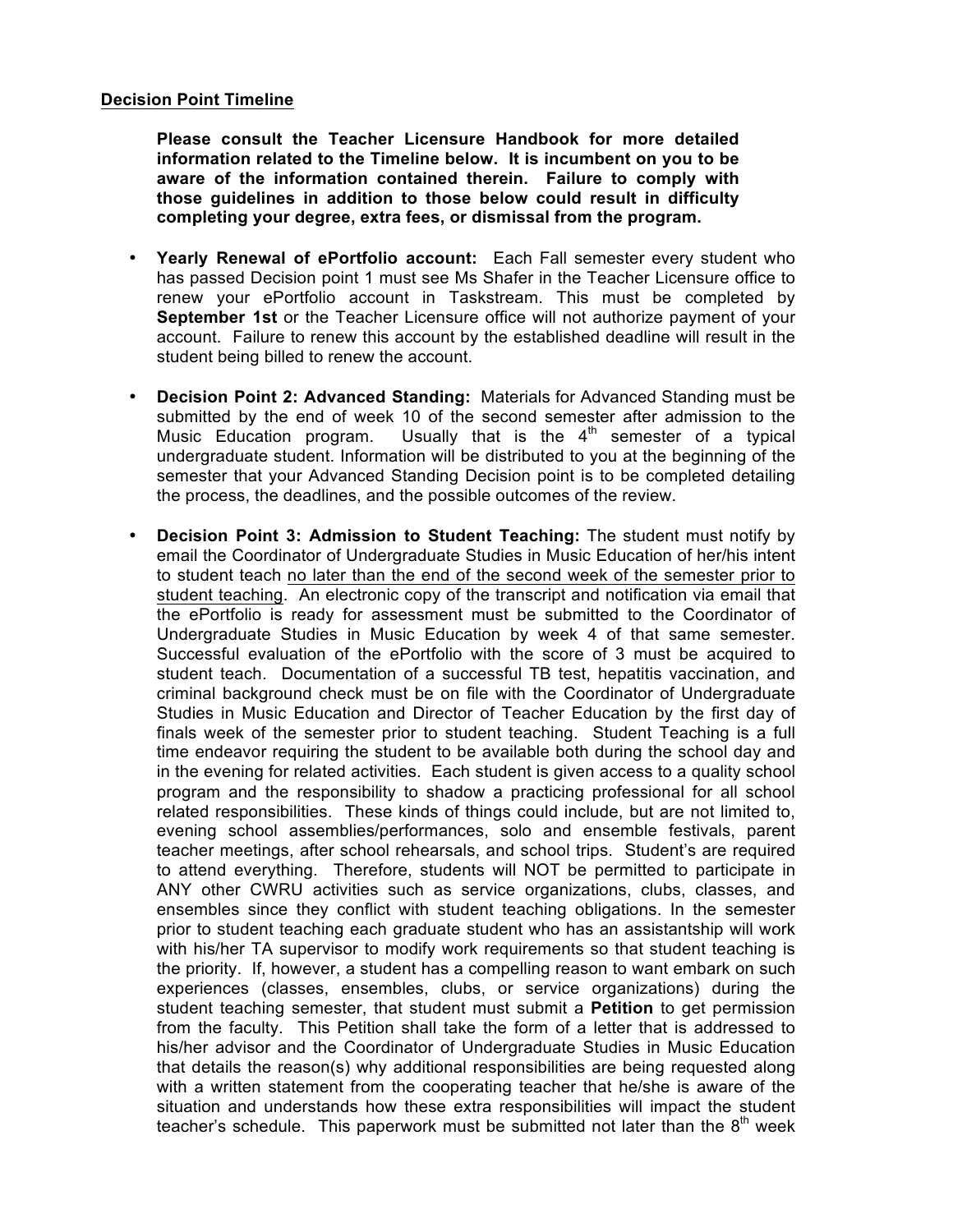**Decision Point Timeline**

**Please consult the Teacher Licensure Handbook for more detailed information related to the Timeline below. It is incumbent on you to be aware of the information contained therein. Failure to comply with those guidelines in addition to those below could result in difficulty completing your degree, extra fees, or dismissal from the program.**

- **Yearly Renewal of ePortfolio account:** Each Fall semester every student who has passed Decision point 1 must see Ms Shafer in the Teacher Licensure office to renew your ePortfolio account in Taskstream. This must be completed by **September 1st** or the Teacher Licensure office will not authorize payment of your account. Failure to renew this account by the established deadline will result in the student being billed to renew the account.

- **Decision Point 2: Advanced Standing:** Materials for Advanced Standing must be submitted by the end of week 10 of the second semester after admission to the Music Education program. Usually that is the 4th semester of a typical undergraduate student. Information will be distributed to you at the beginning of the semester that your Advanced Standing Decision point is to be completed detailing the process, the deadlines, and the possible outcomes of the review.

- **Decision Point 3: Admission to Student Teaching:** The student must notify by email the Coordinator of Undergraduate Studies in Music Education of her/his intent to student teach <u>no later than the end of the second week of the semester prior to student teaching</u>. An electronic copy of the transcript and notification via email that the ePortfolio is ready for assessment must be submitted to the Coordinator of Undergraduate Studies in Music Education by week 4 of that same semester. Successful evaluation of the ePortfolio with the score of 3 must be acquired to student teach. Documentation of a successful TB test, hepatitis vaccination, and criminal background check must be on file with the Coordinator of Undergraduate Studies in Music Education and Director of Teacher Education by the first day of finals week of the semester prior to student teaching. Student Teaching is a full time endeavor requiring the student to be available both during the school day and in the evening for related activities. Each student is given access to a quality school program and the responsibility to shadow a practicing professional for all school related responsibilities. These kinds of things could include, but are not limited to, evening school assemblies/performances, solo and ensemble festivals, parent teacher meetings, after school rehearsals, and school trips. Student's are required to attend everything. Therefore, students will NOT be permitted to participate in ANY other CWRU activities such as service organizations, clubs, classes, and ensembles since they conflict with student teaching obligations. In the semester prior to student teaching each graduate student who has an assistantship will work with his/her TA supervisor to modify work requirements so that student teaching is the priority. If, however, a student has a compelling reason to want embark on such experiences (classes, ensembles, clubs, or service organizations) during the student teaching semester, that student must submit a **Petition** to get permission from the faculty. This Petition shall take the form of a letter that is addressed to his/her advisor and the Coordinator of Undergraduate Studies in Music Education that details the reason(s) why additional responsibilities are being requested along with a written statement from the cooperating teacher that he/she is aware of the situation and understands how these extra responsibilities will impact the student teacher's schedule. This paperwork must be submitted not later than the 8th week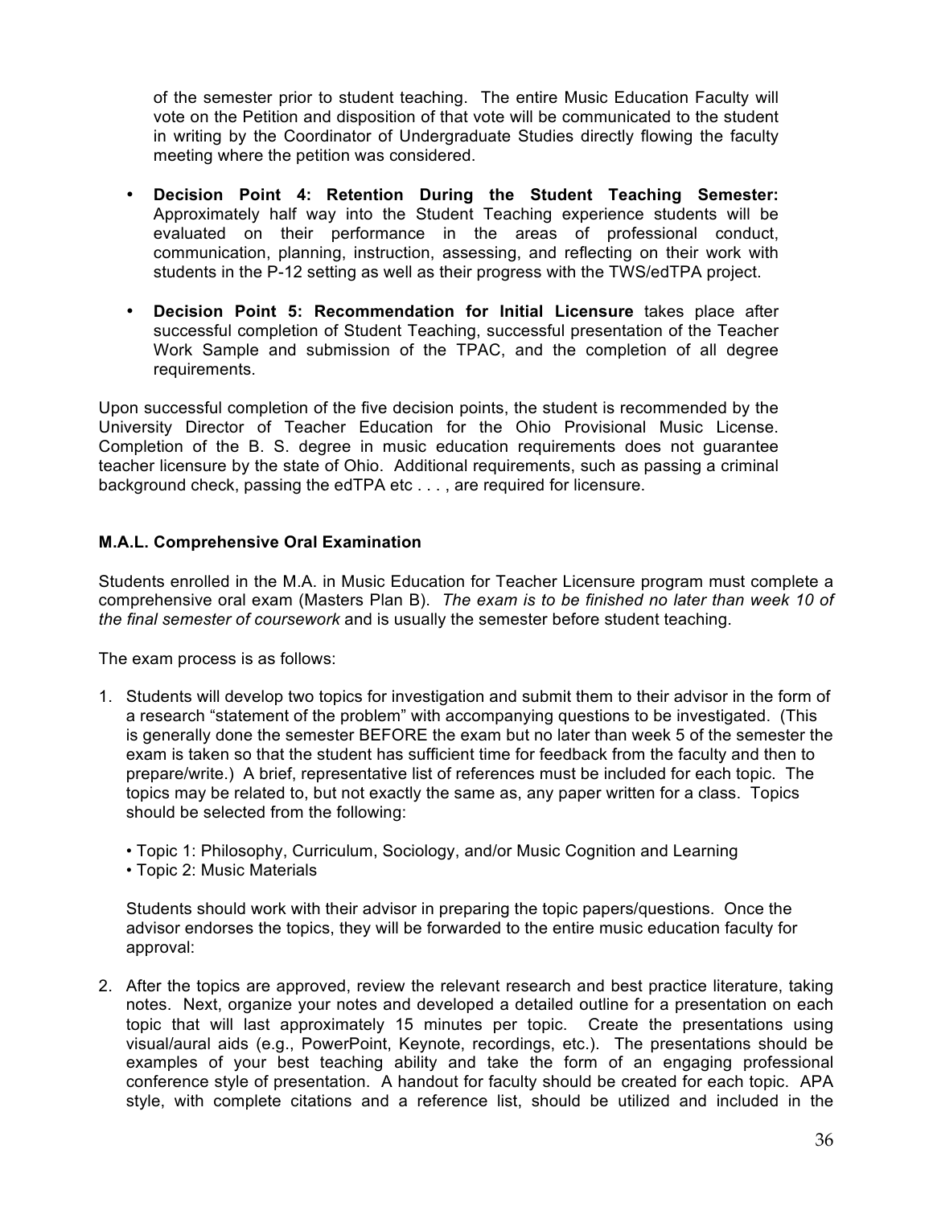of the semester prior to student teaching. The entire Music Education Faculty will vote on the Petition and disposition of that vote will be communicated to the student in writing by the Coordinator of Undergraduate Studies directly flowing the faculty meeting where the petition was considered.

- **Decision Point 4: Retention During the Student Teaching Semester:** Approximately half way into the Student Teaching experience students will be evaluated on their performance in the areas of professional conduct, communication, planning, instruction, assessing, and reflecting on their work with students in the P-12 setting as well as their progress with the TWS/edTPA project.
- **Decision Point 5: Recommendation for Initial Licensure** takes place after successful completion of Student Teaching, successful presentation of the Teacher Work Sample and submission of the TPAC, and the completion of all degree requirements.

Upon successful completion of the five decision points, the student is recommended by the University Director of Teacher Education for the Ohio Provisional Music License. Completion of the B. S. degree in music education requirements does not guarantee teacher licensure by the state of Ohio. Additional requirements, such as passing a criminal background check, passing the edTPA etc . . . , are required for licensure.

### M.A.L. Comprehensive Oral Examination

Students enrolled in the M.A. in Music Education for Teacher Licensure program must complete a comprehensive oral exam (Masters Plan B). *The exam is to be finished no later than week 10 of the final semester of coursework* and is usually the semester before student teaching.

The exam process is as follows:

1. Students will develop two topics for investigation and submit them to their advisor in the form of a research "statement of the problem" with accompanying questions to be investigated. (This is generally done the semester BEFORE the exam but no later than week 5 of the semester the exam is taken so that the student has sufficient time for feedback from the faculty and then to prepare/write.) A brief, representative list of references must be included for each topic. The topics may be related to, but not exactly the same as, any paper written for a class. Topics should be selected from the following:

   - Topic 1: Philosophy, Curriculum, Sociology, and/or Music Cognition and Learning
   - Topic 2: Music Materials

   Students should work with their advisor in preparing the topic papers/questions. Once the advisor endorses the topics, they will be forwarded to the entire music education faculty for approval:

2. After the topics are approved, review the relevant research and best practice literature, taking notes. Next, organize your notes and developed a detailed outline for a presentation on each topic that will last approximately 15 minutes per topic. Create the presentations using visual/aural aids (e.g., PowerPoint, Keynote, recordings, etc.). The presentations should be examples of your best teaching ability and take the form of an engaging professional conference style of presentation. A handout for faculty should be created for each topic. APA style, with complete citations and a reference list, should be utilized and included in the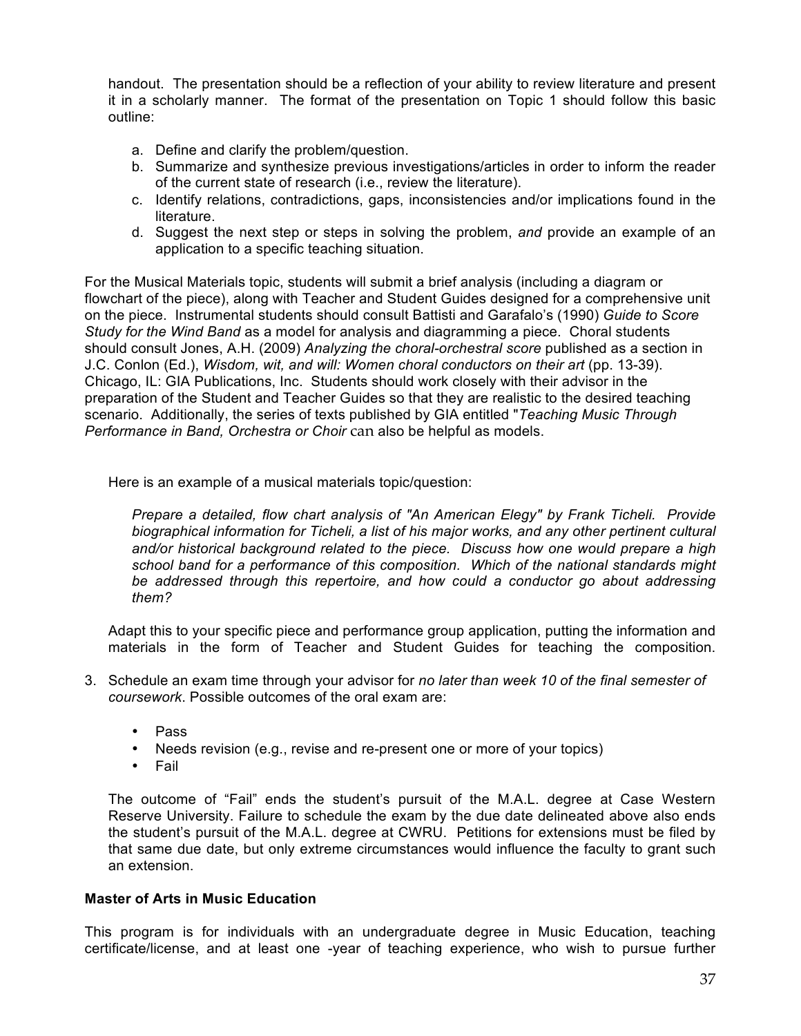handout. The presentation should be a reflection of your ability to review literature and present it in a scholarly manner. The format of the presentation on Topic 1 should follow this basic outline:

a. Define and clarify the problem/question.
b. Summarize and synthesize previous investigations/articles in order to inform the reader of the current state of research (i.e., review the literature).
c. Identify relations, contradictions, gaps, inconsistencies and/or implications found in the literature.
d. Suggest the next step or steps in solving the problem, *and* provide an example of an application to a specific teaching situation.

For the Musical Materials topic, students will submit a brief analysis (including a diagram or flowchart of the piece), along with Teacher and Student Guides designed for a comprehensive unit on the piece. Instrumental students should consult Battisti and Garafalo's (1990) *Guide to Score Study for the Wind Band* as a model for analysis and diagramming a piece. Choral students should consult Jones, A.H. (2009) *Analyzing the choral-orchestral score* published as a section in J.C. Conlon (Ed.), *Wisdom, wit, and will: Women choral conductors on their art* (pp. 13-39). Chicago, IL: GIA Publications, Inc. Students should work closely with their advisor in the preparation of the Student and Teacher Guides so that they are realistic to the desired teaching scenario. Additionally, the series of texts published by GIA entitled "*Teaching Music Through Performance in Band, Orchestra or Choir* can also be helpful as models.

Here is an example of a musical materials topic/question:

*Prepare a detailed, flow chart analysis of "An American Elegy" by Frank Ticheli. Provide biographical information for Ticheli, a list of his major works, and any other pertinent cultural and/or historical background related to the piece. Discuss how one would prepare a high school band for a performance of this composition. Which of the national standards might be addressed through this repertoire, and how could a conductor go about addressing them?*

Adapt this to your specific piece and performance group application, putting the information and materials in the form of Teacher and Student Guides for teaching the composition.

3. Schedule an exam time through your advisor for *no later than week 10 of the final semester of coursework*. Possible outcomes of the oral exam are:

   - Pass
   - Needs revision (e.g., revise and re-present one or more of your topics)
   - Fail

   The outcome of "Fail" ends the student's pursuit of the M.A.L. degree at Case Western Reserve University. Failure to schedule the exam by the due date delineated above also ends the student's pursuit of the M.A.L. degree at CWRU. Petitions for extensions must be filed by that same due date, but only extreme circumstances would influence the faculty to grant such an extension.

**Master of Arts in Music Education**

This program is for individuals with an undergraduate degree in Music Education, teaching certificate/license, and at least one -year of teaching experience, who wish to pursue further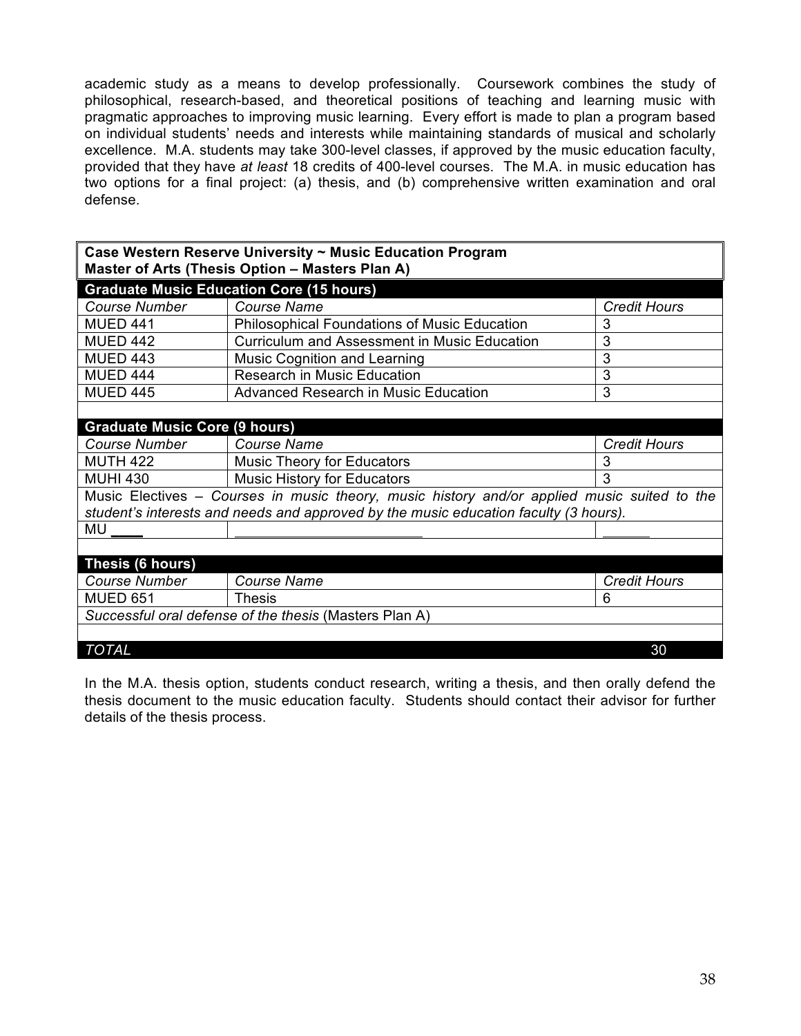academic study as a means to develop professionally. Coursework combines the study of philosophical, research-based, and theoretical positions of teaching and learning music with pragmatic approaches to improving music learning. Every effort is made to plan a program based on individual students' needs and interests while maintaining standards of musical and scholarly excellence. M.A. students may take 300-level classes, if approved by the music education faculty, provided that they have *at least* 18 credits of 400-level courses. The M.A. in music education has two options for a final project: (a) thesis, and (b) comprehensive written examination and oral defense.

| **Case Western Reserve University ~ Music Education Program<br>Master of Arts (Thesis Option – Masters Plan A)** | | |
|---|---|---|
| **Graduate Music Education Core (15 hours)** | | |
| *Course Number* | *Course Name* | *Credit Hours* |
| MUED 441 | Philosophical Foundations of Music Education | 3 |
| MUED 442 | Curriculum and Assessment in Music Education | 3 |
| MUED 443 | Music Cognition and Learning | 3 |
| MUED 444 | Research in Music Education | 3 |
| MUED 445 | Advanced Research in Music Education | 3 |
| | | |
| **Graduate Music Core (9 hours)** | | |
| *Course Number* | *Course Name* | *Credit Hours* |
| MUTH 422 | Music Theory for Educators | 3 |
| MUHI 430 | Music History for Educators | 3 |
| Music Electives – *Courses in music theory, music history and/or applied music suited to the student's interests and needs and approved by the music education faculty (3 hours).* | | |
| MU ____ | ________________________ | ______ |
| | | |
| **Thesis (6 hours)** | | |
| *Course Number* | *Course Name* | *Credit Hours* |
| MUED 651 | Thesis | 6 |
| *Successful oral defense of the thesis* (Masters Plan A) | | |
| | | |
| *TOTAL* | | 30 |

In the M.A. thesis option, students conduct research, writing a thesis, and then orally defend the thesis document to the music education faculty. Students should contact their advisor for further details of the thesis process.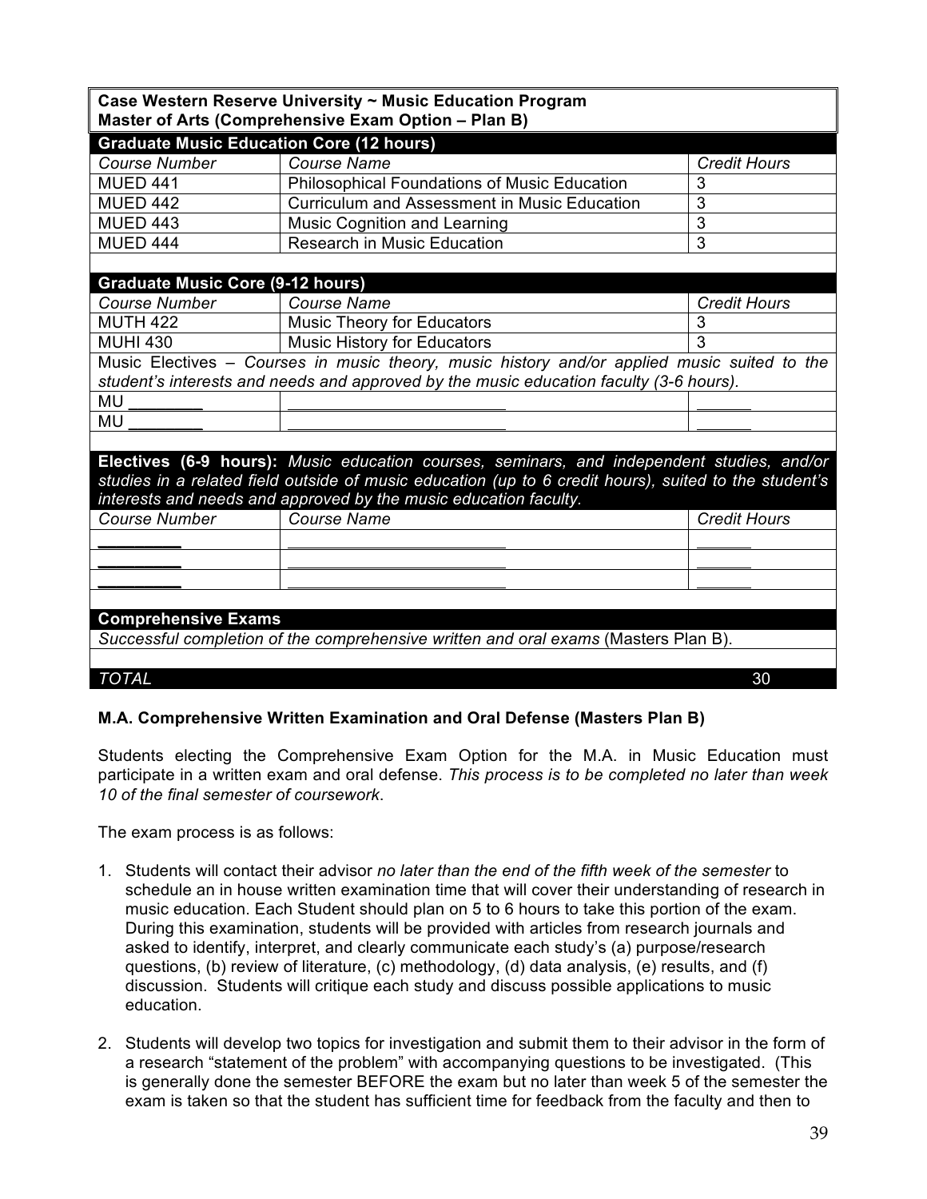| **Case Western Reserve University ~ Music Education Program** **Master of Arts (Comprehensive Exam Option – Plan B)** | | |
|---|---|---|
| **Graduate Music Education Core (12 hours)** | | |
| *Course Number* | *Course Name* | *Credit Hours* |
| MUED 441 | Philosophical Foundations of Music Education | 3 |
| MUED 442 | Curriculum and Assessment in Music Education | 3 |
| MUED 443 | Music Cognition and Learning | 3 |
| MUED 444 | Research in Music Education | 3 |
| | | |
| **Graduate Music Core (9-12 hours)** | | |
| *Course Number* | *Course Name* | *Credit Hours* |
| MUTH 422 | Music Theory for Educators | 3 |
| MUHI 430 | Music History for Educators | 3 |
| Music Electives – *Courses in music theory, music history and/or applied music suited to the student's interests and needs and approved by the music education faculty (3-6 hours).* | | |
| MU ________ | ________________________ | ______ |
| MU ________ | ________________________ | ______ |
| | | |
| **Electives (6-9 hours):** *Music education courses, seminars, and independent studies, and/or studies in a related field outside of music education (up to 6 credit hours), suited to the student's interests and needs and approved by the music education faculty.* | | |
| *Course Number* | *Course Name* | *Credit Hours* |
| ________ | ________________________ | ______ |
| ________ | ________________________ | ______ |
| ________ | ________________________ | ______ |
| | | |
| **Comprehensive Exams** | | |
| *Successful completion of the comprehensive written and oral exams* (Masters Plan B). | | |
| | | |
| *TOTAL* | | 30 |

**M.A. Comprehensive Written Examination and Oral Defense (Masters Plan B)**

Students electing the Comprehensive Exam Option for the M.A. in Music Education must participate in a written exam and oral defense. *This process is to be completed no later than week 10 of the final semester of coursework*.

The exam process is as follows:

1. Students will contact their advisor *no later than the end of the fifth week of the semester* to schedule an in house written examination time that will cover their understanding of research in music education. Each Student should plan on 5 to 6 hours to take this portion of the exam. During this examination, students will be provided with articles from research journals and asked to identify, interpret, and clearly communicate each study's (a) purpose/research questions, (b) review of literature, (c) methodology, (d) data analysis, (e) results, and (f) discussion. Students will critique each study and discuss possible applications to music education.

2. Students will develop two topics for investigation and submit them to their advisor in the form of a research "statement of the problem" with accompanying questions to be investigated. (This is generally done the semester BEFORE the exam but no later than week 5 of the semester the exam is taken so that the student has sufficient time for feedback from the faculty and then to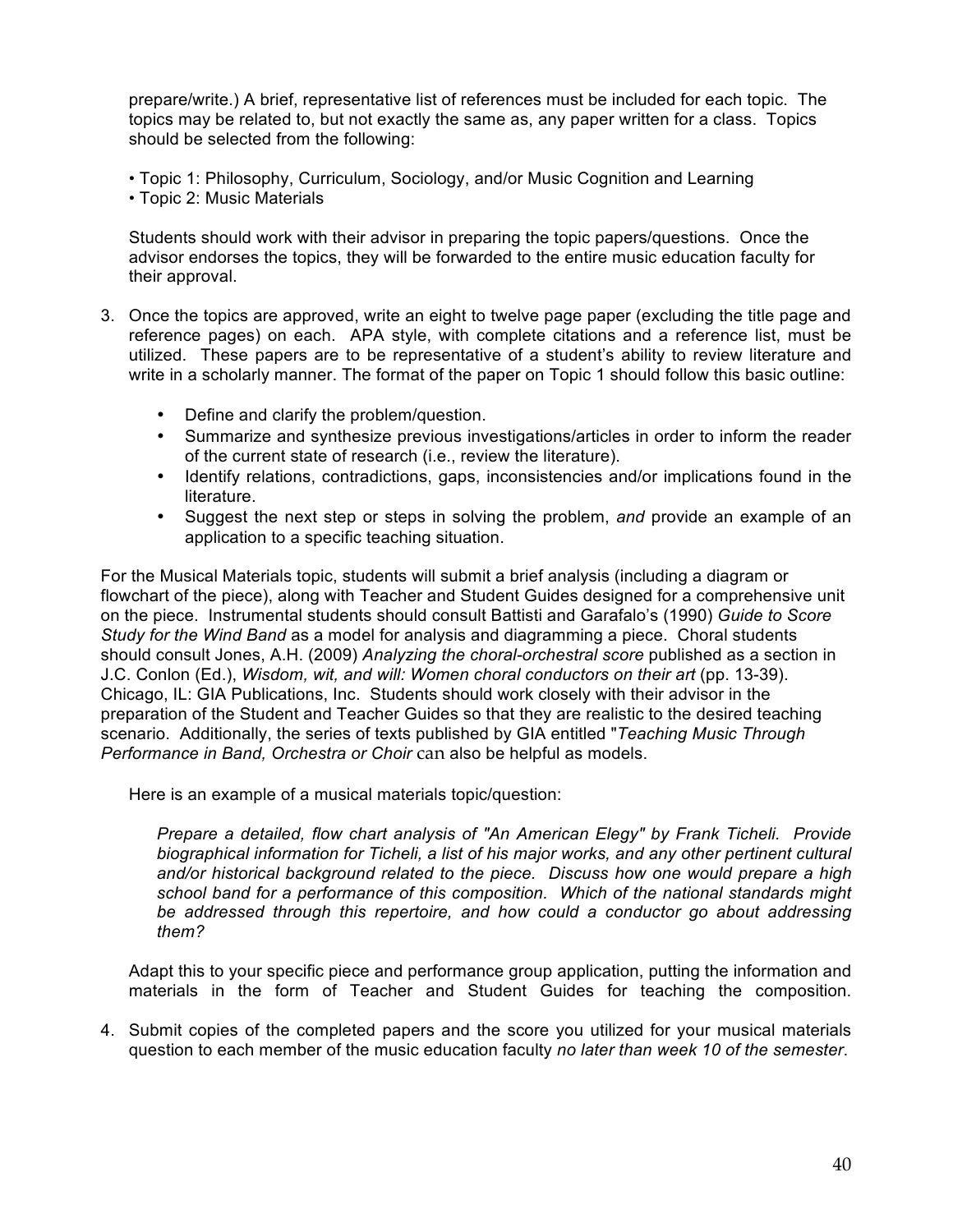prepare/write.) A brief, representative list of references must be included for each topic. The topics may be related to, but not exactly the same as, any paper written for a class. Topics should be selected from the following:

• Topic 1: Philosophy, Curriculum, Sociology, and/or Music Cognition and Learning
• Topic 2: Music Materials

Students should work with their advisor in preparing the topic papers/questions. Once the advisor endorses the topics, they will be forwarded to the entire music education faculty for their approval.

3. Once the topics are approved, write an eight to twelve page paper (excluding the title page and reference pages) on each. APA style, with complete citations and a reference list, must be utilized. These papers are to be representative of a student's ability to review literature and write in a scholarly manner. The format of the paper on Topic 1 should follow this basic outline:

   - Define and clarify the problem/question.
   - Summarize and synthesize previous investigations/articles in order to inform the reader of the current state of research (i.e., review the literature).
   - Identify relations, contradictions, gaps, inconsistencies and/or implications found in the literature.
   - Suggest the next step or steps in solving the problem, *and* provide an example of an application to a specific teaching situation.

For the Musical Materials topic, students will submit a brief analysis (including a diagram or flowchart of the piece), along with Teacher and Student Guides designed for a comprehensive unit on the piece. Instrumental students should consult Battisti and Garafalo's (1990) *Guide to Score Study for the Wind Band* as a model for analysis and diagramming a piece. Choral students should consult Jones, A.H. (2009) *Analyzing the choral-orchestral score* published as a section in J.C. Conlon (Ed.), *Wisdom, wit, and will: Women choral conductors on their art* (pp. 13-39). Chicago, IL: GIA Publications, Inc. Students should work closely with their advisor in the preparation of the Student and Teacher Guides so that they are realistic to the desired teaching scenario. Additionally, the series of texts published by GIA entitled "*Teaching Music Through Performance in Band, Orchestra or Choir* can also be helpful as models.

Here is an example of a musical materials topic/question:

> *Prepare a detailed, flow chart analysis of "An American Elegy" by Frank Ticheli. Provide biographical information for Ticheli, a list of his major works, and any other pertinent cultural and/or historical background related to the piece. Discuss how one would prepare a high school band for a performance of this composition. Which of the national standards might be addressed through this repertoire, and how could a conductor go about addressing them?*

Adapt this to your specific piece and performance group application, putting the information and materials in the form of Teacher and Student Guides for teaching the composition.

4. Submit copies of the completed papers and the score you utilized for your musical materials question to each member of the music education faculty *no later than week 10 of the semester*.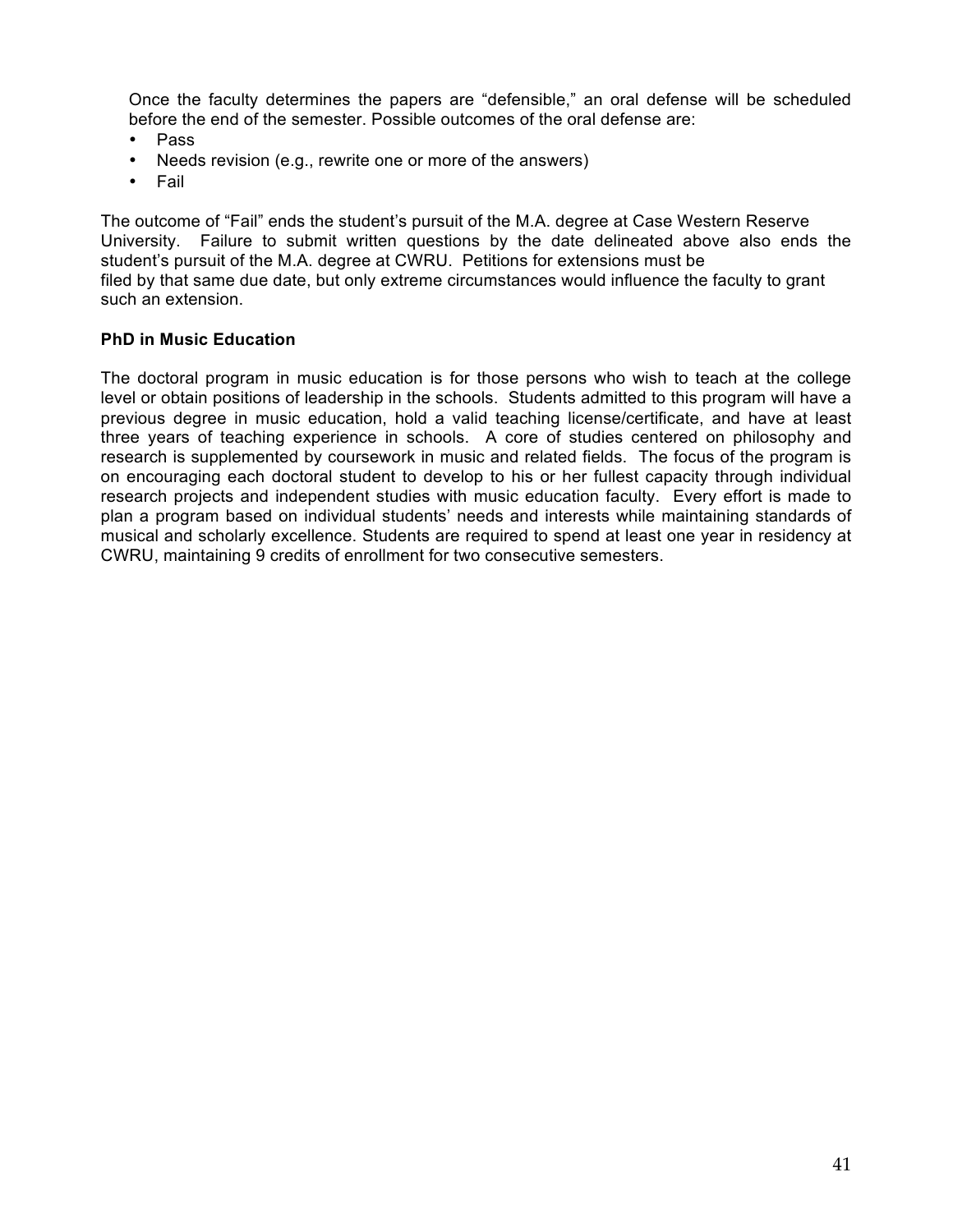Once the faculty determines the papers are "defensible," an oral defense will be scheduled before the end of the semester. Possible outcomes of the oral defense are:

- Pass
- Needs revision (e.g., rewrite one or more of the answers)
- Fail

The outcome of "Fail" ends the student's pursuit of the M.A. degree at Case Western Reserve University. Failure to submit written questions by the date delineated above also ends the student's pursuit of the M.A. degree at CWRU. Petitions for extensions must be filed by that same due date, but only extreme circumstances would influence the faculty to grant such an extension.

**PhD in Music Education**

The doctoral program in music education is for those persons who wish to teach at the college level or obtain positions of leadership in the schools. Students admitted to this program will have a previous degree in music education, hold a valid teaching license/certificate, and have at least three years of teaching experience in schools. A core of studies centered on philosophy and research is supplemented by coursework in music and related fields. The focus of the program is on encouraging each doctoral student to develop to his or her fullest capacity through individual research projects and independent studies with music education faculty. Every effort is made to plan a program based on individual students' needs and interests while maintaining standards of musical and scholarly excellence. Students are required to spend at least one year in residency at CWRU, maintaining 9 credits of enrollment for two consecutive semesters.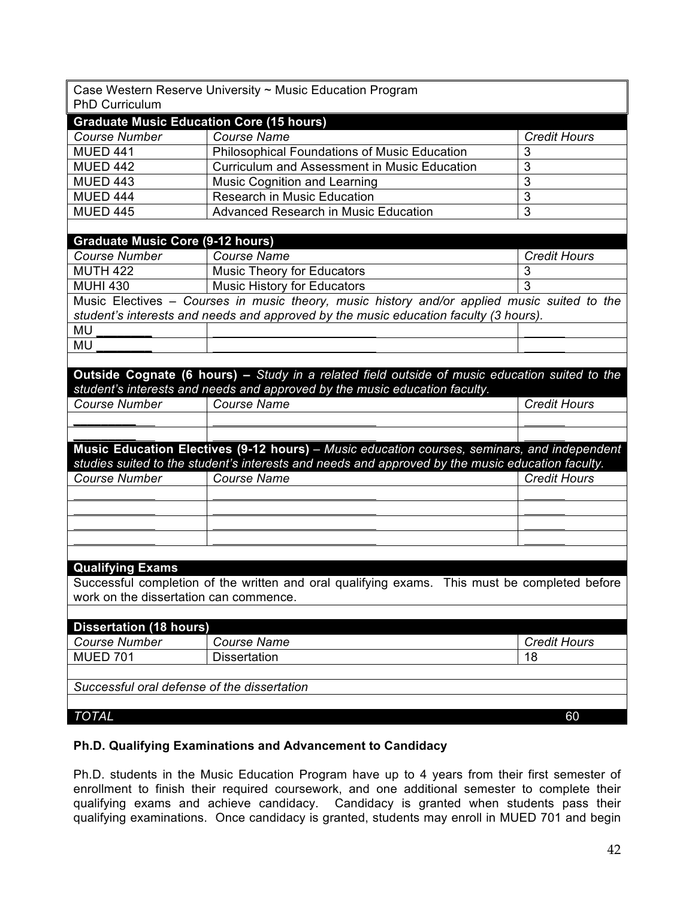Case Western Reserve University ~ Music Education Program
PhD Curriculum

| **Graduate Music Education Core (15 hours)** | | |
|---|---|---|
| *Course Number* | *Course Name* | *Credit Hours* |
| MUED 441 | Philosophical Foundations of Music Education | 3 |
| MUED 442 | Curriculum and Assessment in Music Education | 3 |
| MUED 443 | Music Cognition and Learning | 3 |
| MUED 444 | Research in Music Education | 3 |
| MUED 445 | Advanced Research in Music Education | 3 |

| **Graduate Music Core (9-12 hours)** | | |
|---|---|---|
| *Course Number* | *Course Name* | *Credit Hours* |
| MUTH 422 | Music Theory for Educators | 3 |
| MUHI 430 | Music History for Educators | 3 |
| Music Electives – *Courses in music theory, music history and/or applied music suited to the student's interests and needs and approved by the music education faculty (3 hours).* | | |
| MU ________ | ________________________ | ______ |
| MU ________ | ________________________ | ______ |

| **Outside Cognate (6 hours) –** *Study in a related field outside of music education suited to the student's interests and needs and approved by the music education faculty.* | | |
|---|---|---|
| *Course Number* | *Course Name* | *Credit Hours* |
| ________ | ________________________ | ______ |
| ________ | ________________________ | ______ |

| **Music Education Electives (9-12 hours)** – *Music education courses, seminars, and independent studies suited to the student's interests and needs and approved by the music education faculty.* | | |
|---|---|---|
| *Course Number* | *Course Name* | *Credit Hours* |
| ________ | ________________________ | ______ |
| ________ | ________________________ | ______ |
| ________ | ________________________ | ______ |
| ________ | ________________________ | ______ |

**Qualifying Exams**

Successful completion of the written and oral qualifying exams. This must be completed before work on the dissertation can commence.

| **Dissertation (18 hours)** | | |
|---|---|---|
| *Course Number* | *Course Name* | *Credit Hours* |
| MUED 701 | Dissertation | 18 |

*Successful oral defense of the dissertation*

| *TOTAL* | 60 |
|---|---|

### Ph.D. Qualifying Examinations and Advancement to Candidacy

Ph.D. students in the Music Education Program have up to 4 years from their first semester of enrollment to finish their required coursework, and one additional semester to complete their qualifying exams and achieve candidacy. Candidacy is granted when students pass their qualifying examinations. Once candidacy is granted, students may enroll in MUED 701 and begin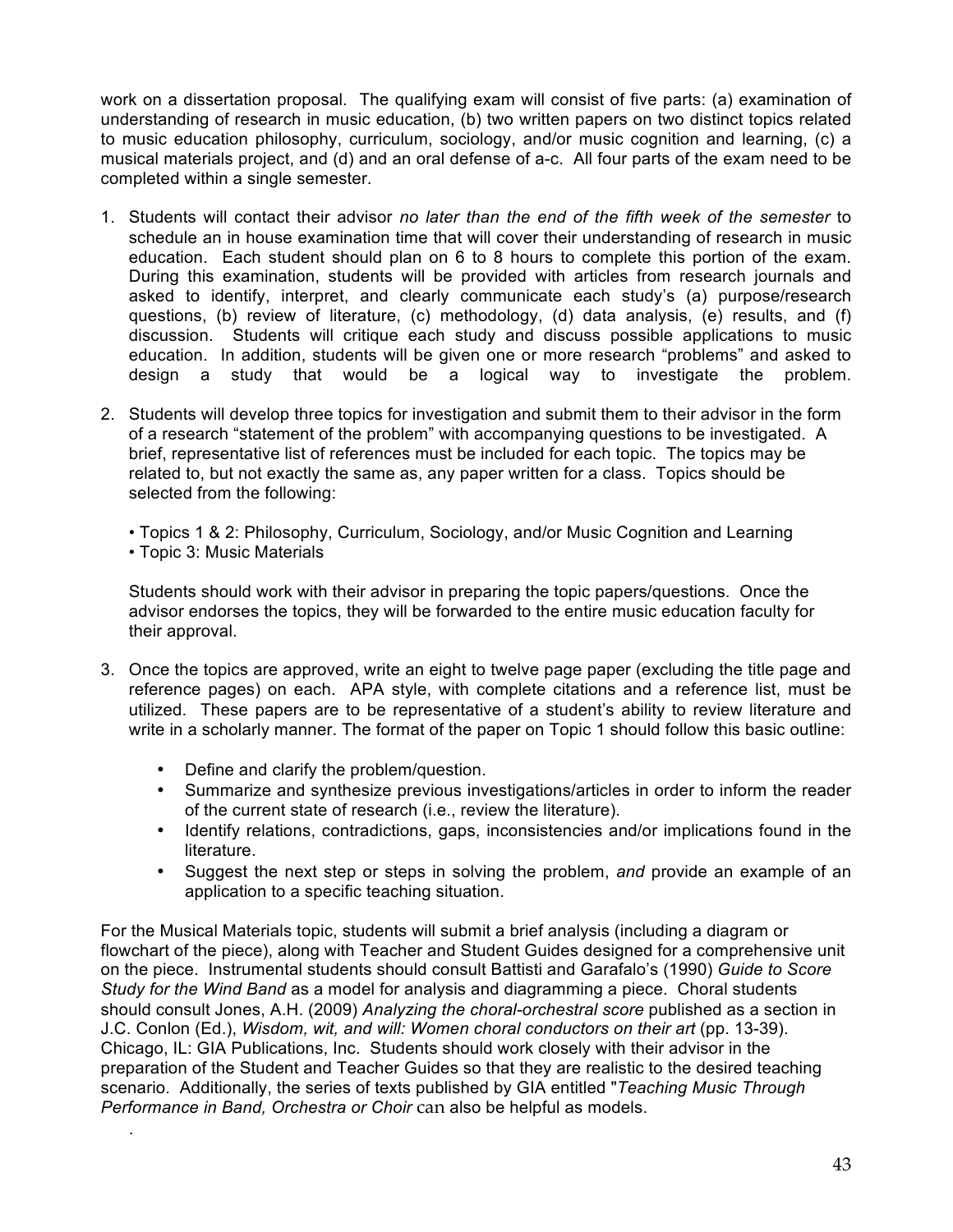work on a dissertation proposal. The qualifying exam will consist of five parts: (a) examination of understanding of research in music education, (b) two written papers on two distinct topics related to music education philosophy, curriculum, sociology, and/or music cognition and learning, (c) a musical materials project, and (d) and an oral defense of a-c. All four parts of the exam need to be completed within a single semester.

1. Students will contact their advisor *no later than the end of the fifth week of the semester* to schedule an in house examination time that will cover their understanding of research in music education. Each student should plan on 6 to 8 hours to complete this portion of the exam. During this examination, students will be provided with articles from research journals and asked to identify, interpret, and clearly communicate each study's (a) purpose/research questions, (b) review of literature, (c) methodology, (d) data analysis, (e) results, and (f) discussion. Students will critique each study and discuss possible applications to music education. In addition, students will be given one or more research "problems" and asked to design a study that would be a logical way to investigate the problem.

2. Students will develop three topics for investigation and submit them to their advisor in the form of a research "statement of the problem" with accompanying questions to be investigated. A brief, representative list of references must be included for each topic. The topics may be related to, but not exactly the same as, any paper written for a class. Topics should be selected from the following:

   • Topics 1 & 2: Philosophy, Curriculum, Sociology, and/or Music Cognition and Learning
   • Topic 3: Music Materials

   Students should work with their advisor in preparing the topic papers/questions. Once the advisor endorses the topics, they will be forwarded to the entire music education faculty for their approval.

3. Once the topics are approved, write an eight to twelve page paper (excluding the title page and reference pages) on each. APA style, with complete citations and a reference list, must be utilized. These papers are to be representative of a student's ability to review literature and write in a scholarly manner. The format of the paper on Topic 1 should follow this basic outline:

   - Define and clarify the problem/question.
   - Summarize and synthesize previous investigations/articles in order to inform the reader of the current state of research (i.e., review the literature).
   - Identify relations, contradictions, gaps, inconsistencies and/or implications found in the literature.
   - Suggest the next step or steps in solving the problem, *and* provide an example of an application to a specific teaching situation.

For the Musical Materials topic, students will submit a brief analysis (including a diagram or flowchart of the piece), along with Teacher and Student Guides designed for a comprehensive unit on the piece. Instrumental students should consult Battisti and Garafalo's (1990) *Guide to Score Study for the Wind Band* as a model for analysis and diagramming a piece. Choral students should consult Jones, A.H. (2009) *Analyzing the choral-orchestral score* published as a section in J.C. Conlon (Ed.), *Wisdom, wit, and will: Women choral conductors on their art* (pp. 13-39). Chicago, IL: GIA Publications, Inc. Students should work closely with their advisor in the preparation of the Student and Teacher Guides so that they are realistic to the desired teaching scenario. Additionally, the series of texts published by GIA entitled "*Teaching Music Through Performance in Band, Orchestra or Choir* can also be helpful as models.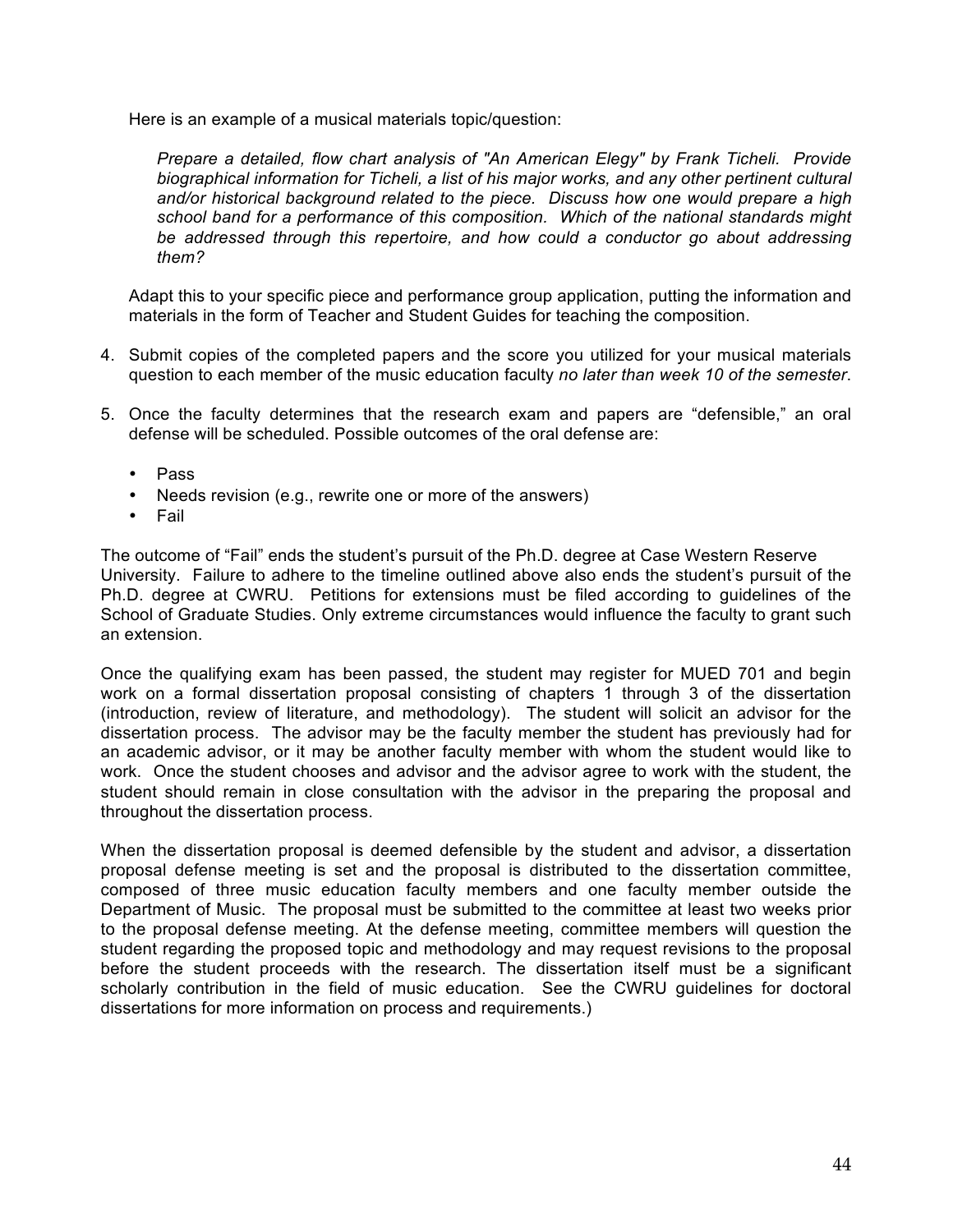Here is an example of a musical materials topic/question:

> *Prepare a detailed, flow chart analysis of "An American Elegy" by Frank Ticheli. Provide biographical information for Ticheli, a list of his major works, and any other pertinent cultural and/or historical background related to the piece. Discuss how one would prepare a high school band for a performance of this composition. Which of the national standards might be addressed through this repertoire, and how could a conductor go about addressing them?*

Adapt this to your specific piece and performance group application, putting the information and materials in the form of Teacher and Student Guides for teaching the composition.

4. Submit copies of the completed papers and the score you utilized for your musical materials question to each member of the music education faculty *no later than week 10 of the semester*.

5. Once the faculty determines that the research exam and papers are "defensible," an oral defense will be scheduled. Possible outcomes of the oral defense are:

   - Pass
   - Needs revision (e.g., rewrite one or more of the answers)
   - Fail

The outcome of "Fail" ends the student's pursuit of the Ph.D. degree at Case Western Reserve University. Failure to adhere to the timeline outlined above also ends the student's pursuit of the Ph.D. degree at CWRU. Petitions for extensions must be filed according to guidelines of the School of Graduate Studies. Only extreme circumstances would influence the faculty to grant such an extension.

Once the qualifying exam has been passed, the student may register for MUED 701 and begin work on a formal dissertation proposal consisting of chapters 1 through 3 of the dissertation (introduction, review of literature, and methodology). The student will solicit an advisor for the dissertation process. The advisor may be the faculty member the student has previously had for an academic advisor, or it may be another faculty member with whom the student would like to work. Once the student chooses and advisor and the advisor agree to work with the student, the student should remain in close consultation with the advisor in the preparing the proposal and throughout the dissertation process.

When the dissertation proposal is deemed defensible by the student and advisor, a dissertation proposal defense meeting is set and the proposal is distributed to the dissertation committee, composed of three music education faculty members and one faculty member outside the Department of Music. The proposal must be submitted to the committee at least two weeks prior to the proposal defense meeting. At the defense meeting, committee members will question the student regarding the proposed topic and methodology and may request revisions to the proposal before the student proceeds with the research. The dissertation itself must be a significant scholarly contribution in the field of music education. See the CWRU guidelines for doctoral dissertations for more information on process and requirements.)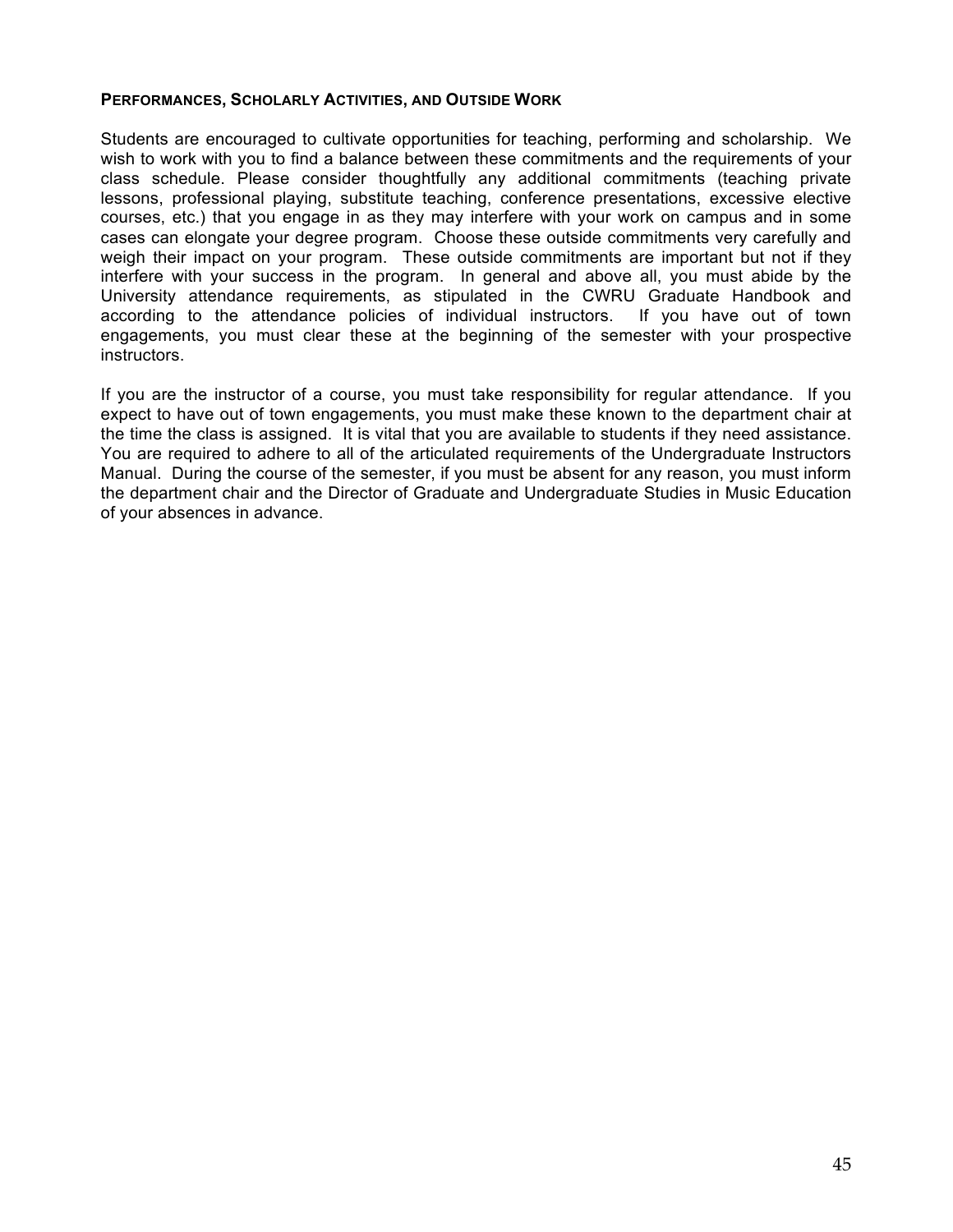**PERFORMANCES, SCHOLARLY ACTIVITIES, AND OUTSIDE WORK**

Students are encouraged to cultivate opportunities for teaching, performing and scholarship. We wish to work with you to find a balance between these commitments and the requirements of your class schedule. Please consider thoughtfully any additional commitments (teaching private lessons, professional playing, substitute teaching, conference presentations, excessive elective courses, etc.) that you engage in as they may interfere with your work on campus and in some cases can elongate your degree program. Choose these outside commitments very carefully and weigh their impact on your program. These outside commitments are important but not if they interfere with your success in the program. In general and above all, you must abide by the University attendance requirements, as stipulated in the CWRU Graduate Handbook and according to the attendance policies of individual instructors. If you have out of town engagements, you must clear these at the beginning of the semester with your prospective instructors.

If you are the instructor of a course, you must take responsibility for regular attendance. If you expect to have out of town engagements, you must make these known to the department chair at the time the class is assigned. It is vital that you are available to students if they need assistance. You are required to adhere to all of the articulated requirements of the Undergraduate Instructors Manual. During the course of the semester, if you must be absent for any reason, you must inform the department chair and the Director of Graduate and Undergraduate Studies in Music Education of your absences in advance.